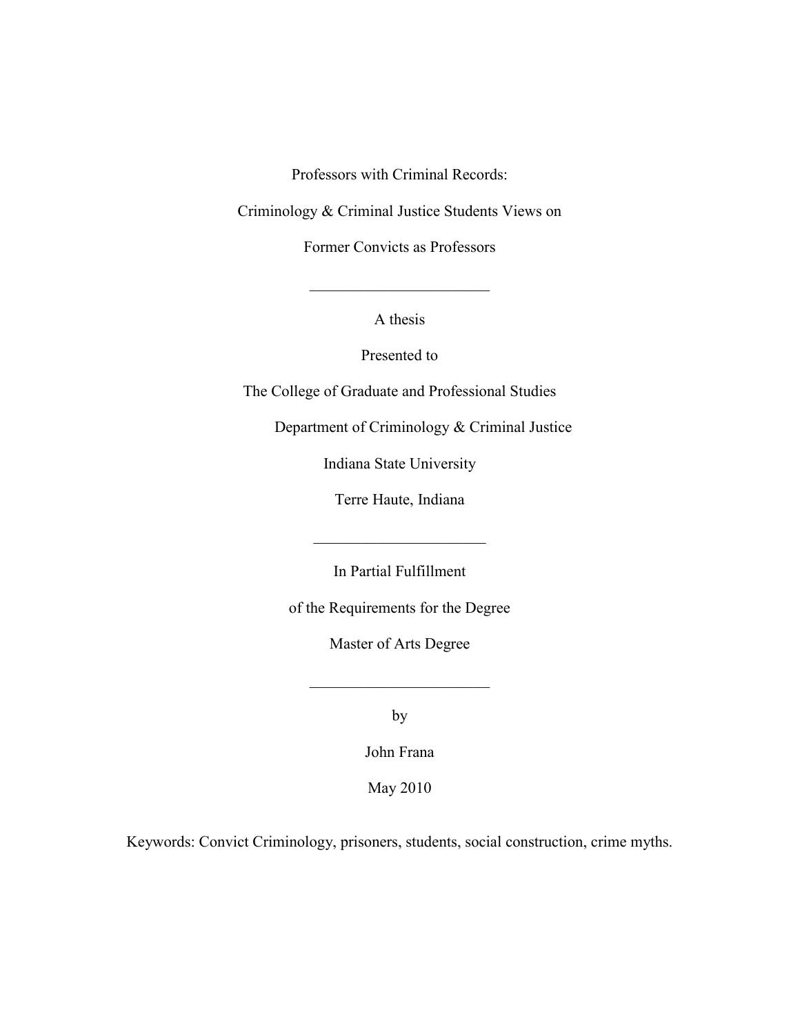# Professors with Criminal Records:

# Criminology & Criminal Justice Students Views on

# Former Convicts as Professors

---

A thesis

Presented to

The College of Graduate and Professional Studies

Department of Criminology & Criminal Justice

Indiana State University

Terre Haute, Indiana

---

In Partial Fulfillment

of the Requirements for the Degree

Master of Arts Degree

---

by

John Frana

May 2010

Keywords: Convict Criminology, prisoners, students, social construction, crime myths.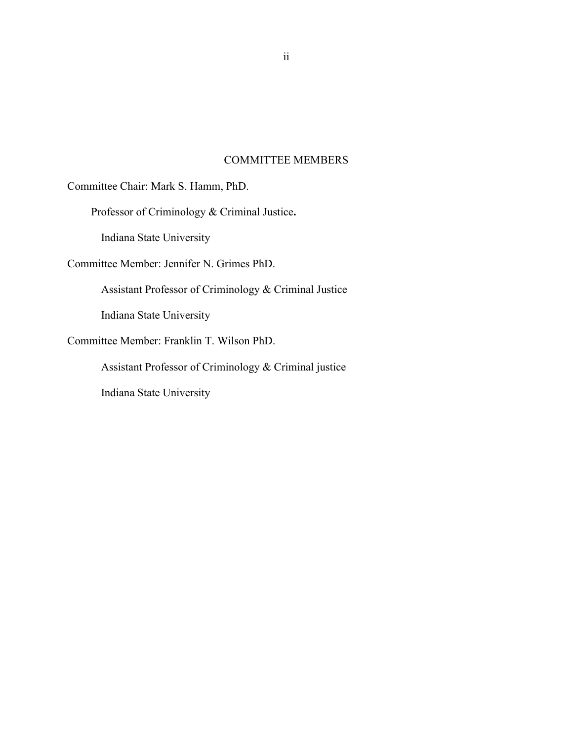# COMMITTEE MEMBERS

Committee Chair: Mark S. Hamm, PhD.

Professor of Criminology & Criminal Justice**.**

Indiana State University

Committee Member: Jennifer N. Grimes PhD.

Assistant Professor of Criminology & Criminal Justice

Indiana State University

Committee Member: Franklin T. Wilson PhD.

Assistant Professor of Criminology & Criminal justice

Indiana State University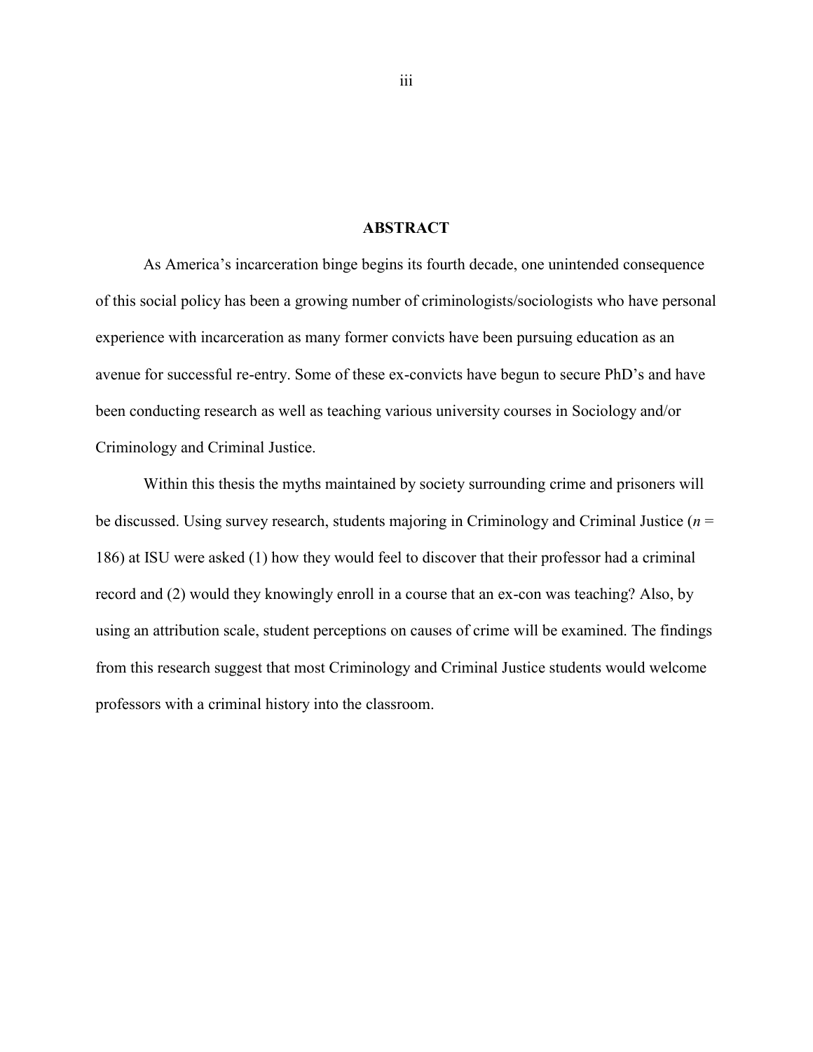# ABSTRACT

As America's incarceration binge begins its fourth decade, one unintended consequence of this social policy has been a growing number of criminologists/sociologists who have personal experience with incarceration as many former convicts have been pursuing education as an avenue for successful re-entry. Some of these ex-convicts have begun to secure PhD's and have been conducting research as well as teaching various university courses in Sociology and/or Criminology and Criminal Justice.

Within this thesis the myths maintained by society surrounding crime and prisoners will be discussed. Using survey research, students majoring in Criminology and Criminal Justice ($n$ = 186) at ISU were asked (1) how they would feel to discover that their professor had a criminal record and (2) would they knowingly enroll in a course that an ex-con was teaching? Also, by using an attribution scale, student perceptions on causes of crime will be examined. The findings from this research suggest that most Criminology and Criminal Justice students would welcome professors with a criminal history into the classroom.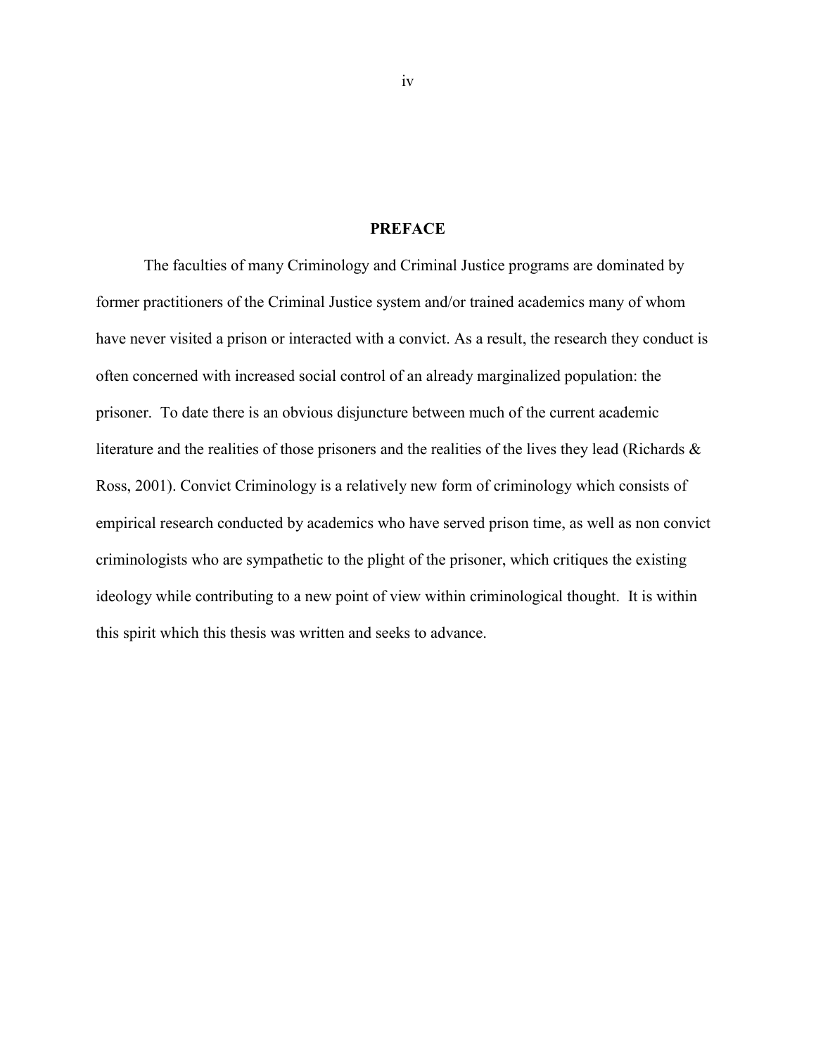## PREFACE

The faculties of many Criminology and Criminal Justice programs are dominated by former practitioners of the Criminal Justice system and/or trained academics many of whom have never visited a prison or interacted with a convict. As a result, the research they conduct is often concerned with increased social control of an already marginalized population: the prisoner. To date there is an obvious disjuncture between much of the current academic literature and the realities of those prisoners and the realities of the lives they lead (Richards & Ross, 2001). Convict Criminology is a relatively new form of criminology which consists of empirical research conducted by academics who have served prison time, as well as non convict criminologists who are sympathetic to the plight of the prisoner, which critiques the existing ideology while contributing to a new point of view within criminological thought. It is within this spirit which this thesis was written and seeks to advance.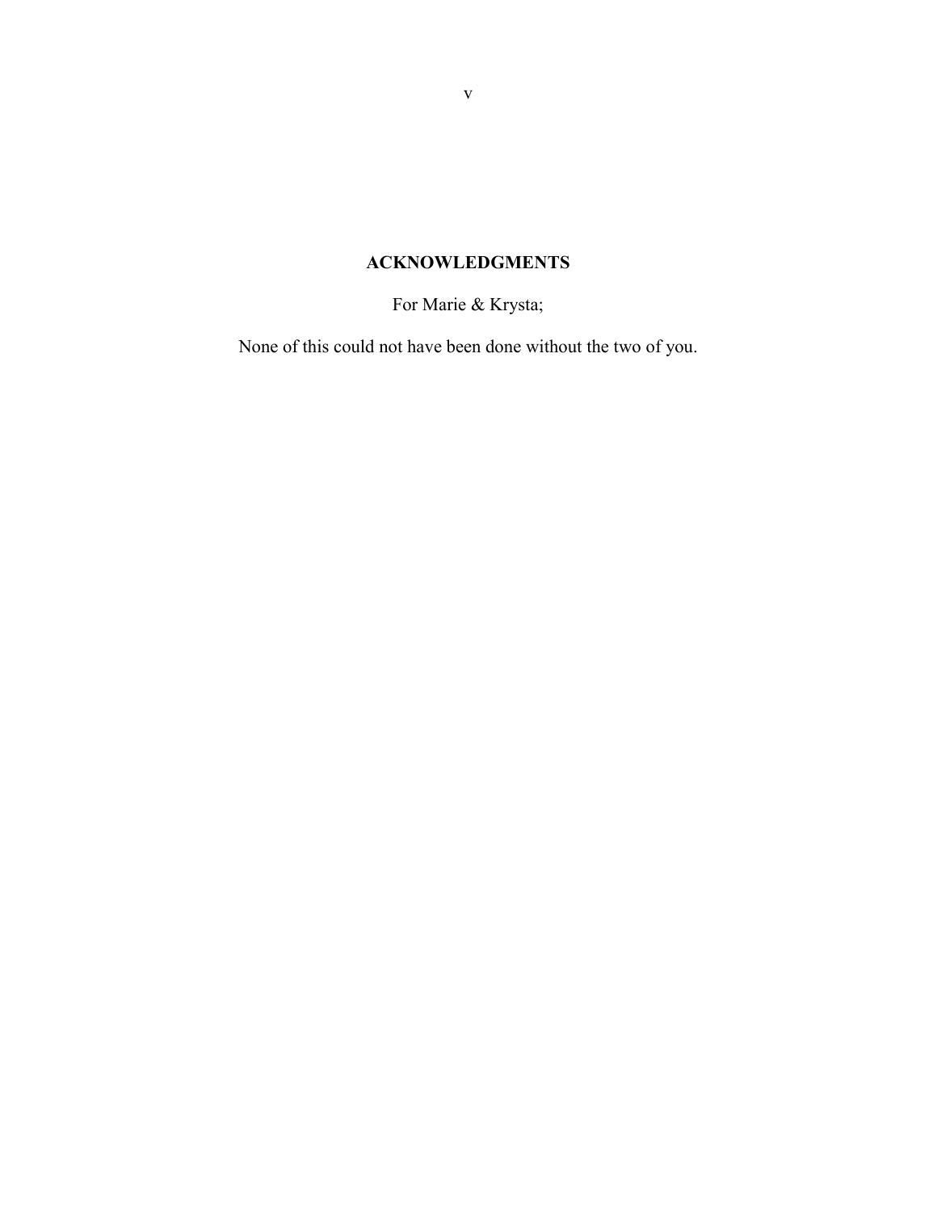# ACKNOWLEDGMENTS

For Marie & Krysta;

None of this could not have been done without the two of you.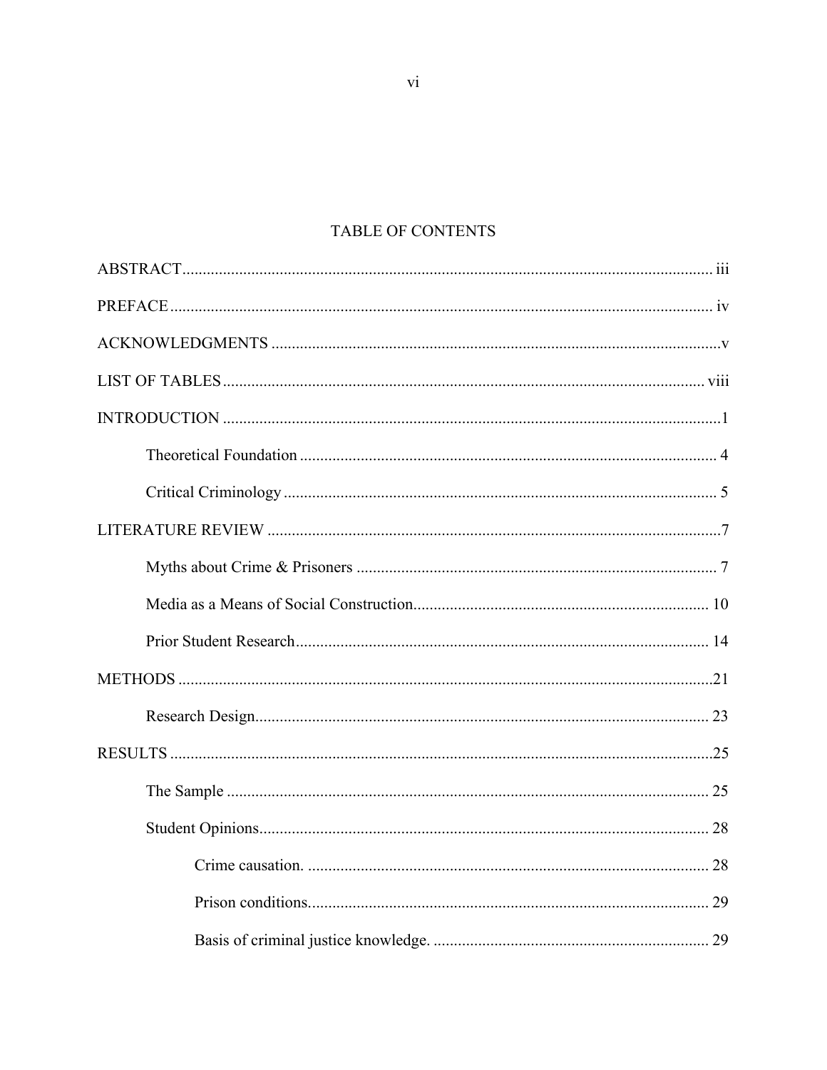# TABLE OF CONTENTS

ABSTRACT .................................................................................................................. iii

PREFACE ..................................................................................................................... iv

ACKNOWLEDGMENTS ..............................................................................................v

LIST OF TABLES ...................................................................................................... viii

INTRODUCTION ..........................................................................................................1

  Theoretical Foundation ....................................................................................... 4

  Critical Criminology ........................................................................................... 5

LITERATURE REVIEW ...............................................................................................7

  Myths about Crime & Prisoners ......................................................................... 7

  Media as a Means of Social Construction......................................................... 10

  Prior Student Research...................................................................................... 14

METHODS ...................................................................................................................21

  Research Design................................................................................................ 23

RESULTS .....................................................................................................................25

  The Sample ....................................................................................................... 25

  Student Opinions............................................................................................... 28

    Crime causation. ................................................................................... 28

    Prison conditions.................................................................................. 29

    Basis of criminal justice knowledge. ................................................... 29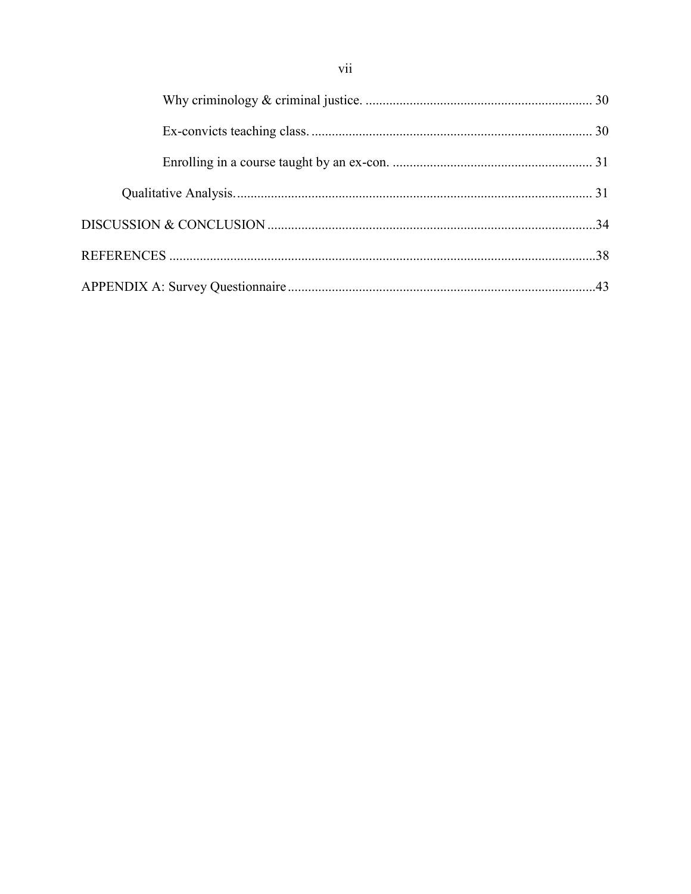Why criminology & criminal justice. 30

Ex-convicts teaching class. 30

Enrolling in a course taught by an ex-con. 31

Qualitative Analysis. 31

DISCUSSION & CONCLUSION 34

REFERENCES 38

APPENDIX A: Survey Questionnaire 43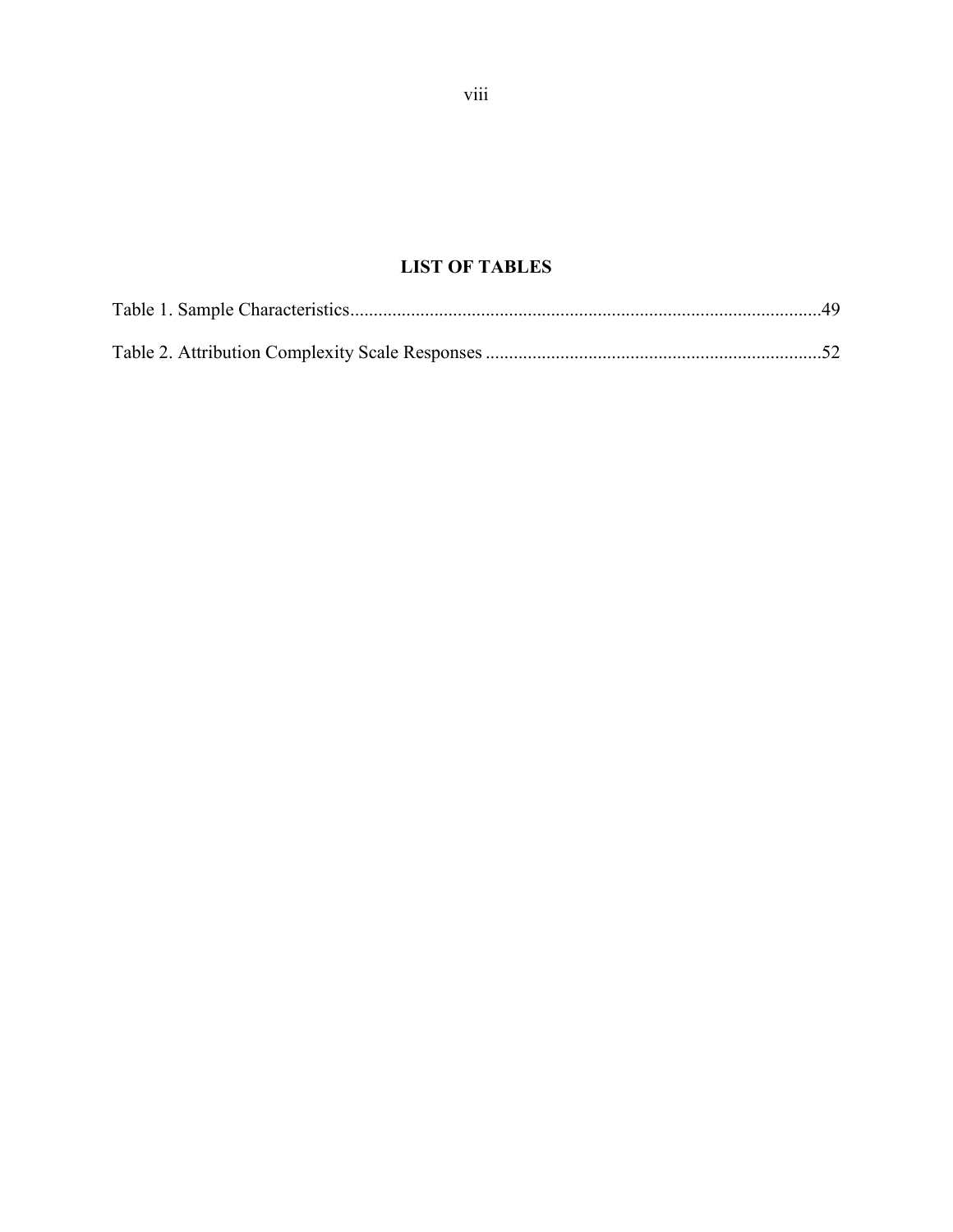## LIST OF TABLES

Table 1. Sample Characteristics....................................................................................................49

Table 2. Attribution Complexity Scale Responses .......................................................................52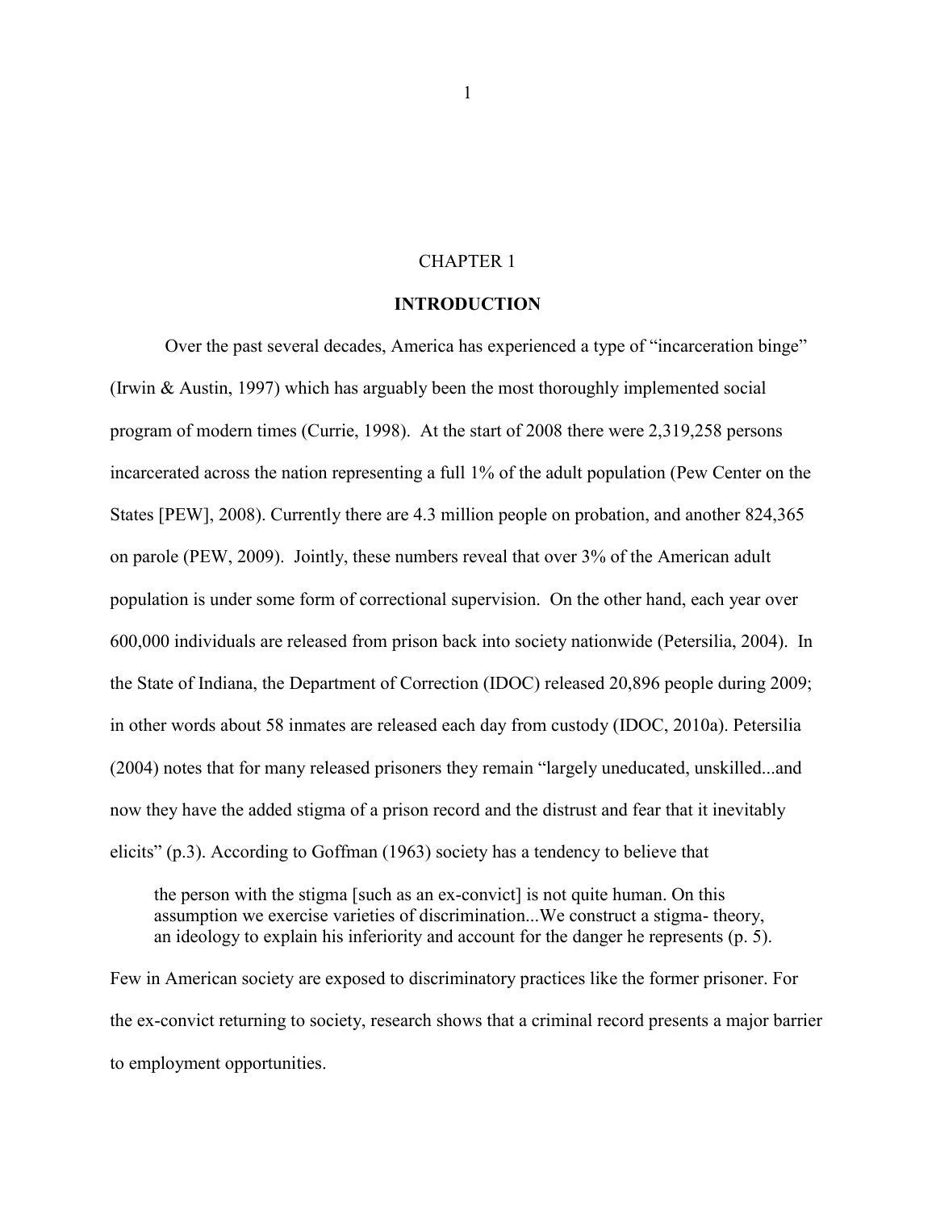# CHAPTER 1

## INTRODUCTION

Over the past several decades, America has experienced a type of "incarceration binge" (Irwin & Austin, 1997) which has arguably been the most thoroughly implemented social program of modern times (Currie, 1998). At the start of 2008 there were 2,319,258 persons incarcerated across the nation representing a full 1% of the adult population (Pew Center on the States [PEW], 2008). Currently there are 4.3 million people on probation, and another 824,365 on parole (PEW, 2009). Jointly, these numbers reveal that over 3% of the American adult population is under some form of correctional supervision. On the other hand, each year over 600,000 individuals are released from prison back into society nationwide (Petersilia, 2004). In the State of Indiana, the Department of Correction (IDOC) released 20,896 people during 2009; in other words about 58 inmates are released each day from custody (IDOC, 2010a). Petersilia (2004) notes that for many released prisoners they remain "largely uneducated, unskilled...and now they have the added stigma of a prison record and the distrust and fear that it inevitably elicits" (p.3). According to Goffman (1963) society has a tendency to believe that

> the person with the stigma [such as an ex-convict] is not quite human. On this assumption we exercise varieties of discrimination...We construct a stigma- theory, an ideology to explain his inferiority and account for the danger he represents (p. 5).

Few in American society are exposed to discriminatory practices like the former prisoner. For the ex-convict returning to society, research shows that a criminal record presents a major barrier to employment opportunities.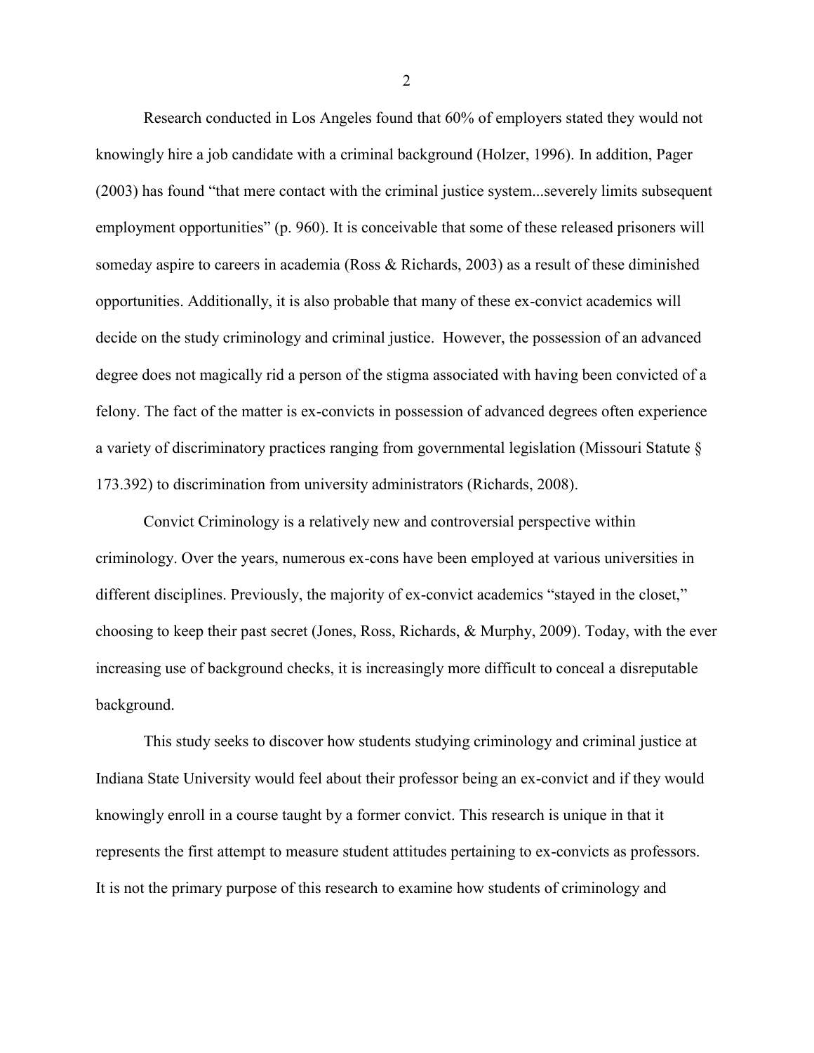Research conducted in Los Angeles found that 60% of employers stated they would not knowingly hire a job candidate with a criminal background (Holzer, 1996). In addition, Pager (2003) has found "that mere contact with the criminal justice system...severely limits subsequent employment opportunities" (p. 960). It is conceivable that some of these released prisoners will someday aspire to careers in academia (Ross & Richards, 2003) as a result of these diminished opportunities. Additionally, it is also probable that many of these ex-convict academics will decide on the study criminology and criminal justice. However, the possession of an advanced degree does not magically rid a person of the stigma associated with having been convicted of a felony. The fact of the matter is ex-convicts in possession of advanced degrees often experience a variety of discriminatory practices ranging from governmental legislation (Missouri Statute § 173.392) to discrimination from university administrators (Richards, 2008).

Convict Criminology is a relatively new and controversial perspective within criminology. Over the years, numerous ex-cons have been employed at various universities in different disciplines. Previously, the majority of ex-convict academics "stayed in the closet," choosing to keep their past secret (Jones, Ross, Richards, & Murphy, 2009). Today, with the ever increasing use of background checks, it is increasingly more difficult to conceal a disreputable background.

This study seeks to discover how students studying criminology and criminal justice at Indiana State University would feel about their professor being an ex-convict and if they would knowingly enroll in a course taught by a former convict. This research is unique in that it represents the first attempt to measure student attitudes pertaining to ex-convicts as professors. It is not the primary purpose of this research to examine how students of criminology and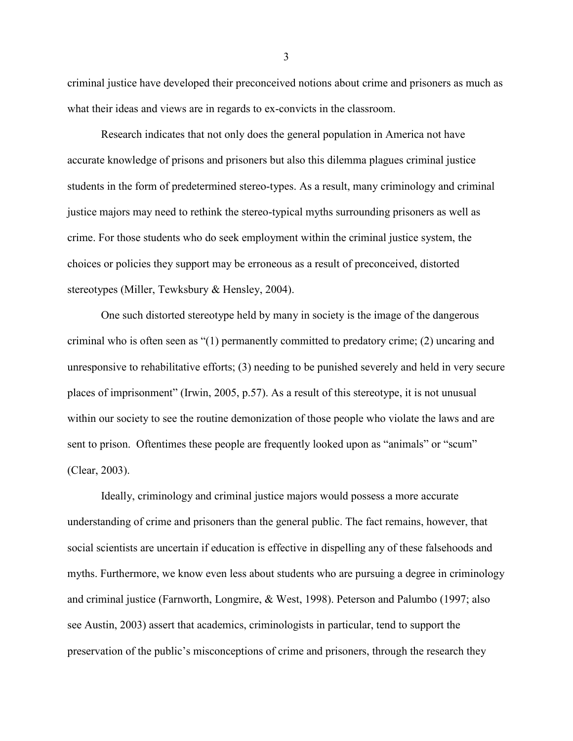criminal justice have developed their preconceived notions about crime and prisoners as much as what their ideas and views are in regards to ex-convicts in the classroom.

Research indicates that not only does the general population in America not have accurate knowledge of prisons and prisoners but also this dilemma plagues criminal justice students in the form of predetermined stereo-types. As a result, many criminology and criminal justice majors may need to rethink the stereo-typical myths surrounding prisoners as well as crime. For those students who do seek employment within the criminal justice system, the choices or policies they support may be erroneous as a result of preconceived, distorted stereotypes (Miller, Tewksbury & Hensley, 2004).

One such distorted stereotype held by many in society is the image of the dangerous criminal who is often seen as "(1) permanently committed to predatory crime; (2) uncaring and unresponsive to rehabilitative efforts; (3) needing to be punished severely and held in very secure places of imprisonment" (Irwin, 2005, p.57). As a result of this stereotype, it is not unusual within our society to see the routine demonization of those people who violate the laws and are sent to prison. Oftentimes these people are frequently looked upon as "animals" or "scum" (Clear, 2003).

Ideally, criminology and criminal justice majors would possess a more accurate understanding of crime and prisoners than the general public. The fact remains, however, that social scientists are uncertain if education is effective in dispelling any of these falsehoods and myths. Furthermore, we know even less about students who are pursuing a degree in criminology and criminal justice (Farnworth, Longmire, & West, 1998). Peterson and Palumbo (1997; also see Austin, 2003) assert that academics, criminologists in particular, tend to support the preservation of the public's misconceptions of crime and prisoners, through the research they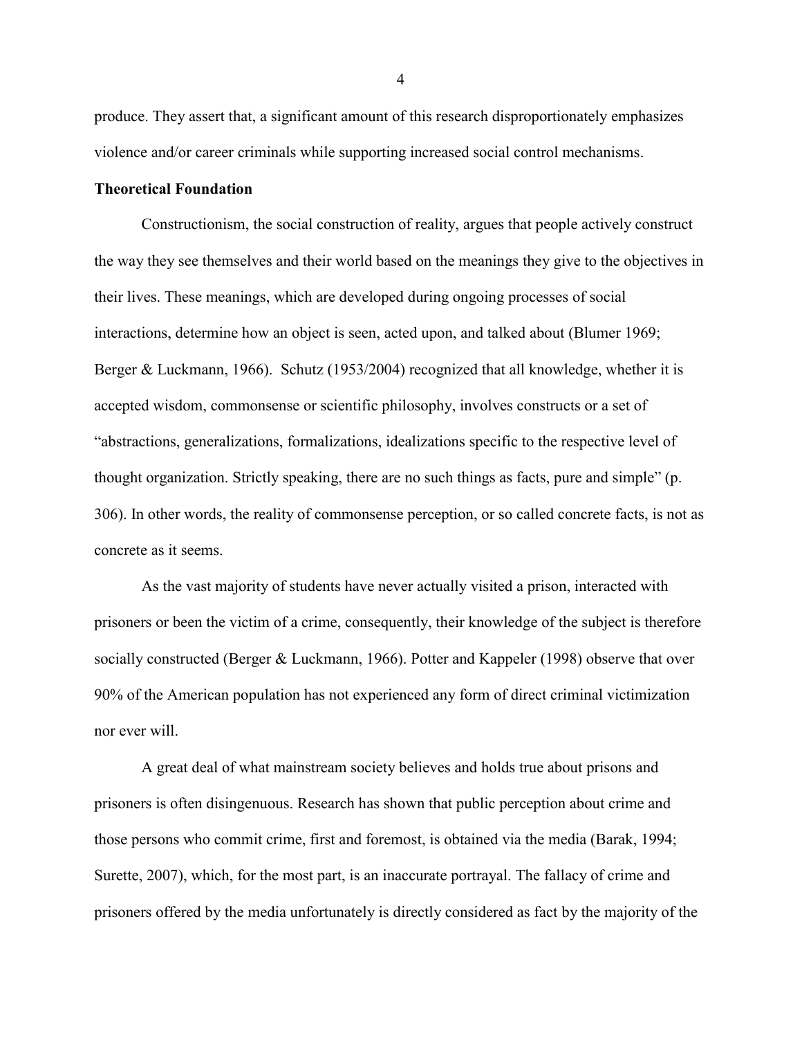produce. They assert that, a significant amount of this research disproportionately emphasizes violence and/or career criminals while supporting increased social control mechanisms.

**Theoretical Foundation**

Constructionism, the social construction of reality, argues that people actively construct the way they see themselves and their world based on the meanings they give to the objectives in their lives. These meanings, which are developed during ongoing processes of social interactions, determine how an object is seen, acted upon, and talked about (Blumer 1969; Berger & Luckmann, 1966). Schutz (1953/2004) recognized that all knowledge, whether it is accepted wisdom, commonsense or scientific philosophy, involves constructs or a set of "abstractions, generalizations, formalizations, idealizations specific to the respective level of thought organization. Strictly speaking, there are no such things as facts, pure and simple" (p. 306). In other words, the reality of commonsense perception, or so called concrete facts, is not as concrete as it seems.

As the vast majority of students have never actually visited a prison, interacted with prisoners or been the victim of a crime, consequently, their knowledge of the subject is therefore socially constructed (Berger & Luckmann, 1966). Potter and Kappeler (1998) observe that over 90% of the American population has not experienced any form of direct criminal victimization nor ever will.

A great deal of what mainstream society believes and holds true about prisons and prisoners is often disingenuous. Research has shown that public perception about crime and those persons who commit crime, first and foremost, is obtained via the media (Barak, 1994; Surette, 2007), which, for the most part, is an inaccurate portrayal. The fallacy of crime and prisoners offered by the media unfortunately is directly considered as fact by the majority of the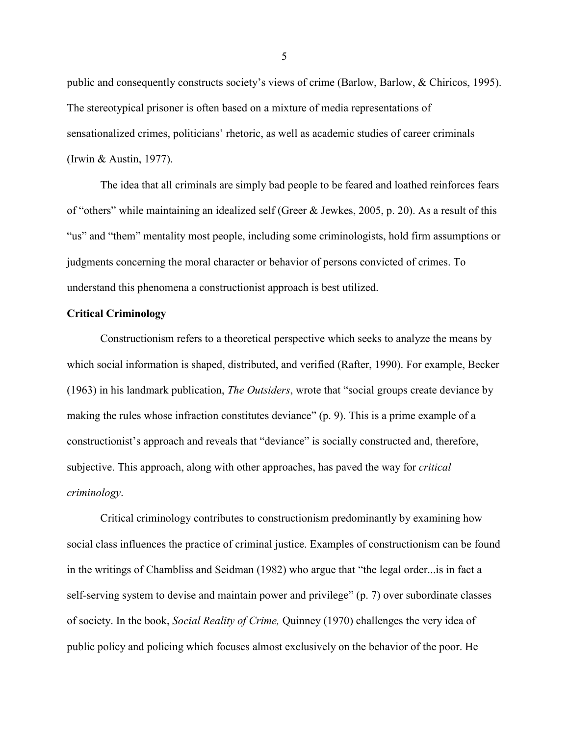public and consequently constructs society's views of crime (Barlow, Barlow, & Chiricos, 1995). The stereotypical prisoner is often based on a mixture of media representations of sensationalized crimes, politicians' rhetoric, as well as academic studies of career criminals (Irwin & Austin, 1977).

The idea that all criminals are simply bad people to be feared and loathed reinforces fears of "others" while maintaining an idealized self (Greer & Jewkes, 2005, p. 20). As a result of this "us" and "them" mentality most people, including some criminologists, hold firm assumptions or judgments concerning the moral character or behavior of persons convicted of crimes. To understand this phenomena a constructionist approach is best utilized.

**Critical Criminology**

Constructionism refers to a theoretical perspective which seeks to analyze the means by which social information is shaped, distributed, and verified (Rafter, 1990). For example, Becker (1963) in his landmark publication, *The Outsiders*, wrote that "social groups create deviance by making the rules whose infraction constitutes deviance" (p. 9). This is a prime example of a constructionist's approach and reveals that "deviance" is socially constructed and, therefore, subjective. This approach, along with other approaches, has paved the way for *critical criminology*.

Critical criminology contributes to constructionism predominantly by examining how social class influences the practice of criminal justice. Examples of constructionism can be found in the writings of Chambliss and Seidman (1982) who argue that "the legal order...is in fact a self-serving system to devise and maintain power and privilege" (p. 7) over subordinate classes of society. In the book, *Social Reality of Crime,* Quinney (1970) challenges the very idea of public policy and policing which focuses almost exclusively on the behavior of the poor. He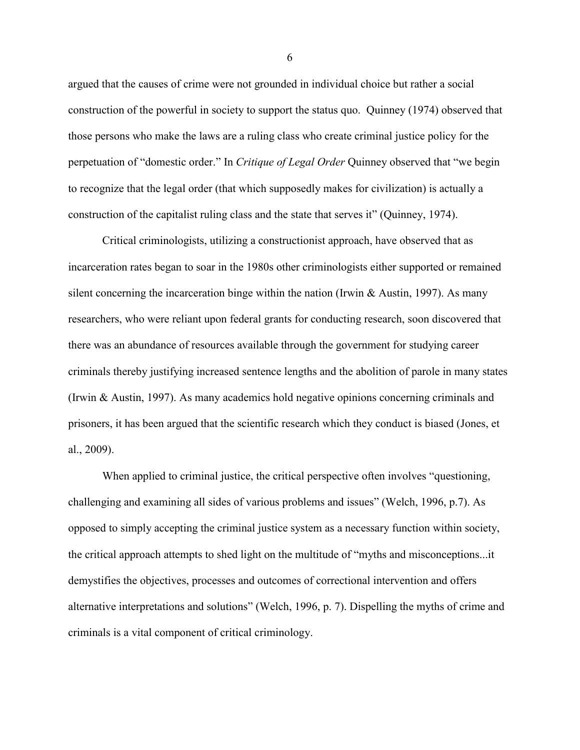argued that the causes of crime were not grounded in individual choice but rather a social construction of the powerful in society to support the status quo. Quinney (1974) observed that those persons who make the laws are a ruling class who create criminal justice policy for the perpetuation of "domestic order." In *Critique of Legal Order* Quinney observed that "we begin to recognize that the legal order (that which supposedly makes for civilization) is actually a construction of the capitalist ruling class and the state that serves it" (Quinney, 1974).

Critical criminologists, utilizing a constructionist approach, have observed that as incarceration rates began to soar in the 1980s other criminologists either supported or remained silent concerning the incarceration binge within the nation (Irwin & Austin, 1997). As many researchers, who were reliant upon federal grants for conducting research, soon discovered that there was an abundance of resources available through the government for studying career criminals thereby justifying increased sentence lengths and the abolition of parole in many states (Irwin & Austin, 1997). As many academics hold negative opinions concerning criminals and prisoners, it has been argued that the scientific research which they conduct is biased (Jones, et al., 2009).

When applied to criminal justice, the critical perspective often involves "questioning, challenging and examining all sides of various problems and issues" (Welch, 1996, p.7). As opposed to simply accepting the criminal justice system as a necessary function within society, the critical approach attempts to shed light on the multitude of "myths and misconceptions...it demystifies the objectives, processes and outcomes of correctional intervention and offers alternative interpretations and solutions" (Welch, 1996, p. 7). Dispelling the myths of crime and criminals is a vital component of critical criminology.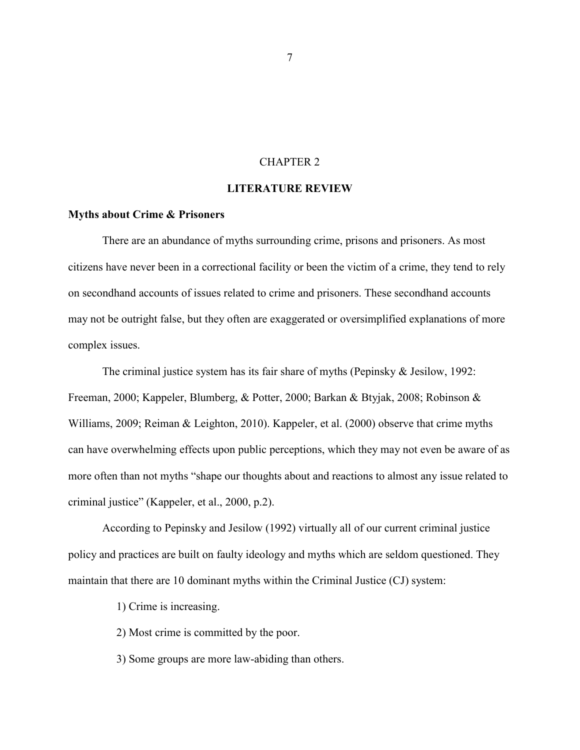# CHAPTER 2

## LITERATURE REVIEW

### Myths about Crime & Prisoners

There are an abundance of myths surrounding crime, prisons and prisoners. As most citizens have never been in a correctional facility or been the victim of a crime, they tend to rely on secondhand accounts of issues related to crime and prisoners. These secondhand accounts may not be outright false, but they often are exaggerated or oversimplified explanations of more complex issues.

The criminal justice system has its fair share of myths (Pepinsky & Jesilow, 1992: Freeman, 2000; Kappeler, Blumberg, & Potter, 2000; Barkan & Btyjak, 2008; Robinson & Williams, 2009; Reiman & Leighton, 2010). Kappeler, et al. (2000) observe that crime myths can have overwhelming effects upon public perceptions, which they may not even be aware of as more often than not myths "shape our thoughts about and reactions to almost any issue related to criminal justice" (Kappeler, et al., 2000, p.2).

According to Pepinsky and Jesilow (1992) virtually all of our current criminal justice policy and practices are built on faulty ideology and myths which are seldom questioned. They maintain that there are 10 dominant myths within the Criminal Justice (CJ) system:

1) Crime is increasing.

2) Most crime is committed by the poor.

3) Some groups are more law-abiding than others.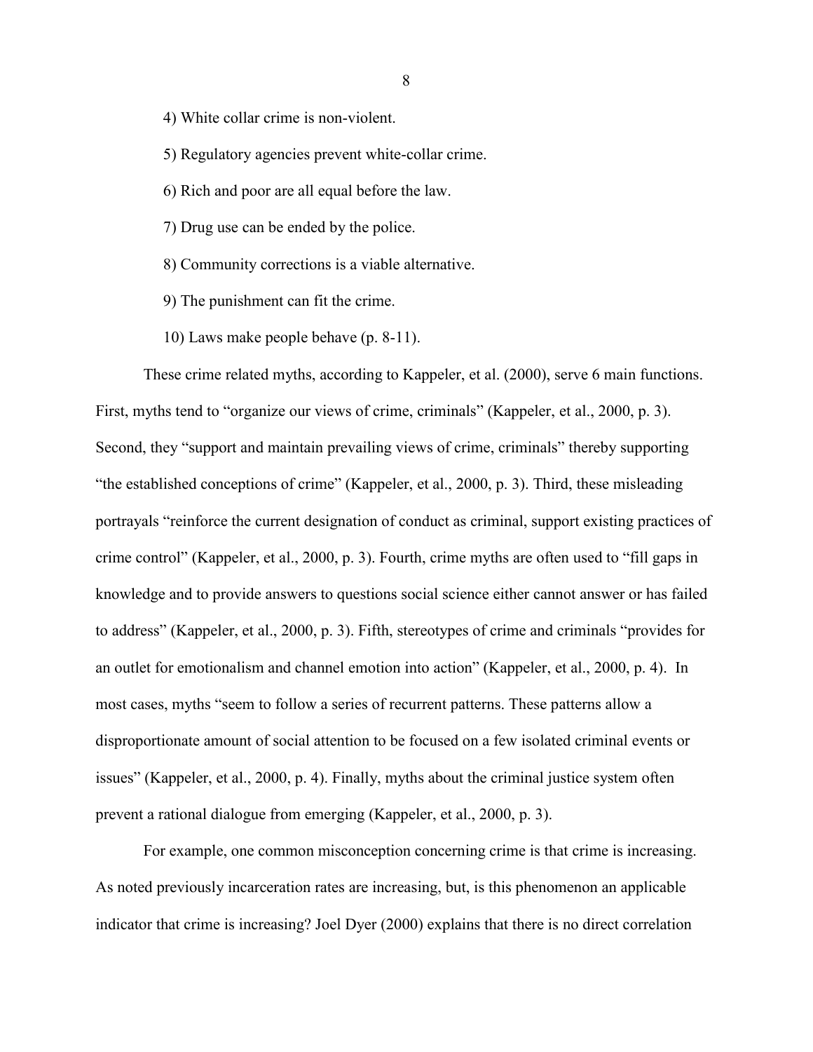4) White collar crime is non-violent.

5) Regulatory agencies prevent white-collar crime.

6) Rich and poor are all equal before the law.

7) Drug use can be ended by the police.

8) Community corrections is a viable alternative.

9) The punishment can fit the crime.

10) Laws make people behave (p. 8-11).

These crime related myths, according to Kappeler, et al. (2000), serve 6 main functions. First, myths tend to "organize our views of crime, criminals" (Kappeler, et al., 2000, p. 3). Second, they "support and maintain prevailing views of crime, criminals" thereby supporting "the established conceptions of crime" (Kappeler, et al., 2000, p. 3). Third, these misleading portrayals "reinforce the current designation of conduct as criminal, support existing practices of crime control" (Kappeler, et al., 2000, p. 3). Fourth, crime myths are often used to "fill gaps in knowledge and to provide answers to questions social science either cannot answer or has failed to address" (Kappeler, et al., 2000, p. 3). Fifth, stereotypes of crime and criminals "provides for an outlet for emotionalism and channel emotion into action" (Kappeler, et al., 2000, p. 4). In most cases, myths "seem to follow a series of recurrent patterns. These patterns allow a disproportionate amount of social attention to be focused on a few isolated criminal events or issues" (Kappeler, et al., 2000, p. 4). Finally, myths about the criminal justice system often prevent a rational dialogue from emerging (Kappeler, et al., 2000, p. 3).

For example, one common misconception concerning crime is that crime is increasing. As noted previously incarceration rates are increasing, but, is this phenomenon an applicable indicator that crime is increasing? Joel Dyer (2000) explains that there is no direct correlation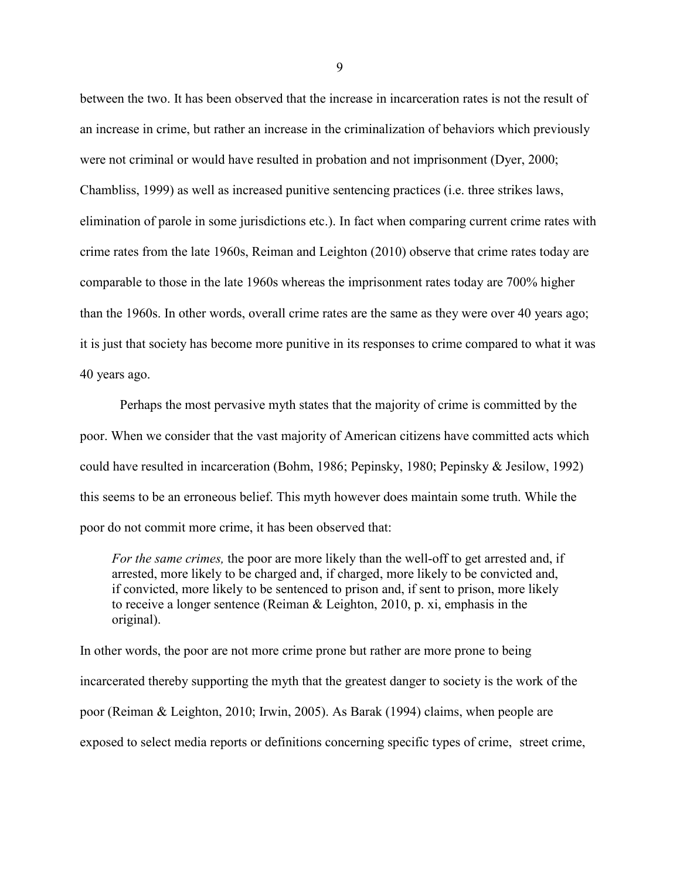between the two. It has been observed that the increase in incarceration rates is not the result of an increase in crime, but rather an increase in the criminalization of behaviors which previously were not criminal or would have resulted in probation and not imprisonment (Dyer, 2000; Chambliss, 1999) as well as increased punitive sentencing practices (i.e. three strikes laws, elimination of parole in some jurisdictions etc.). In fact when comparing current crime rates with crime rates from the late 1960s, Reiman and Leighton (2010) observe that crime rates today are comparable to those in the late 1960s whereas the imprisonment rates today are 700% higher than the 1960s. In other words, overall crime rates are the same as they were over 40 years ago; it is just that society has become more punitive in its responses to crime compared to what it was 40 years ago.

Perhaps the most pervasive myth states that the majority of crime is committed by the poor. When we consider that the vast majority of American citizens have committed acts which could have resulted in incarceration (Bohm, 1986; Pepinsky, 1980; Pepinsky & Jesilow, 1992) this seems to be an erroneous belief. This myth however does maintain some truth. While the poor do not commit more crime, it has been observed that:

> *For the same crimes,* the poor are more likely than the well-off to get arrested and, if arrested, more likely to be charged and, if charged, more likely to be convicted and, if convicted, more likely to be sentenced to prison and, if sent to prison, more likely to receive a longer sentence (Reiman & Leighton, 2010, p. xi, emphasis in the original).

In other words, the poor are not more crime prone but rather are more prone to being incarcerated thereby supporting the myth that the greatest danger to society is the work of the poor (Reiman & Leighton, 2010; Irwin, 2005). As Barak (1994) claims, when people are exposed to select media reports or definitions concerning specific types of crime, street crime,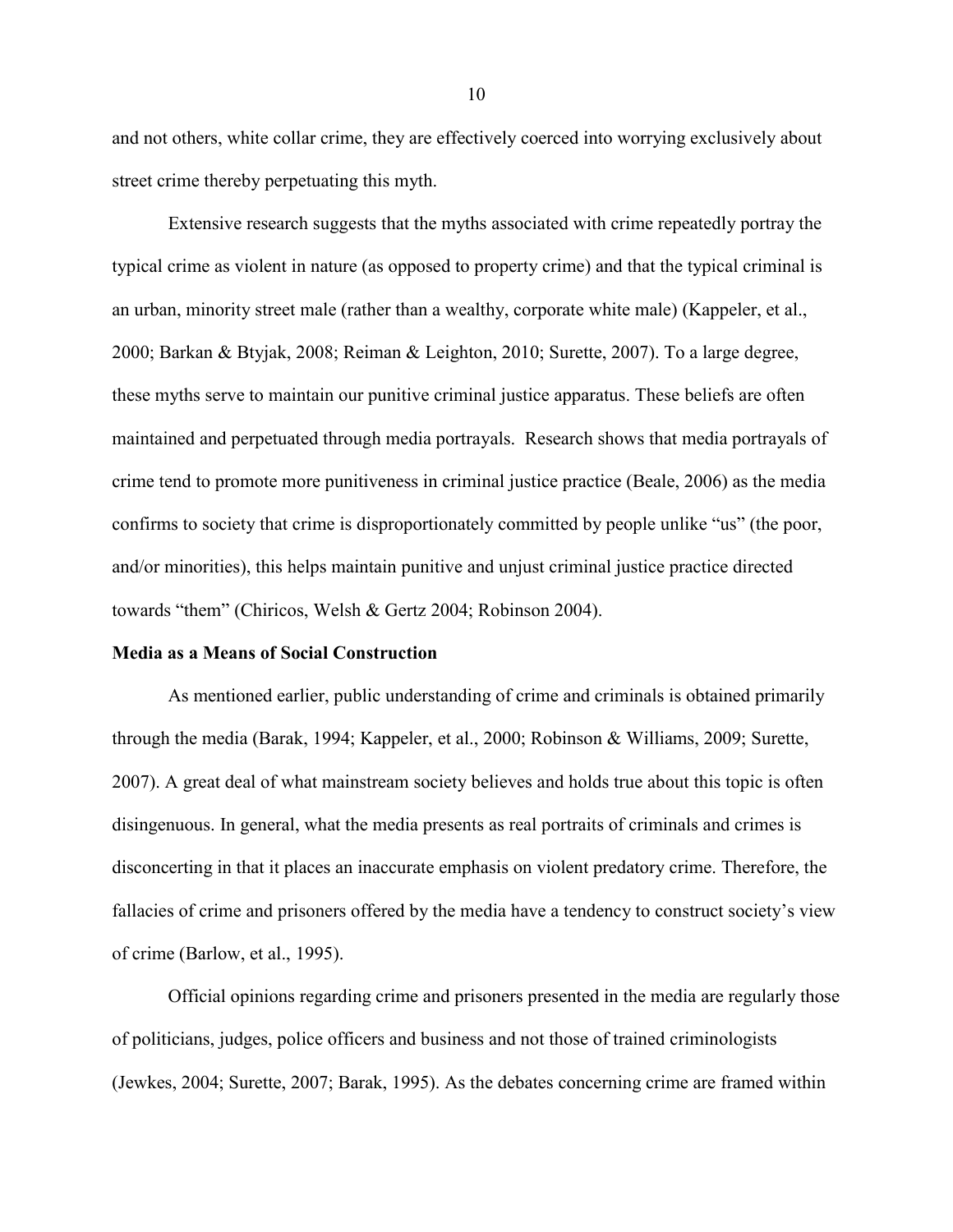and not others, white collar crime, they are effectively coerced into worrying exclusively about street crime thereby perpetuating this myth.

Extensive research suggests that the myths associated with crime repeatedly portray the typical crime as violent in nature (as opposed to property crime) and that the typical criminal is an urban, minority street male (rather than a wealthy, corporate white male) (Kappeler, et al., 2000; Barkan & Btyjak, 2008; Reiman & Leighton, 2010; Surette, 2007). To a large degree, these myths serve to maintain our punitive criminal justice apparatus. These beliefs are often maintained and perpetuated through media portrayals. Research shows that media portrayals of crime tend to promote more punitiveness in criminal justice practice (Beale, 2006) as the media confirms to society that crime is disproportionately committed by people unlike "us" (the poor, and/or minorities), this helps maintain punitive and unjust criminal justice practice directed towards "them" (Chiricos, Welsh & Gertz 2004; Robinson 2004).

**Media as a Means of Social Construction**

As mentioned earlier, public understanding of crime and criminals is obtained primarily through the media (Barak, 1994; Kappeler, et al., 2000; Robinson & Williams, 2009; Surette, 2007). A great deal of what mainstream society believes and holds true about this topic is often disingenuous. In general, what the media presents as real portraits of criminals and crimes is disconcerting in that it places an inaccurate emphasis on violent predatory crime. Therefore, the fallacies of crime and prisoners offered by the media have a tendency to construct society's view of crime (Barlow, et al., 1995).

Official opinions regarding crime and prisoners presented in the media are regularly those of politicians, judges, police officers and business and not those of trained criminologists (Jewkes, 2004; Surette, 2007; Barak, 1995). As the debates concerning crime are framed within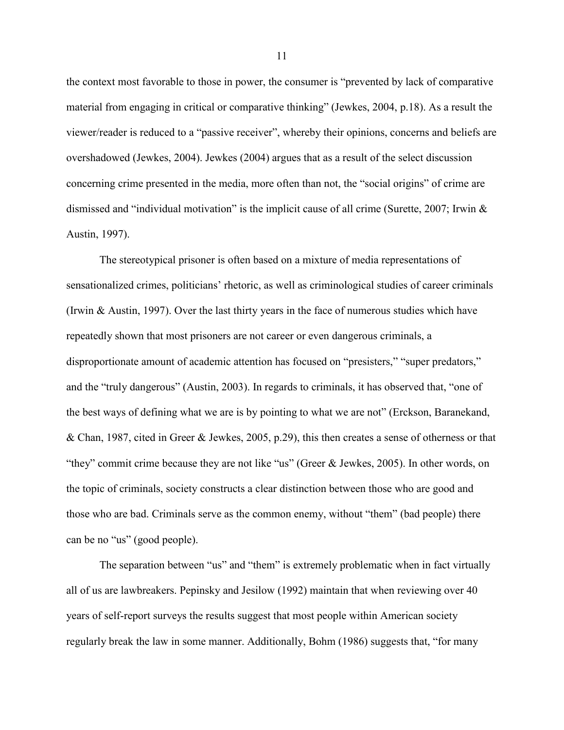the context most favorable to those in power, the consumer is "prevented by lack of comparative material from engaging in critical or comparative thinking" (Jewkes, 2004, p.18). As a result the viewer/reader is reduced to a "passive receiver", whereby their opinions, concerns and beliefs are overshadowed (Jewkes, 2004). Jewkes (2004) argues that as a result of the select discussion concerning crime presented in the media, more often than not, the "social origins" of crime are dismissed and "individual motivation" is the implicit cause of all crime (Surette, 2007; Irwin & Austin, 1997).

The stereotypical prisoner is often based on a mixture of media representations of sensationalized crimes, politicians' rhetoric, as well as criminological studies of career criminals (Irwin & Austin, 1997). Over the last thirty years in the face of numerous studies which have repeatedly shown that most prisoners are not career or even dangerous criminals, a disproportionate amount of academic attention has focused on "presisters," "super predators," and the "truly dangerous" (Austin, 2003). In regards to criminals, it has observed that, "one of the best ways of defining what we are is by pointing to what we are not" (Erckson, Baranekand, & Chan, 1987, cited in Greer & Jewkes, 2005, p.29), this then creates a sense of otherness or that "they" commit crime because they are not like "us" (Greer & Jewkes, 2005). In other words, on the topic of criminals, society constructs a clear distinction between those who are good and those who are bad. Criminals serve as the common enemy, without "them" (bad people) there can be no "us" (good people).

The separation between "us" and "them" is extremely problematic when in fact virtually all of us are lawbreakers. Pepinsky and Jesilow (1992) maintain that when reviewing over 40 years of self-report surveys the results suggest that most people within American society regularly break the law in some manner. Additionally, Bohm (1986) suggests that, "for many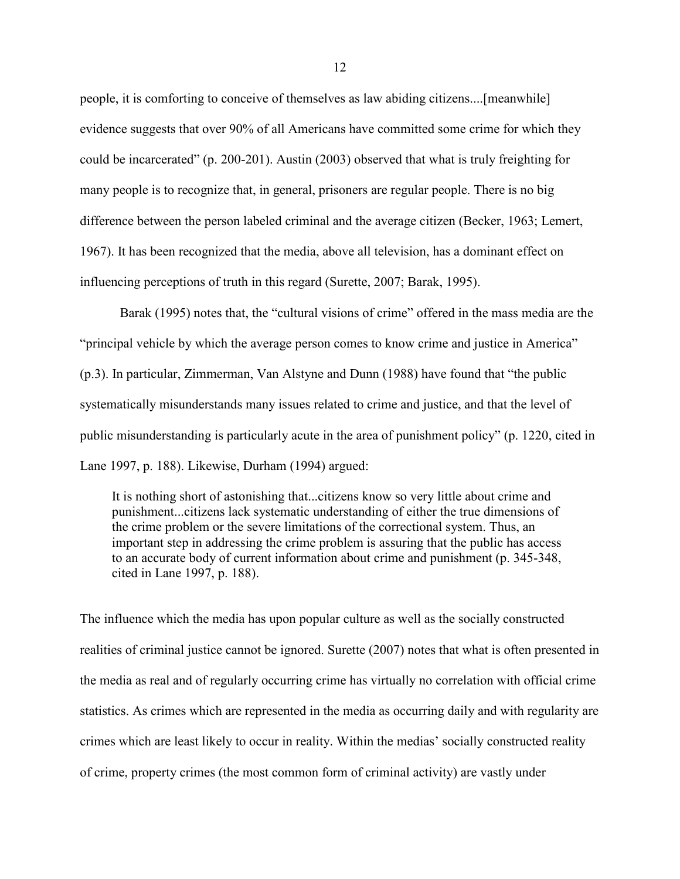people, it is comforting to conceive of themselves as law abiding citizens....[meanwhile] evidence suggests that over 90% of all Americans have committed some crime for which they could be incarcerated" (p. 200-201). Austin (2003) observed that what is truly freighting for many people is to recognize that, in general, prisoners are regular people. There is no big difference between the person labeled criminal and the average citizen (Becker, 1963; Lemert, 1967). It has been recognized that the media, above all television, has a dominant effect on influencing perceptions of truth in this regard (Surette, 2007; Barak, 1995).

Barak (1995) notes that, the "cultural visions of crime" offered in the mass media are the "principal vehicle by which the average person comes to know crime and justice in America" (p.3). In particular, Zimmerman, Van Alstyne and Dunn (1988) have found that "the public systematically misunderstands many issues related to crime and justice, and that the level of public misunderstanding is particularly acute in the area of punishment policy" (p. 1220, cited in Lane 1997, p. 188). Likewise, Durham (1994) argued:

> It is nothing short of astonishing that...citizens know so very little about crime and punishment...citizens lack systematic understanding of either the true dimensions of the crime problem or the severe limitations of the correctional system. Thus, an important step in addressing the crime problem is assuring that the public has access to an accurate body of current information about crime and punishment (p. 345-348, cited in Lane 1997, p. 188).

The influence which the media has upon popular culture as well as the socially constructed realities of criminal justice cannot be ignored. Surette (2007) notes that what is often presented in the media as real and of regularly occurring crime has virtually no correlation with official crime statistics. As crimes which are represented in the media as occurring daily and with regularity are crimes which are least likely to occur in reality. Within the medias' socially constructed reality of crime, property crimes (the most common form of criminal activity) are vastly under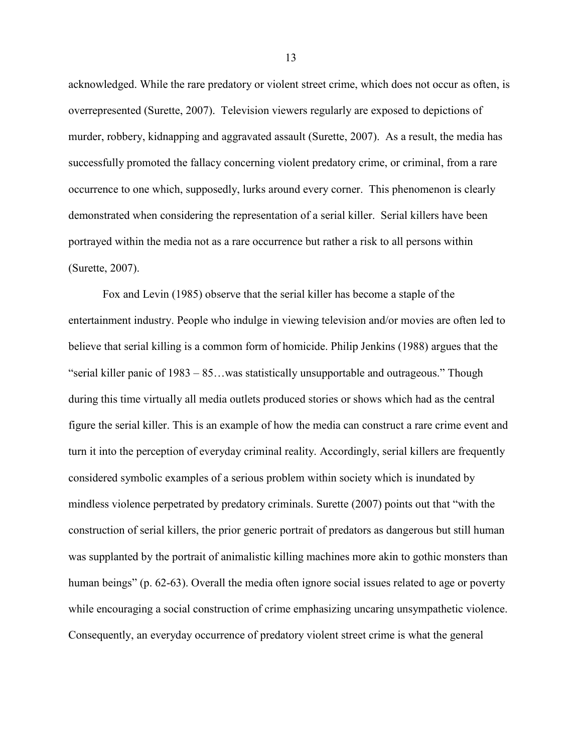acknowledged. While the rare predatory or violent street crime, which does not occur as often, is overrepresented (Surette, 2007). Television viewers regularly are exposed to depictions of murder, robbery, kidnapping and aggravated assault (Surette, 2007). As a result, the media has successfully promoted the fallacy concerning violent predatory crime, or criminal, from a rare occurrence to one which, supposedly, lurks around every corner. This phenomenon is clearly demonstrated when considering the representation of a serial killer. Serial killers have been portrayed within the media not as a rare occurrence but rather a risk to all persons within (Surette, 2007).

Fox and Levin (1985) observe that the serial killer has become a staple of the entertainment industry. People who indulge in viewing television and/or movies are often led to believe that serial killing is a common form of homicide. Philip Jenkins (1988) argues that the "serial killer panic of 1983 – 85…was statistically unsupportable and outrageous." Though during this time virtually all media outlets produced stories or shows which had as the central figure the serial killer. This is an example of how the media can construct a rare crime event and turn it into the perception of everyday criminal reality. Accordingly, serial killers are frequently considered symbolic examples of a serious problem within society which is inundated by mindless violence perpetrated by predatory criminals. Surette (2007) points out that "with the construction of serial killers, the prior generic portrait of predators as dangerous but still human was supplanted by the portrait of animalistic killing machines more akin to gothic monsters than human beings" (p. 62-63). Overall the media often ignore social issues related to age or poverty while encouraging a social construction of crime emphasizing uncaring unsympathetic violence. Consequently, an everyday occurrence of predatory violent street crime is what the general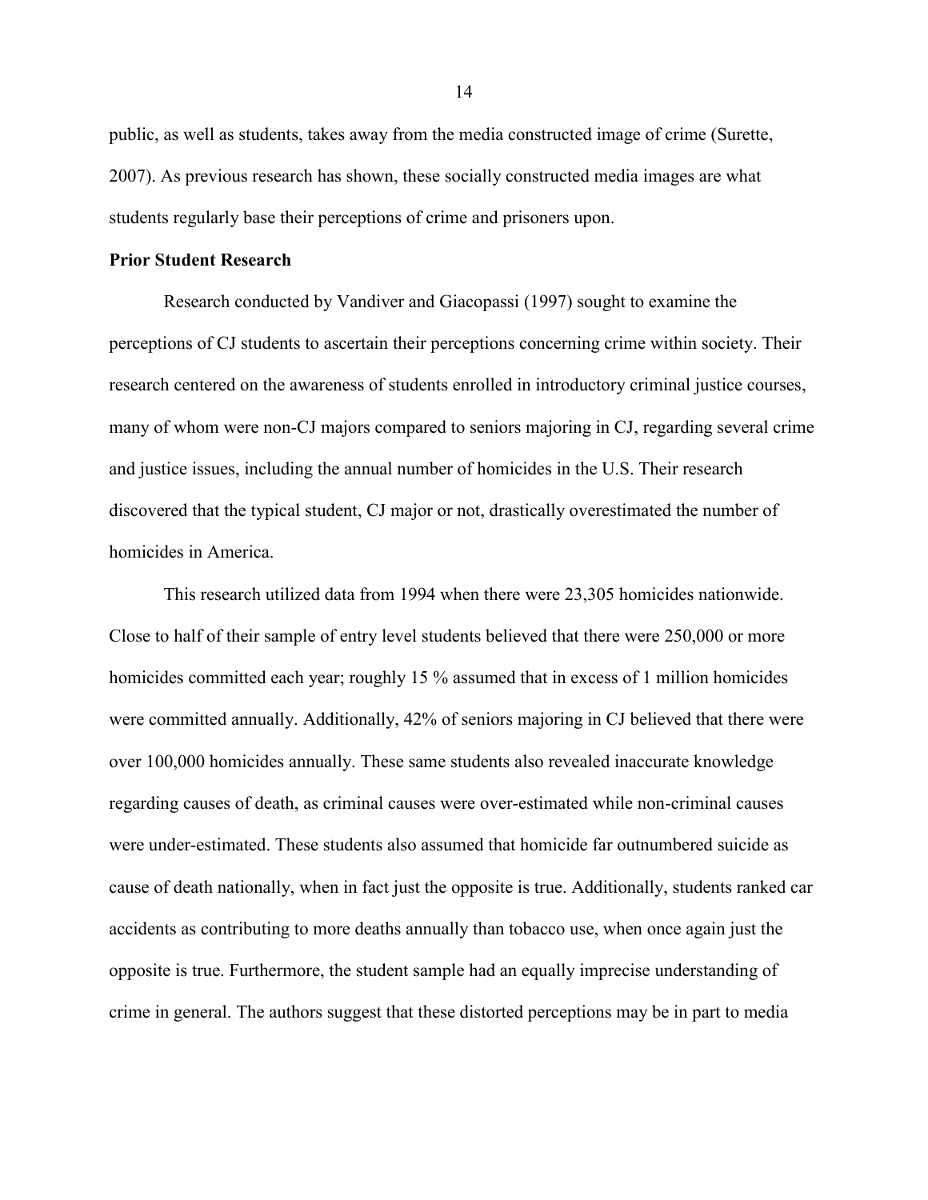public, as well as students, takes away from the media constructed image of crime (Surette, 2007). As previous research has shown, these socially constructed media images are what students regularly base their perceptions of crime and prisoners upon.

**Prior Student Research**

Research conducted by Vandiver and Giacopassi (1997) sought to examine the perceptions of CJ students to ascertain their perceptions concerning crime within society. Their research centered on the awareness of students enrolled in introductory criminal justice courses, many of whom were non-CJ majors compared to seniors majoring in CJ, regarding several crime and justice issues, including the annual number of homicides in the U.S. Their research discovered that the typical student, CJ major or not, drastically overestimated the number of homicides in America.

This research utilized data from 1994 when there were 23,305 homicides nationwide. Close to half of their sample of entry level students believed that there were 250,000 or more homicides committed each year; roughly 15 % assumed that in excess of 1 million homicides were committed annually. Additionally, 42% of seniors majoring in CJ believed that there were over 100,000 homicides annually. These same students also revealed inaccurate knowledge regarding causes of death, as criminal causes were over-estimated while non-criminal causes were under-estimated. These students also assumed that homicide far outnumbered suicide as cause of death nationally, when in fact just the opposite is true. Additionally, students ranked car accidents as contributing to more deaths annually than tobacco use, when once again just the opposite is true. Furthermore, the student sample had an equally imprecise understanding of crime in general. The authors suggest that these distorted perceptions may be in part to media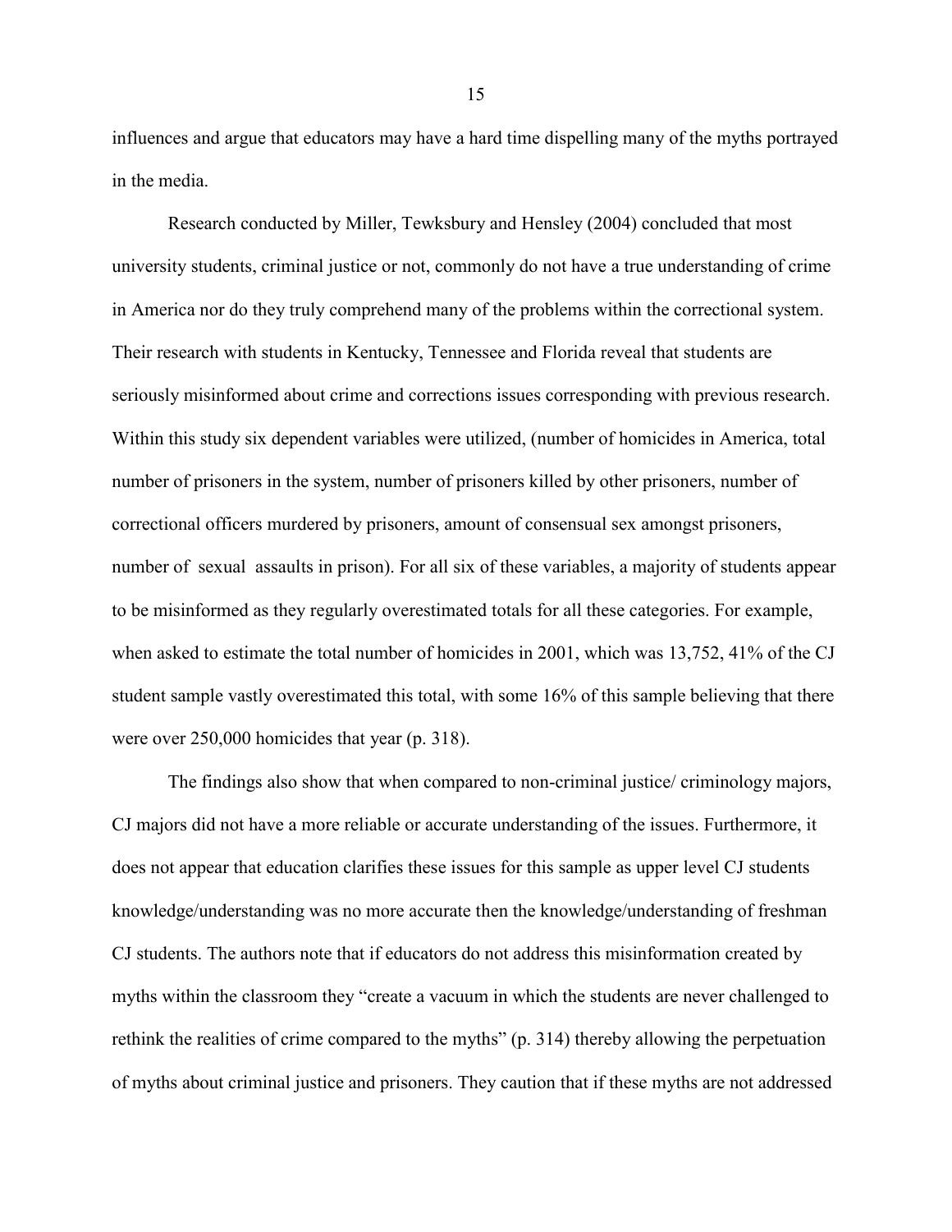influences and argue that educators may have a hard time dispelling many of the myths portrayed in the media.

Research conducted by Miller, Tewksbury and Hensley (2004) concluded that most university students, criminal justice or not, commonly do not have a true understanding of crime in America nor do they truly comprehend many of the problems within the correctional system. Their research with students in Kentucky, Tennessee and Florida reveal that students are seriously misinformed about crime and corrections issues corresponding with previous research. Within this study six dependent variables were utilized, (number of homicides in America, total number of prisoners in the system, number of prisoners killed by other prisoners, number of correctional officers murdered by prisoners, amount of consensual sex amongst prisoners, number of sexual assaults in prison). For all six of these variables, a majority of students appear to be misinformed as they regularly overestimated totals for all these categories. For example, when asked to estimate the total number of homicides in 2001, which was 13,752, 41% of the CJ student sample vastly overestimated this total, with some 16% of this sample believing that there were over 250,000 homicides that year (p. 318).

The findings also show that when compared to non-criminal justice/ criminology majors, CJ majors did not have a more reliable or accurate understanding of the issues. Furthermore, it does not appear that education clarifies these issues for this sample as upper level CJ students knowledge/understanding was no more accurate then the knowledge/understanding of freshman CJ students. The authors note that if educators do not address this misinformation created by myths within the classroom they "create a vacuum in which the students are never challenged to rethink the realities of crime compared to the myths" (p. 314) thereby allowing the perpetuation of myths about criminal justice and prisoners. They caution that if these myths are not addressed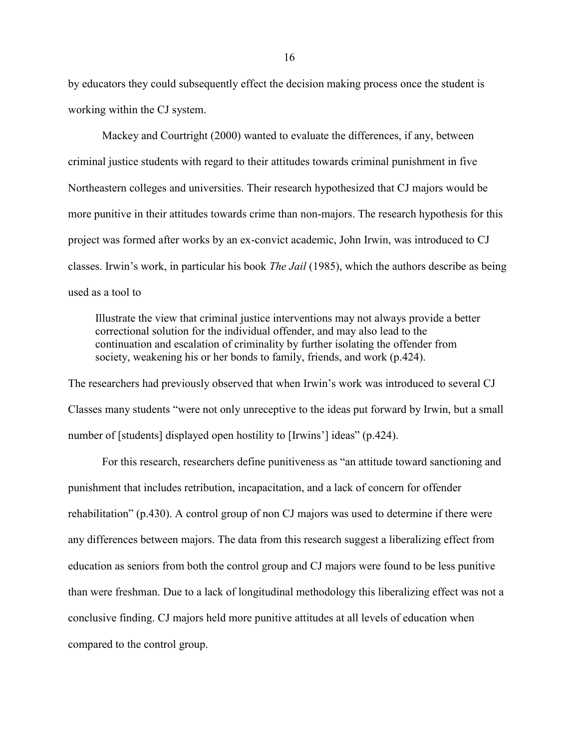by educators they could subsequently effect the decision making process once the student is working within the CJ system.

Mackey and Courtright (2000) wanted to evaluate the differences, if any, between criminal justice students with regard to their attitudes towards criminal punishment in five Northeastern colleges and universities. Their research hypothesized that CJ majors would be more punitive in their attitudes towards crime than non-majors. The research hypothesis for this project was formed after works by an ex-convict academic, John Irwin, was introduced to CJ classes. Irwin's work, in particular his book *The Jail* (1985), which the authors describe as being used as a tool to

> Illustrate the view that criminal justice interventions may not always provide a better correctional solution for the individual offender, and may also lead to the continuation and escalation of criminality by further isolating the offender from society, weakening his or her bonds to family, friends, and work (p.424).

The researchers had previously observed that when Irwin's work was introduced to several CJ Classes many students "were not only unreceptive to the ideas put forward by Irwin, but a small number of [students] displayed open hostility to [Irwins'] ideas" (p.424).

For this research, researchers define punitiveness as "an attitude toward sanctioning and punishment that includes retribution, incapacitation, and a lack of concern for offender rehabilitation" (p.430). A control group of non CJ majors was used to determine if there were any differences between majors. The data from this research suggest a liberalizing effect from education as seniors from both the control group and CJ majors were found to be less punitive than were freshman. Due to a lack of longitudinal methodology this liberalizing effect was not a conclusive finding. CJ majors held more punitive attitudes at all levels of education when compared to the control group.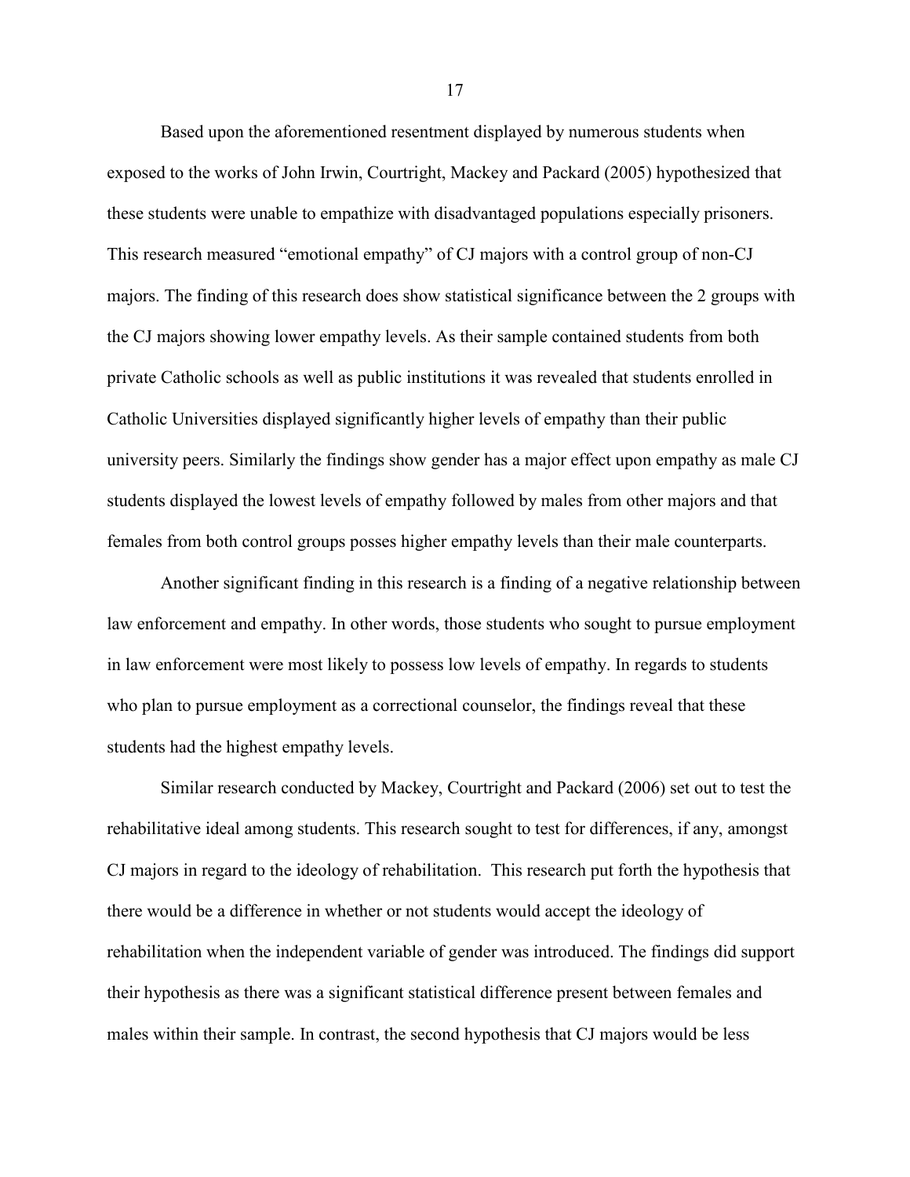Based upon the aforementioned resentment displayed by numerous students when exposed to the works of John Irwin, Courtright, Mackey and Packard (2005) hypothesized that these students were unable to empathize with disadvantaged populations especially prisoners. This research measured "emotional empathy" of CJ majors with a control group of non-CJ majors. The finding of this research does show statistical significance between the 2 groups with the CJ majors showing lower empathy levels. As their sample contained students from both private Catholic schools as well as public institutions it was revealed that students enrolled in Catholic Universities displayed significantly higher levels of empathy than their public university peers. Similarly the findings show gender has a major effect upon empathy as male CJ students displayed the lowest levels of empathy followed by males from other majors and that females from both control groups posses higher empathy levels than their male counterparts.

Another significant finding in this research is a finding of a negative relationship between law enforcement and empathy. In other words, those students who sought to pursue employment in law enforcement were most likely to possess low levels of empathy. In regards to students who plan to pursue employment as a correctional counselor, the findings reveal that these students had the highest empathy levels.

Similar research conducted by Mackey, Courtright and Packard (2006) set out to test the rehabilitative ideal among students. This research sought to test for differences, if any, amongst CJ majors in regard to the ideology of rehabilitation. This research put forth the hypothesis that there would be a difference in whether or not students would accept the ideology of rehabilitation when the independent variable of gender was introduced. The findings did support their hypothesis as there was a significant statistical difference present between females and males within their sample. In contrast, the second hypothesis that CJ majors would be less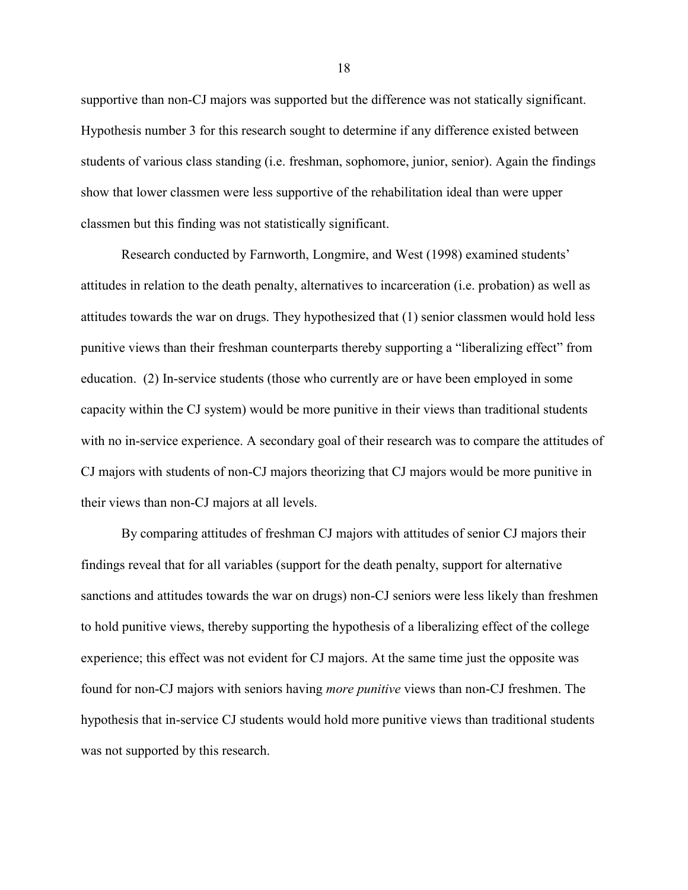supportive than non-CJ majors was supported but the difference was not statically significant. Hypothesis number 3 for this research sought to determine if any difference existed between students of various class standing (i.e. freshman, sophomore, junior, senior). Again the findings show that lower classmen were less supportive of the rehabilitation ideal than were upper classmen but this finding was not statistically significant.

Research conducted by Farnworth, Longmire, and West (1998) examined students' attitudes in relation to the death penalty, alternatives to incarceration (i.e. probation) as well as attitudes towards the war on drugs. They hypothesized that (1) senior classmen would hold less punitive views than their freshman counterparts thereby supporting a "liberalizing effect" from education. (2) In-service students (those who currently are or have been employed in some capacity within the CJ system) would be more punitive in their views than traditional students with no in-service experience. A secondary goal of their research was to compare the attitudes of CJ majors with students of non-CJ majors theorizing that CJ majors would be more punitive in their views than non-CJ majors at all levels.

By comparing attitudes of freshman CJ majors with attitudes of senior CJ majors their findings reveal that for all variables (support for the death penalty, support for alternative sanctions and attitudes towards the war on drugs) non-CJ seniors were less likely than freshmen to hold punitive views, thereby supporting the hypothesis of a liberalizing effect of the college experience; this effect was not evident for CJ majors. At the same time just the opposite was found for non-CJ majors with seniors having *more punitive* views than non-CJ freshmen. The hypothesis that in-service CJ students would hold more punitive views than traditional students was not supported by this research.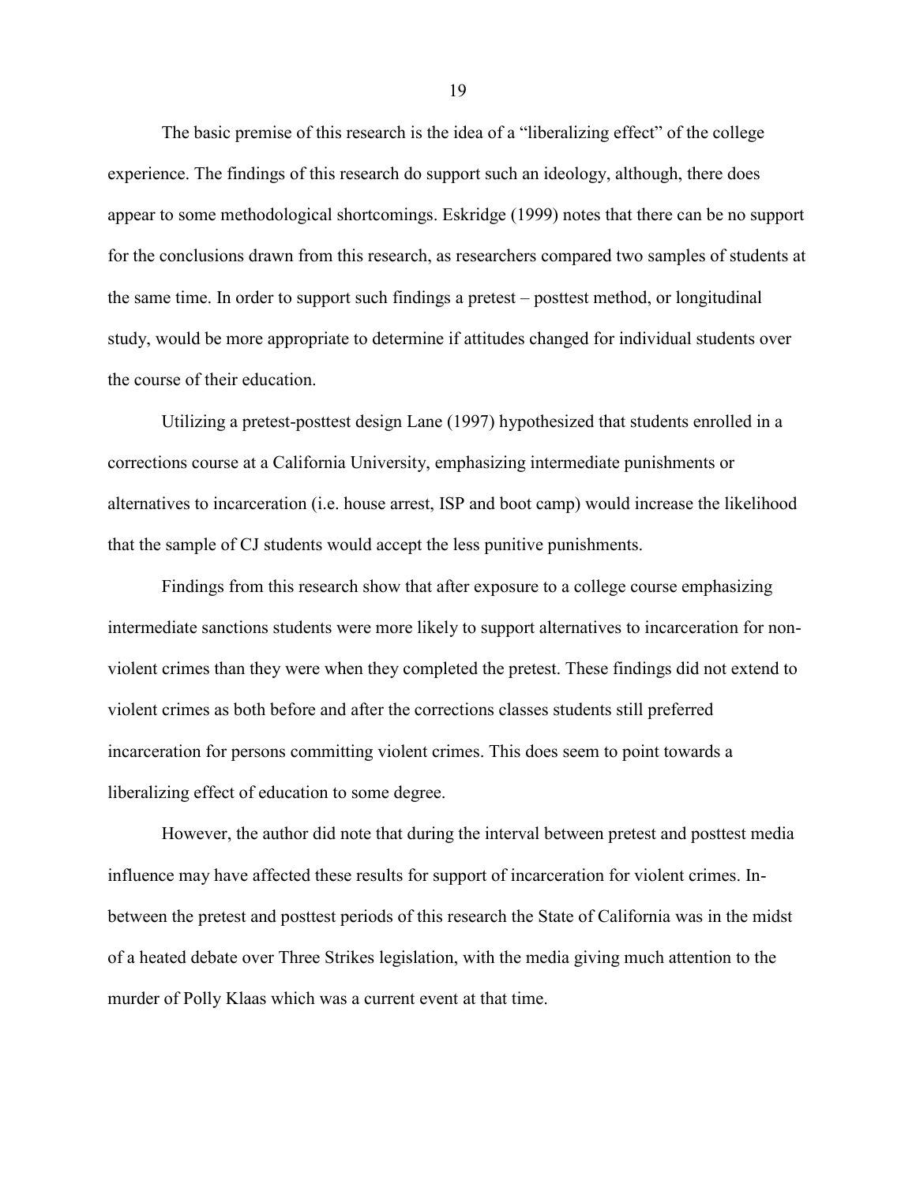The basic premise of this research is the idea of a "liberalizing effect" of the college experience. The findings of this research do support such an ideology, although, there does appear to some methodological shortcomings. Eskridge (1999) notes that there can be no support for the conclusions drawn from this research, as researchers compared two samples of students at the same time. In order to support such findings a pretest – posttest method, or longitudinal study, would be more appropriate to determine if attitudes changed for individual students over the course of their education.

Utilizing a pretest-posttest design Lane (1997) hypothesized that students enrolled in a corrections course at a California University, emphasizing intermediate punishments or alternatives to incarceration (i.e. house arrest, ISP and boot camp) would increase the likelihood that the sample of CJ students would accept the less punitive punishments.

Findings from this research show that after exposure to a college course emphasizing intermediate sanctions students were more likely to support alternatives to incarceration for non-violent crimes than they were when they completed the pretest. These findings did not extend to violent crimes as both before and after the corrections classes students still preferred incarceration for persons committing violent crimes. This does seem to point towards a liberalizing effect of education to some degree.

However, the author did note that during the interval between pretest and posttest media influence may have affected these results for support of incarceration for violent crimes. In-between the pretest and posttest periods of this research the State of California was in the midst of a heated debate over Three Strikes legislation, with the media giving much attention to the murder of Polly Klaas which was a current event at that time.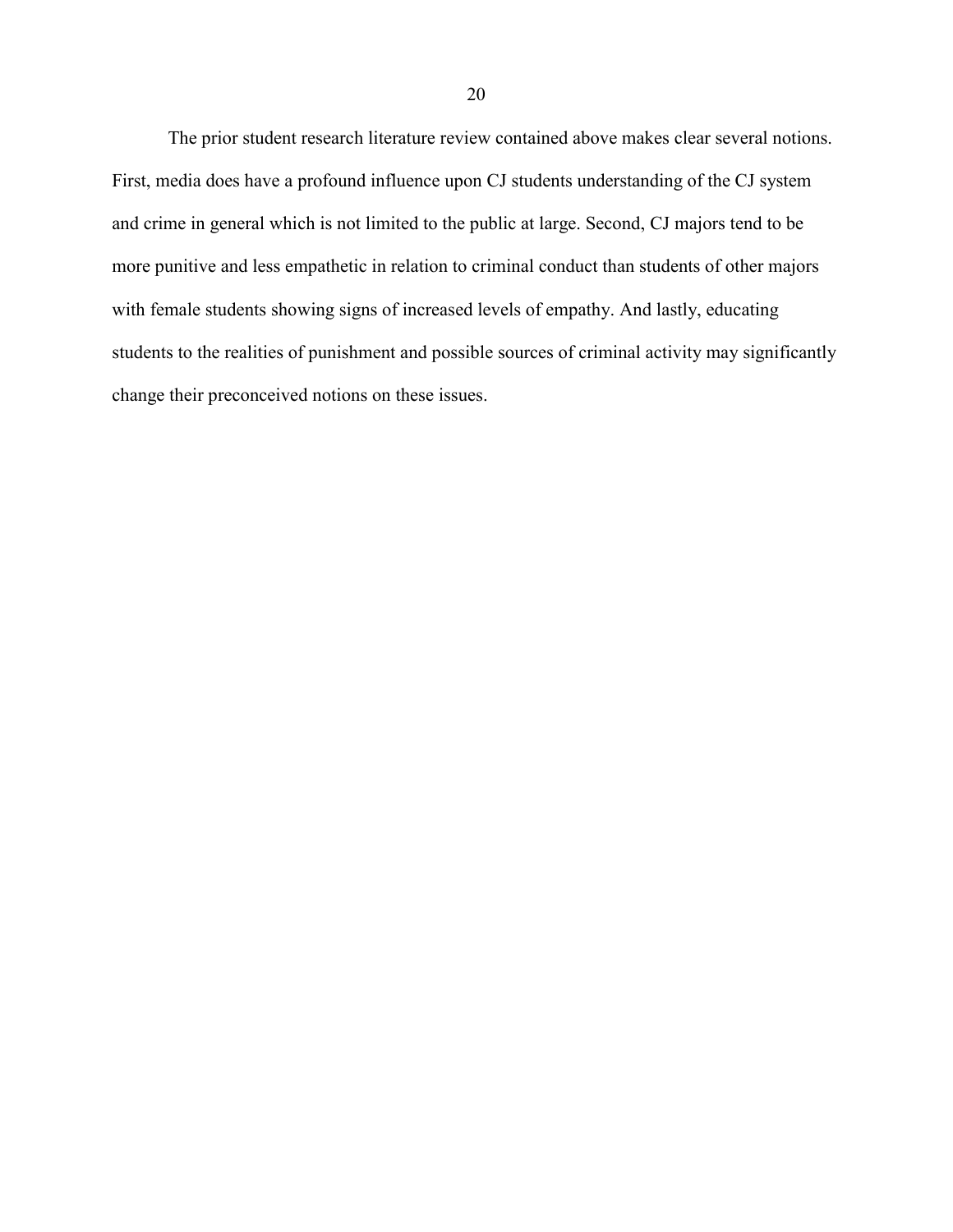The prior student research literature review contained above makes clear several notions. First, media does have a profound influence upon CJ students understanding of the CJ system and crime in general which is not limited to the public at large. Second, CJ majors tend to be more punitive and less empathetic in relation to criminal conduct than students of other majors with female students showing signs of increased levels of empathy. And lastly, educating students to the realities of punishment and possible sources of criminal activity may significantly change their preconceived notions on these issues.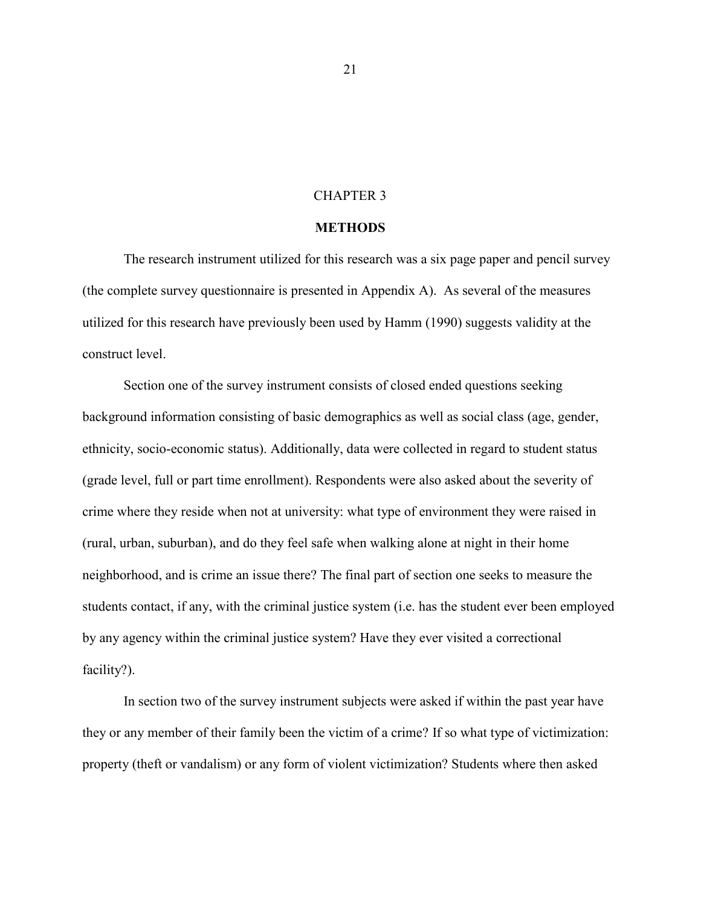# CHAPTER 3

## METHODS

The research instrument utilized for this research was a six page paper and pencil survey (the complete survey questionnaire is presented in Appendix A). As several of the measures utilized for this research have previously been used by Hamm (1990) suggests validity at the construct level.

Section one of the survey instrument consists of closed ended questions seeking background information consisting of basic demographics as well as social class (age, gender, ethnicity, socio-economic status). Additionally, data were collected in regard to student status (grade level, full or part time enrollment). Respondents were also asked about the severity of crime where they reside when not at university: what type of environment they were raised in (rural, urban, suburban), and do they feel safe when walking alone at night in their home neighborhood, and is crime an issue there? The final part of section one seeks to measure the students contact, if any, with the criminal justice system (i.e. has the student ever been employed by any agency within the criminal justice system? Have they ever visited a correctional facility?).

In section two of the survey instrument subjects were asked if within the past year have they or any member of their family been the victim of a crime? If so what type of victimization: property (theft or vandalism) or any form of violent victimization? Students where then asked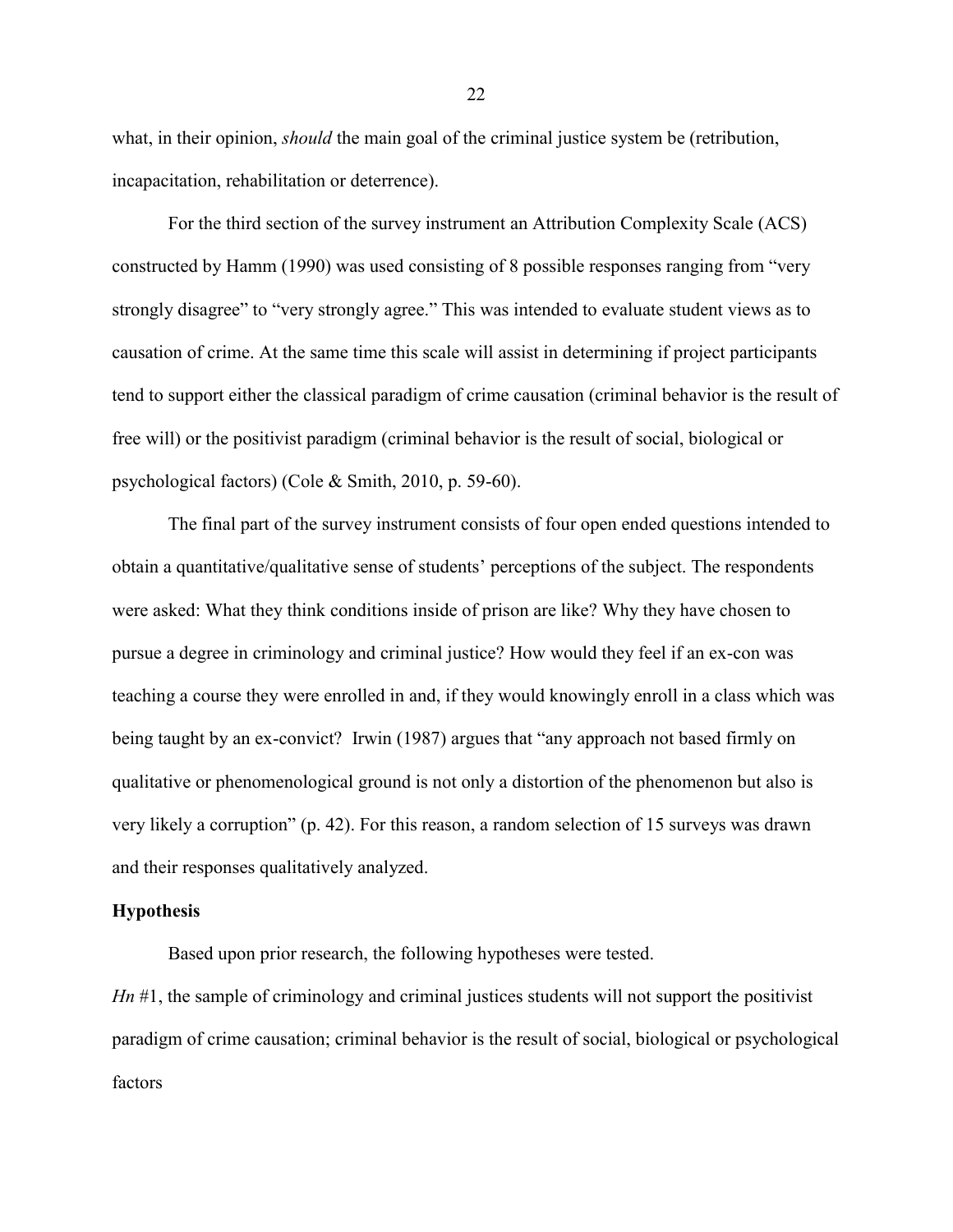what, in their opinion, *should* the main goal of the criminal justice system be (retribution, incapacitation, rehabilitation or deterrence).

For the third section of the survey instrument an Attribution Complexity Scale (ACS) constructed by Hamm (1990) was used consisting of 8 possible responses ranging from "very strongly disagree" to "very strongly agree." This was intended to evaluate student views as to causation of crime. At the same time this scale will assist in determining if project participants tend to support either the classical paradigm of crime causation (criminal behavior is the result of free will) or the positivist paradigm (criminal behavior is the result of social, biological or psychological factors) (Cole & Smith, 2010, p. 59-60).

The final part of the survey instrument consists of four open ended questions intended to obtain a quantitative/qualitative sense of students' perceptions of the subject. The respondents were asked: What they think conditions inside of prison are like? Why they have chosen to pursue a degree in criminology and criminal justice? How would they feel if an ex-con was teaching a course they were enrolled in and, if they would knowingly enroll in a class which was being taught by an ex-convict? Irwin (1987) argues that "any approach not based firmly on qualitative or phenomenological ground is not only a distortion of the phenomenon but also is very likely a corruption" (p. 42). For this reason, a random selection of 15 surveys was drawn and their responses qualitatively analyzed.

**Hypothesis**

Based upon prior research, the following hypotheses were tested.

*Hn* #1, the sample of criminology and criminal justices students will not support the positivist paradigm of crime causation; criminal behavior is the result of social, biological or psychological factors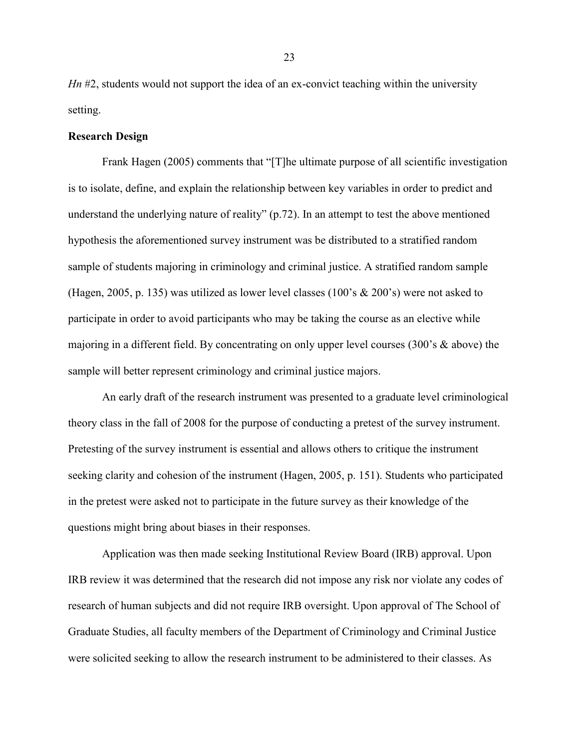*Hn* #2, students would not support the idea of an ex-convict teaching within the university setting.

**Research Design**

Frank Hagen (2005) comments that "[T]he ultimate purpose of all scientific investigation is to isolate, define, and explain the relationship between key variables in order to predict and understand the underlying nature of reality" (p.72). In an attempt to test the above mentioned hypothesis the aforementioned survey instrument was be distributed to a stratified random sample of students majoring in criminology and criminal justice. A stratified random sample (Hagen, 2005, p. 135) was utilized as lower level classes (100's & 200's) were not asked to participate in order to avoid participants who may be taking the course as an elective while majoring in a different field. By concentrating on only upper level courses (300's & above) the sample will better represent criminology and criminal justice majors.

An early draft of the research instrument was presented to a graduate level criminological theory class in the fall of 2008 for the purpose of conducting a pretest of the survey instrument. Pretesting of the survey instrument is essential and allows others to critique the instrument seeking clarity and cohesion of the instrument (Hagen, 2005, p. 151). Students who participated in the pretest were asked not to participate in the future survey as their knowledge of the questions might bring about biases in their responses.

Application was then made seeking Institutional Review Board (IRB) approval. Upon IRB review it was determined that the research did not impose any risk nor violate any codes of research of human subjects and did not require IRB oversight. Upon approval of The School of Graduate Studies, all faculty members of the Department of Criminology and Criminal Justice were solicited seeking to allow the research instrument to be administered to their classes. As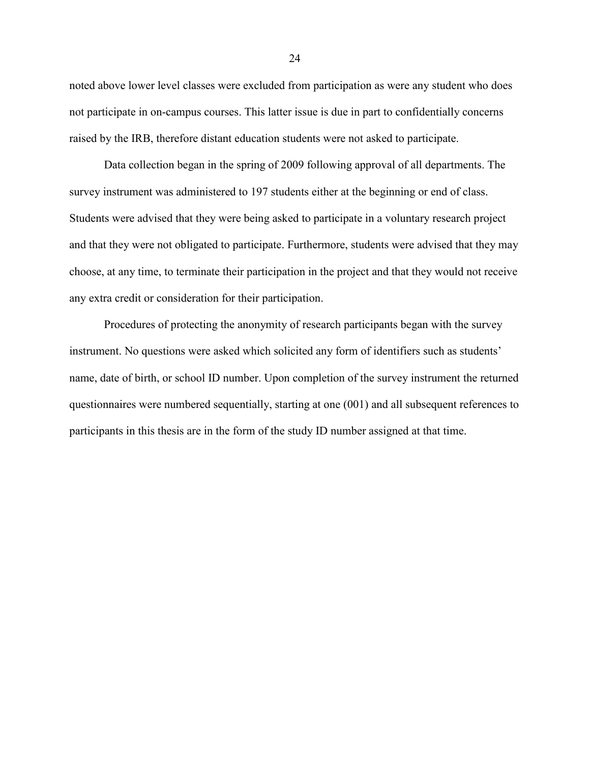noted above lower level classes were excluded from participation as were any student who does not participate in on-campus courses. This latter issue is due in part to confidentially concerns raised by the IRB, therefore distant education students were not asked to participate.

Data collection began in the spring of 2009 following approval of all departments. The survey instrument was administered to 197 students either at the beginning or end of class. Students were advised that they were being asked to participate in a voluntary research project and that they were not obligated to participate. Furthermore, students were advised that they may choose, at any time, to terminate their participation in the project and that they would not receive any extra credit or consideration for their participation.

Procedures of protecting the anonymity of research participants began with the survey instrument. No questions were asked which solicited any form of identifiers such as students' name, date of birth, or school ID number. Upon completion of the survey instrument the returned questionnaires were numbered sequentially, starting at one (001) and all subsequent references to participants in this thesis are in the form of the study ID number assigned at that time.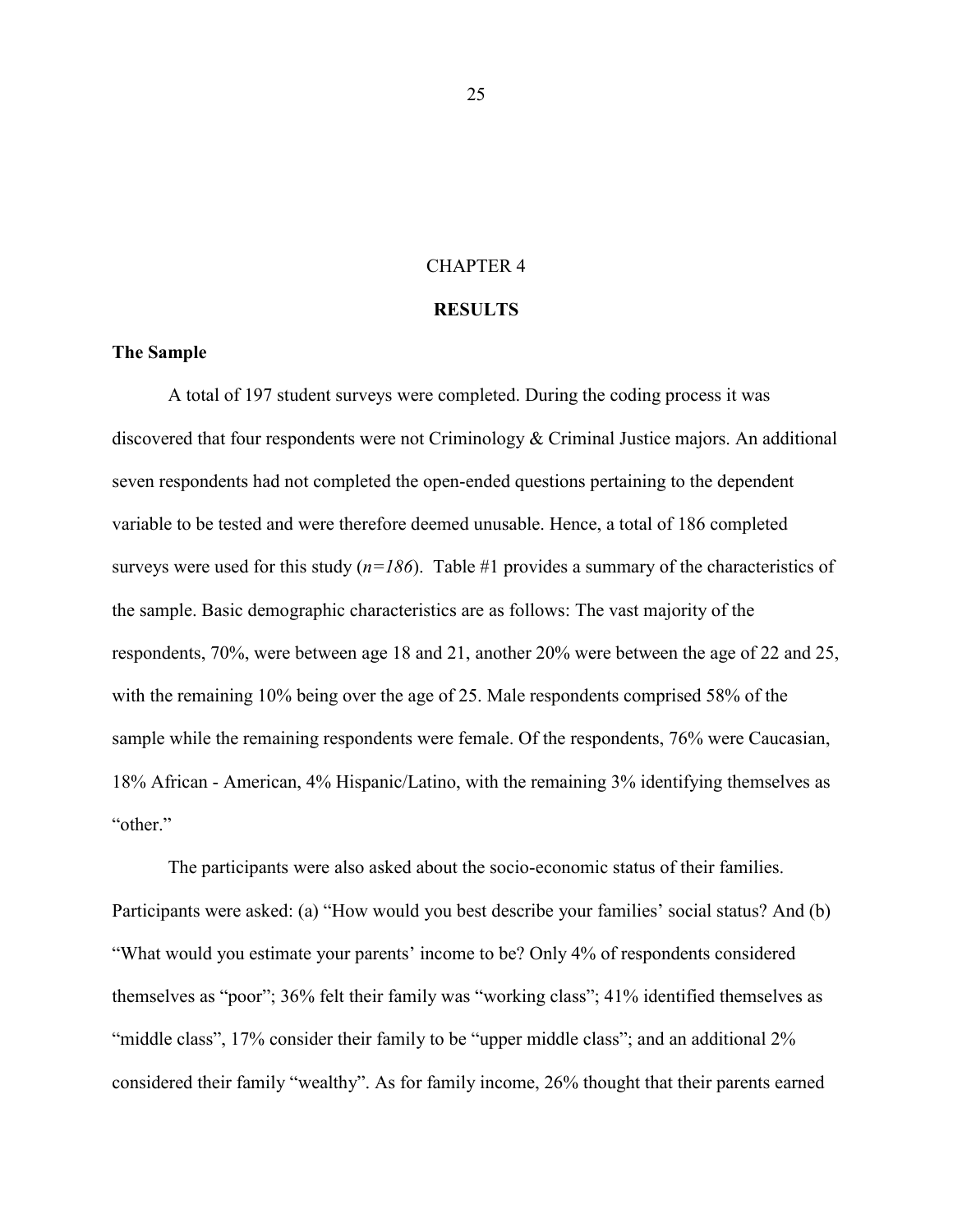# CHAPTER 4

## RESULTS

### The Sample

A total of 197 student surveys were completed. During the coding process it was discovered that four respondents were not Criminology & Criminal Justice majors. An additional seven respondents had not completed the open-ended questions pertaining to the dependent variable to be tested and were therefore deemed unusable. Hence, a total of 186 completed surveys were used for this study (*n=186*). Table #1 provides a summary of the characteristics of the sample. Basic demographic characteristics are as follows: The vast majority of the respondents, 70%, were between age 18 and 21, another 20% were between the age of 22 and 25, with the remaining 10% being over the age of 25. Male respondents comprised 58% of the sample while the remaining respondents were female. Of the respondents, 76% were Caucasian, 18% African - American, 4% Hispanic/Latino, with the remaining 3% identifying themselves as "other."

The participants were also asked about the socio-economic status of their families. Participants were asked: (a) "How would you best describe your families' social status? And (b) "What would you estimate your parents' income to be? Only 4% of respondents considered themselves as "poor"; 36% felt their family was "working class"; 41% identified themselves as "middle class", 17% consider their family to be "upper middle class"; and an additional 2% considered their family "wealthy". As for family income, 26% thought that their parents earned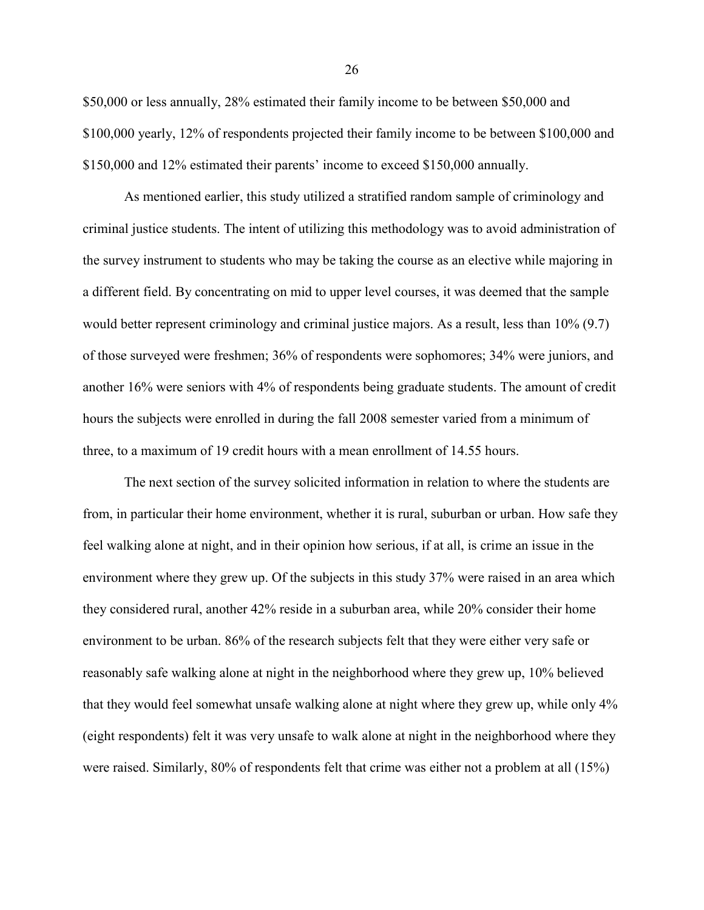$50,000 or less annually, 28% estimated their family income to be between $50,000 and $100,000 yearly, 12% of respondents projected their family income to be between $100,000 and $150,000 and 12% estimated their parents' income to exceed $150,000 annually.

As mentioned earlier, this study utilized a stratified random sample of criminology and criminal justice students. The intent of utilizing this methodology was to avoid administration of the survey instrument to students who may be taking the course as an elective while majoring in a different field. By concentrating on mid to upper level courses, it was deemed that the sample would better represent criminology and criminal justice majors. As a result, less than 10% (9.7) of those surveyed were freshmen; 36% of respondents were sophomores; 34% were juniors, and another 16% were seniors with 4% of respondents being graduate students. The amount of credit hours the subjects were enrolled in during the fall 2008 semester varied from a minimum of three, to a maximum of 19 credit hours with a mean enrollment of 14.55 hours.

The next section of the survey solicited information in relation to where the students are from, in particular their home environment, whether it is rural, suburban or urban. How safe they feel walking alone at night, and in their opinion how serious, if at all, is crime an issue in the environment where they grew up. Of the subjects in this study 37% were raised in an area which they considered rural, another 42% reside in a suburban area, while 20% consider their home environment to be urban. 86% of the research subjects felt that they were either very safe or reasonably safe walking alone at night in the neighborhood where they grew up, 10% believed that they would feel somewhat unsafe walking alone at night where they grew up, while only 4% (eight respondents) felt it was very unsafe to walk alone at night in the neighborhood where they were raised. Similarly, 80% of respondents felt that crime was either not a problem at all (15%)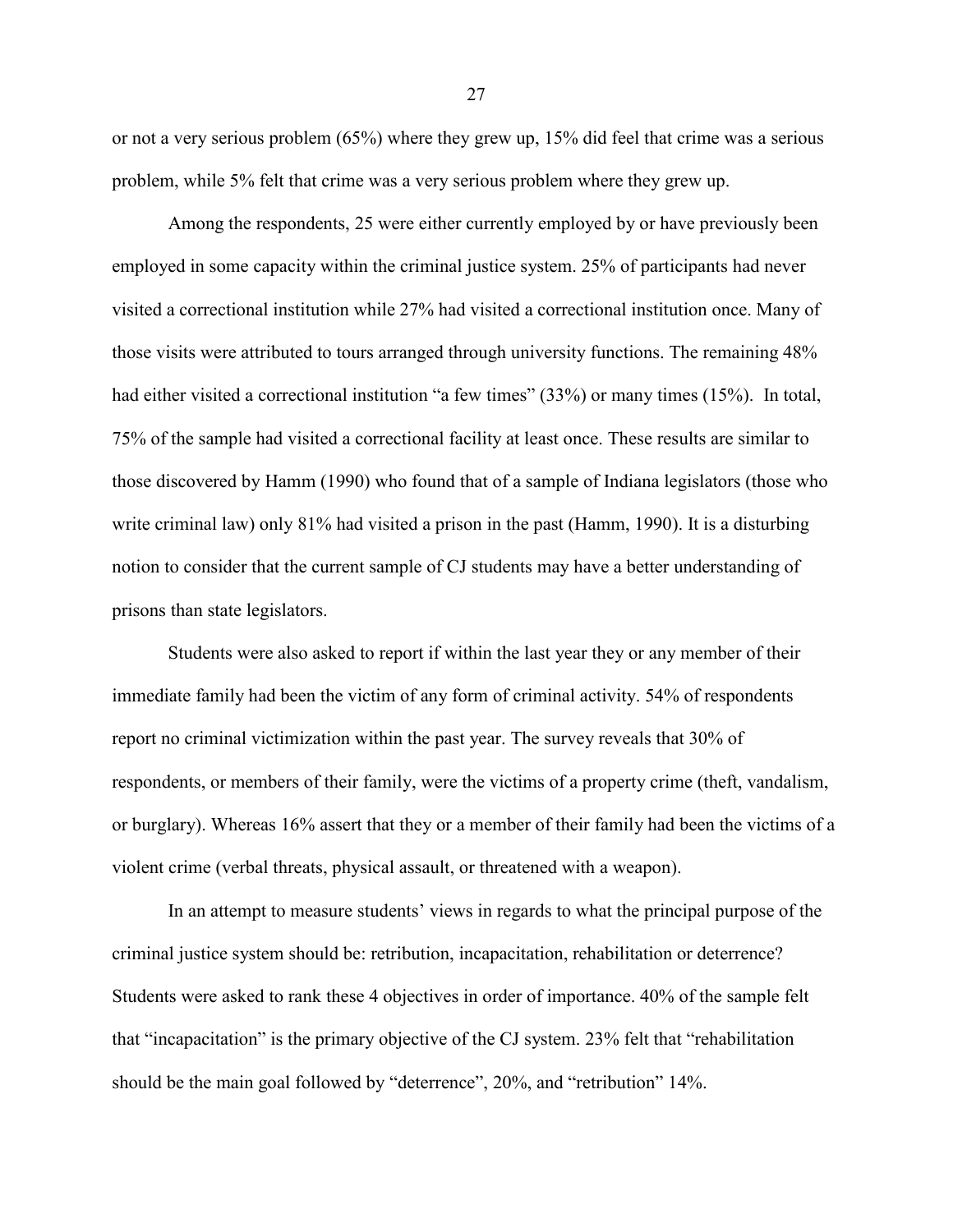or not a very serious problem (65%) where they grew up, 15% did feel that crime was a serious problem, while 5% felt that crime was a very serious problem where they grew up.

Among the respondents, 25 were either currently employed by or have previously been employed in some capacity within the criminal justice system. 25% of participants had never visited a correctional institution while 27% had visited a correctional institution once. Many of those visits were attributed to tours arranged through university functions. The remaining 48% had either visited a correctional institution "a few times" (33%) or many times (15%). In total, 75% of the sample had visited a correctional facility at least once. These results are similar to those discovered by Hamm (1990) who found that of a sample of Indiana legislators (those who write criminal law) only 81% had visited a prison in the past (Hamm, 1990). It is a disturbing notion to consider that the current sample of CJ students may have a better understanding of prisons than state legislators.

Students were also asked to report if within the last year they or any member of their immediate family had been the victim of any form of criminal activity. 54% of respondents report no criminal victimization within the past year. The survey reveals that 30% of respondents, or members of their family, were the victims of a property crime (theft, vandalism, or burglary). Whereas 16% assert that they or a member of their family had been the victims of a violent crime (verbal threats, physical assault, or threatened with a weapon).

In an attempt to measure students' views in regards to what the principal purpose of the criminal justice system should be: retribution, incapacitation, rehabilitation or deterrence? Students were asked to rank these 4 objectives in order of importance. 40% of the sample felt that "incapacitation" is the primary objective of the CJ system. 23% felt that "rehabilitation should be the main goal followed by "deterrence", 20%, and "retribution" 14%.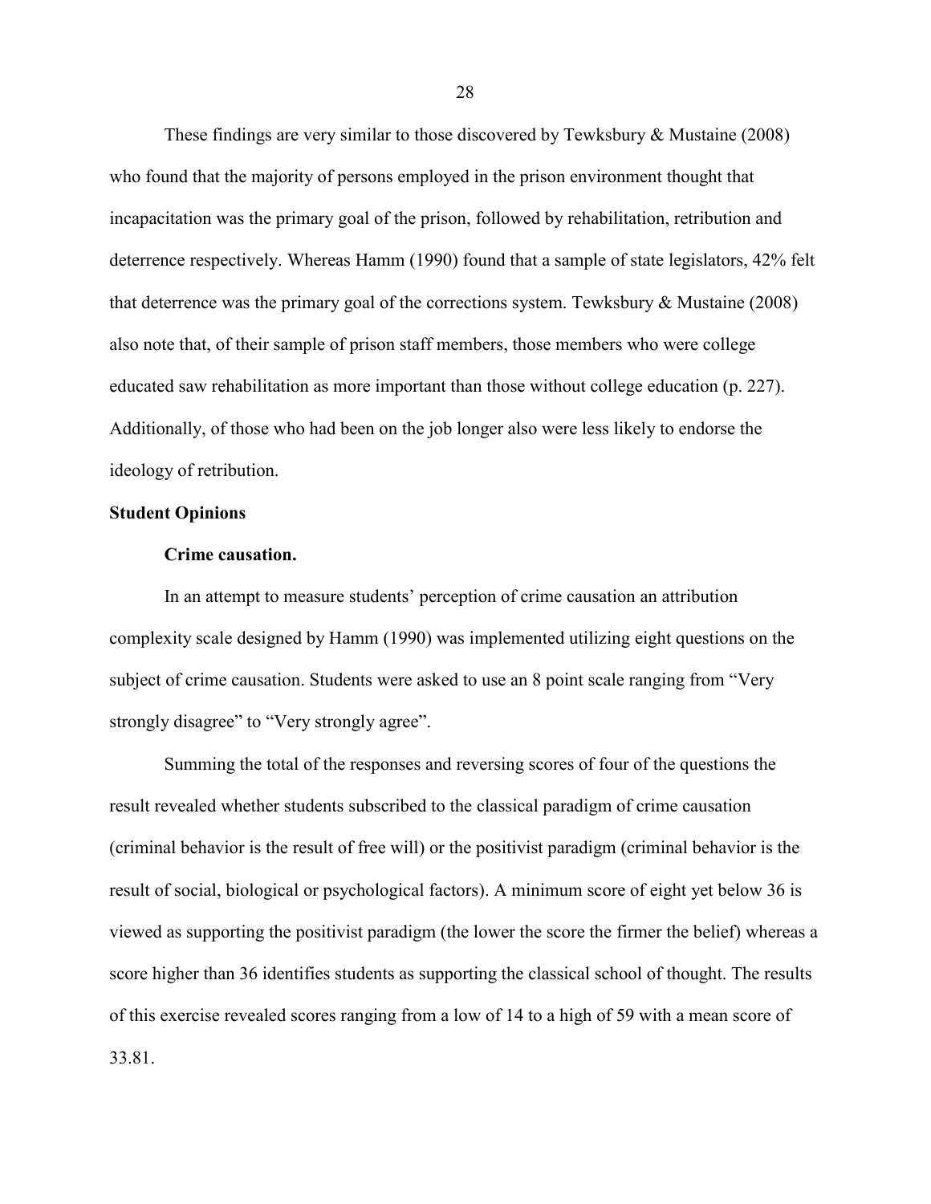These findings are very similar to those discovered by Tewksbury & Mustaine (2008) who found that the majority of persons employed in the prison environment thought that incapacitation was the primary goal of the prison, followed by rehabilitation, retribution and deterrence respectively. Whereas Hamm (1990) found that a sample of state legislators, 42% felt that deterrence was the primary goal of the corrections system. Tewksbury & Mustaine (2008) also note that, of their sample of prison staff members, those members who were college educated saw rehabilitation as more important than those without college education (p. 227). Additionally, of those who had been on the job longer also were less likely to endorse the ideology of retribution.

## Student Opinions

### Crime causation.

In an attempt to measure students' perception of crime causation an attribution complexity scale designed by Hamm (1990) was implemented utilizing eight questions on the subject of crime causation. Students were asked to use an 8 point scale ranging from "Very strongly disagree" to "Very strongly agree".

Summing the total of the responses and reversing scores of four of the questions the result revealed whether students subscribed to the classical paradigm of crime causation (criminal behavior is the result of free will) or the positivist paradigm (criminal behavior is the result of social, biological or psychological factors). A minimum score of eight yet below 36 is viewed as supporting the positivist paradigm (the lower the score the firmer the belief) whereas a score higher than 36 identifies students as supporting the classical school of thought. The results of this exercise revealed scores ranging from a low of 14 to a high of 59 with a mean score of 33.81.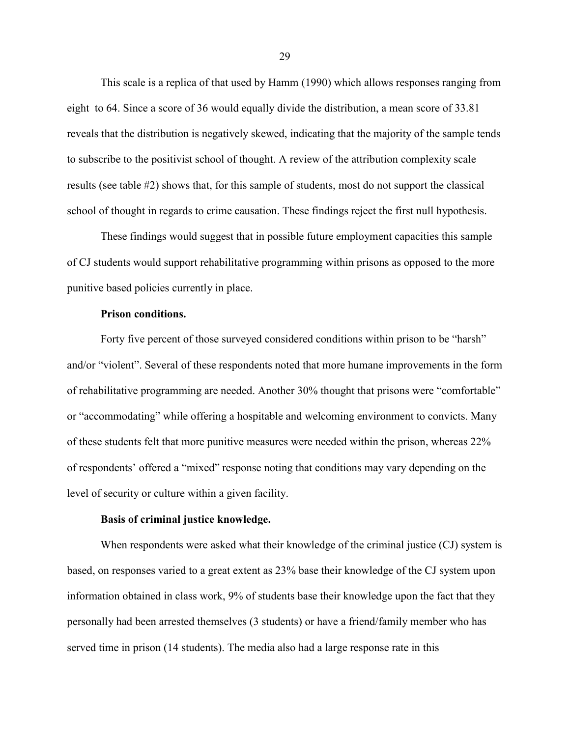This scale is a replica of that used by Hamm (1990) which allows responses ranging from eight to 64. Since a score of 36 would equally divide the distribution, a mean score of 33.81 reveals that the distribution is negatively skewed, indicating that the majority of the sample tends to subscribe to the positivist school of thought. A review of the attribution complexity scale results (see table #2) shows that, for this sample of students, most do not support the classical school of thought in regards to crime causation. These findings reject the first null hypothesis.

These findings would suggest that in possible future employment capacities this sample of CJ students would support rehabilitative programming within prisons as opposed to the more punitive based policies currently in place.

**Prison conditions.**

Forty five percent of those surveyed considered conditions within prison to be "harsh" and/or "violent". Several of these respondents noted that more humane improvements in the form of rehabilitative programming are needed. Another 30% thought that prisons were "comfortable" or "accommodating" while offering a hospitable and welcoming environment to convicts. Many of these students felt that more punitive measures were needed within the prison, whereas 22% of respondents' offered a "mixed" response noting that conditions may vary depending on the level of security or culture within a given facility.

**Basis of criminal justice knowledge.**

When respondents were asked what their knowledge of the criminal justice (CJ) system is based, on responses varied to a great extent as 23% base their knowledge of the CJ system upon information obtained in class work, 9% of students base their knowledge upon the fact that they personally had been arrested themselves (3 students) or have a friend/family member who has served time in prison (14 students). The media also had a large response rate in this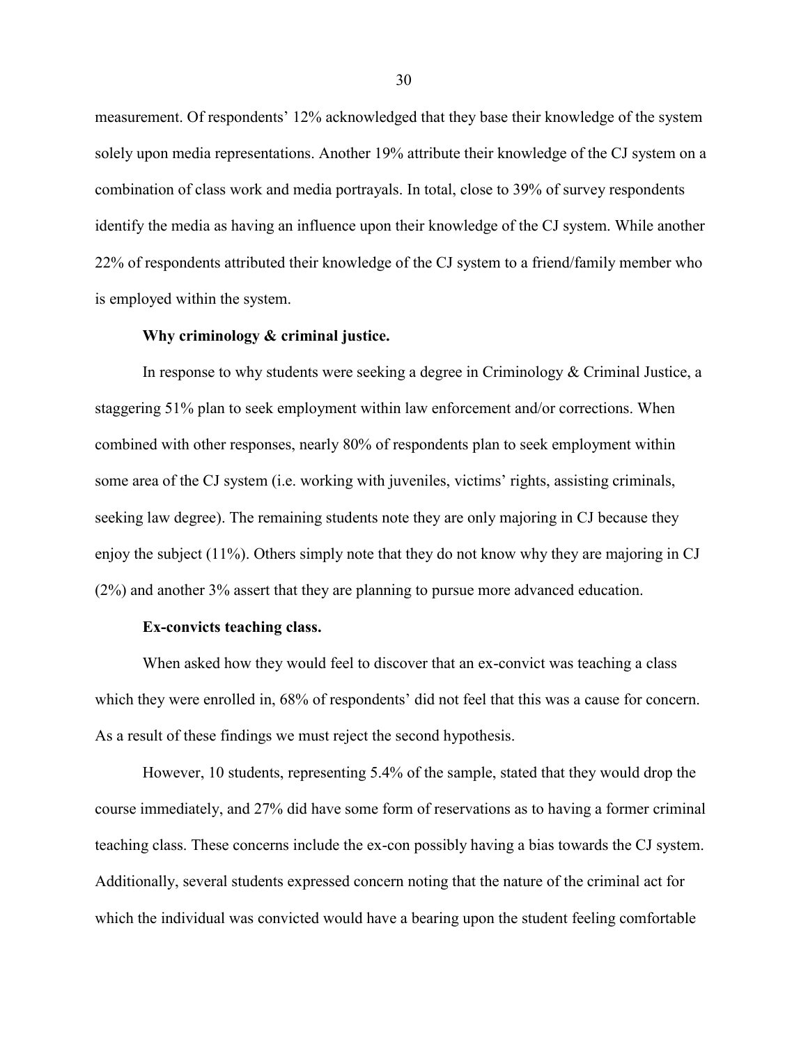measurement. Of respondents' 12% acknowledged that they base their knowledge of the system solely upon media representations. Another 19% attribute their knowledge of the CJ system on a combination of class work and media portrayals. In total, close to 39% of survey respondents identify the media as having an influence upon their knowledge of the CJ system. While another 22% of respondents attributed their knowledge of the CJ system to a friend/family member who is employed within the system.

#### Why criminology & criminal justice.

In response to why students were seeking a degree in Criminology & Criminal Justice, a staggering 51% plan to seek employment within law enforcement and/or corrections. When combined with other responses, nearly 80% of respondents plan to seek employment within some area of the CJ system (i.e. working with juveniles, victims' rights, assisting criminals, seeking law degree). The remaining students note they are only majoring in CJ because they enjoy the subject (11%). Others simply note that they do not know why they are majoring in CJ (2%) and another 3% assert that they are planning to pursue more advanced education.

#### Ex-convicts teaching class.

When asked how they would feel to discover that an ex-convict was teaching a class which they were enrolled in, 68% of respondents' did not feel that this was a cause for concern. As a result of these findings we must reject the second hypothesis.

However, 10 students, representing 5.4% of the sample, stated that they would drop the course immediately, and 27% did have some form of reservations as to having a former criminal teaching class. These concerns include the ex-con possibly having a bias towards the CJ system. Additionally, several students expressed concern noting that the nature of the criminal act for which the individual was convicted would have a bearing upon the student feeling comfortable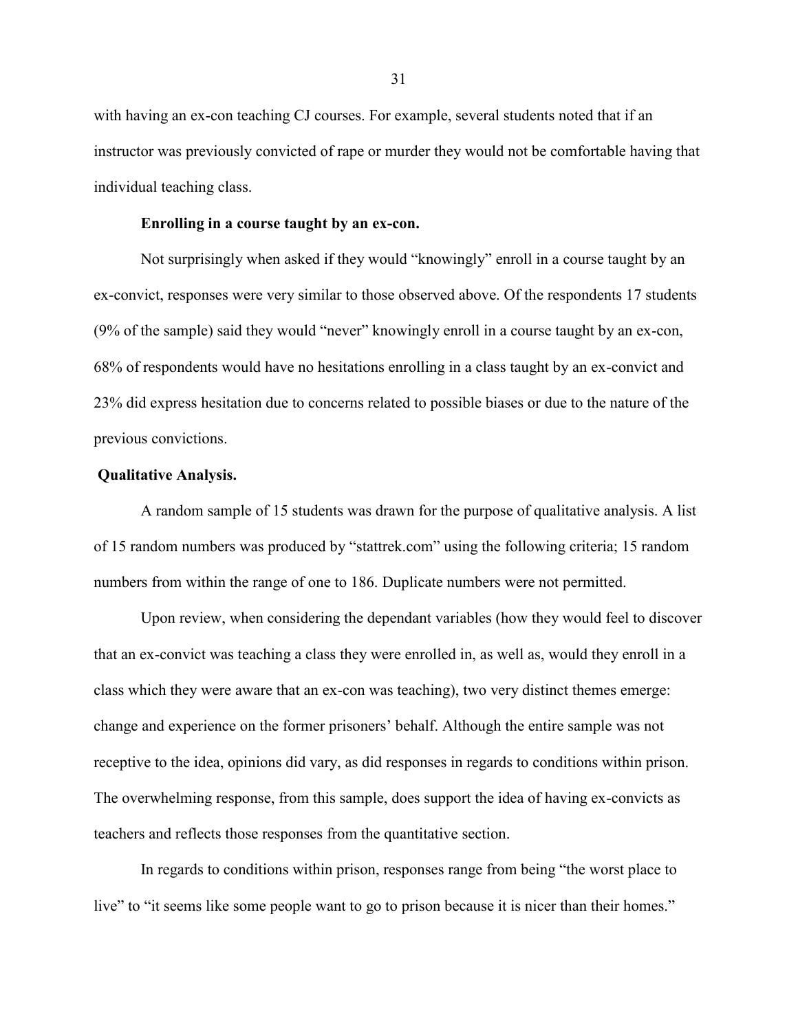with having an ex-con teaching CJ courses. For example, several students noted that if an instructor was previously convicted of rape or murder they would not be comfortable having that individual teaching class.

**Enrolling in a course taught by an ex-con.**

Not surprisingly when asked if they would "knowingly" enroll in a course taught by an ex-convict, responses were very similar to those observed above. Of the respondents 17 students (9% of the sample) said they would "never" knowingly enroll in a course taught by an ex-con, 68% of respondents would have no hesitations enrolling in a class taught by an ex-convict and 23% did express hesitation due to concerns related to possible biases or due to the nature of the previous convictions.

**Qualitative Analysis.**

A random sample of 15 students was drawn for the purpose of qualitative analysis. A list of 15 random numbers was produced by "stattrek.com" using the following criteria; 15 random numbers from within the range of one to 186. Duplicate numbers were not permitted.

Upon review, when considering the dependant variables (how they would feel to discover that an ex-convict was teaching a class they were enrolled in, as well as, would they enroll in a class which they were aware that an ex-con was teaching), two very distinct themes emerge: change and experience on the former prisoners' behalf. Although the entire sample was not receptive to the idea, opinions did vary, as did responses in regards to conditions within prison. The overwhelming response, from this sample, does support the idea of having ex-convicts as teachers and reflects those responses from the quantitative section.

In regards to conditions within prison, responses range from being "the worst place to live" to "it seems like some people want to go to prison because it is nicer than their homes."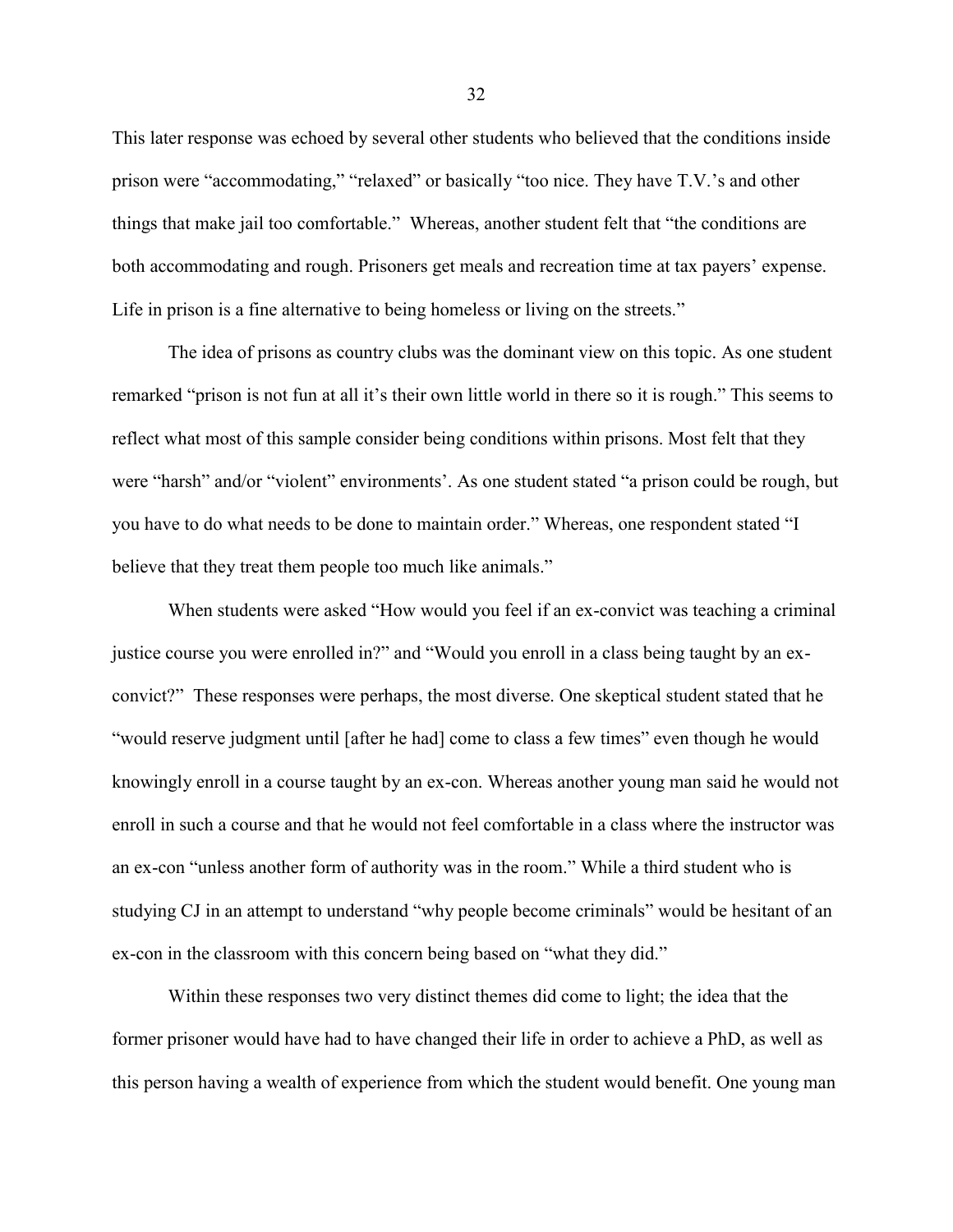This later response was echoed by several other students who believed that the conditions inside prison were "accommodating," "relaxed" or basically "too nice. They have T.V.'s and other things that make jail too comfortable." Whereas, another student felt that "the conditions are both accommodating and rough. Prisoners get meals and recreation time at tax payers' expense. Life in prison is a fine alternative to being homeless or living on the streets."

The idea of prisons as country clubs was the dominant view on this topic. As one student remarked "prison is not fun at all it's their own little world in there so it is rough." This seems to reflect what most of this sample consider being conditions within prisons. Most felt that they were "harsh" and/or "violent" environments'. As one student stated "a prison could be rough, but you have to do what needs to be done to maintain order." Whereas, one respondent stated "I believe that they treat them people too much like animals."

When students were asked "How would you feel if an ex-convict was teaching a criminal justice course you were enrolled in?" and "Would you enroll in a class being taught by an ex-convict?" These responses were perhaps, the most diverse. One skeptical student stated that he "would reserve judgment until [after he had] come to class a few times" even though he would knowingly enroll in a course taught by an ex-con. Whereas another young man said he would not enroll in such a course and that he would not feel comfortable in a class where the instructor was an ex-con "unless another form of authority was in the room." While a third student who is studying CJ in an attempt to understand "why people become criminals" would be hesitant of an ex-con in the classroom with this concern being based on "what they did."

Within these responses two very distinct themes did come to light; the idea that the former prisoner would have had to have changed their life in order to achieve a PhD, as well as this person having a wealth of experience from which the student would benefit. One young man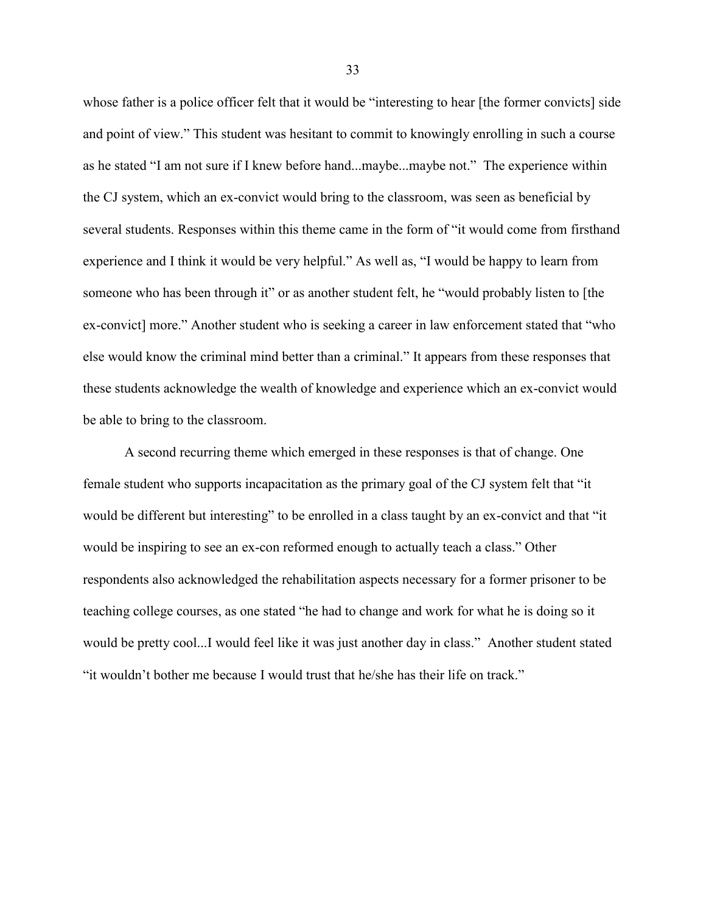whose father is a police officer felt that it would be "interesting to hear [the former convicts] side and point of view." This student was hesitant to commit to knowingly enrolling in such a course as he stated "I am not sure if I knew before hand...maybe...maybe not." The experience within the CJ system, which an ex-convict would bring to the classroom, was seen as beneficial by several students. Responses within this theme came in the form of "it would come from firsthand experience and I think it would be very helpful." As well as, "I would be happy to learn from someone who has been through it" or as another student felt, he "would probably listen to [the ex-convict] more." Another student who is seeking a career in law enforcement stated that "who else would know the criminal mind better than a criminal." It appears from these responses that these students acknowledge the wealth of knowledge and experience which an ex-convict would be able to bring to the classroom.

A second recurring theme which emerged in these responses is that of change. One female student who supports incapacitation as the primary goal of the CJ system felt that "it would be different but interesting" to be enrolled in a class taught by an ex-convict and that "it would be inspiring to see an ex-con reformed enough to actually teach a class." Other respondents also acknowledged the rehabilitation aspects necessary for a former prisoner to be teaching college courses, as one stated "he had to change and work for what he is doing so it would be pretty cool...I would feel like it was just another day in class." Another student stated "it wouldn't bother me because I would trust that he/she has their life on track."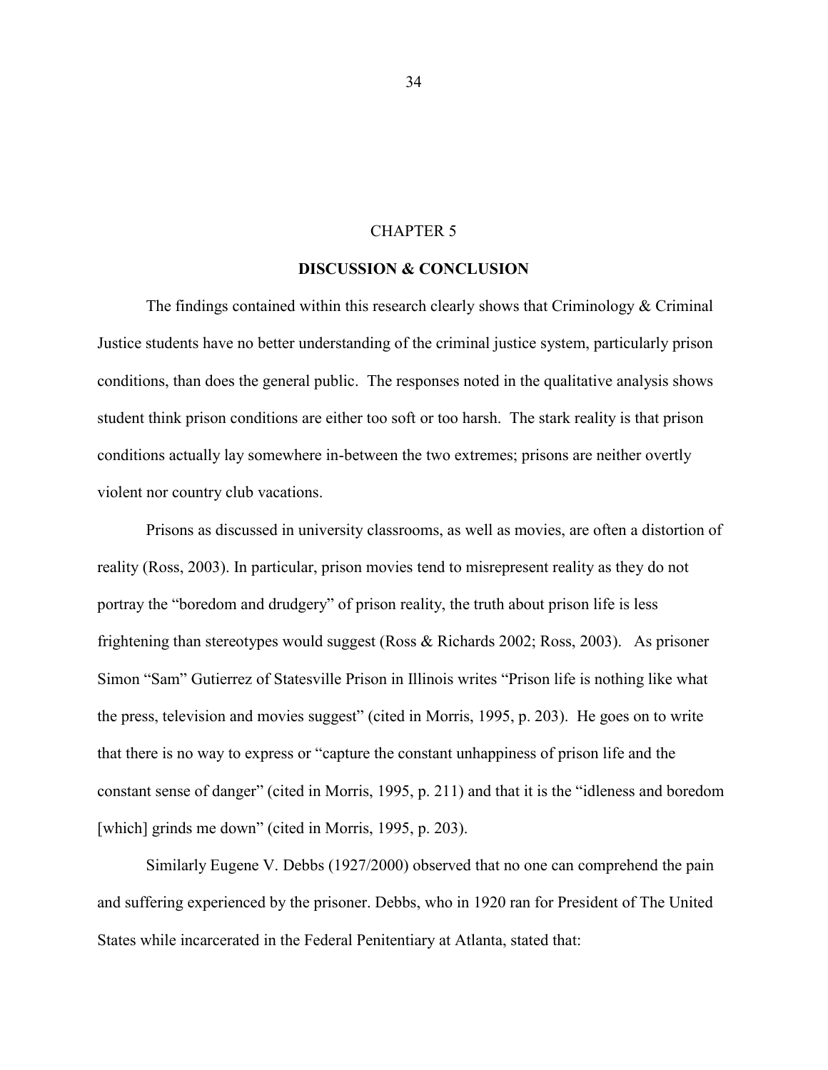# CHAPTER 5

## DISCUSSION & CONCLUSION

The findings contained within this research clearly shows that Criminology & Criminal Justice students have no better understanding of the criminal justice system, particularly prison conditions, than does the general public. The responses noted in the qualitative analysis shows student think prison conditions are either too soft or too harsh. The stark reality is that prison conditions actually lay somewhere in-between the two extremes; prisons are neither overtly violent nor country club vacations.

Prisons as discussed in university classrooms, as well as movies, are often a distortion of reality (Ross, 2003). In particular, prison movies tend to misrepresent reality as they do not portray the "boredom and drudgery" of prison reality, the truth about prison life is less frightening than stereotypes would suggest (Ross & Richards 2002; Ross, 2003). As prisoner Simon "Sam" Gutierrez of Statesville Prison in Illinois writes "Prison life is nothing like what the press, television and movies suggest" (cited in Morris, 1995, p. 203). He goes on to write that there is no way to express or "capture the constant unhappiness of prison life and the constant sense of danger" (cited in Morris, 1995, p. 211) and that it is the "idleness and boredom [which] grinds me down" (cited in Morris, 1995, p. 203).

Similarly Eugene V. Debbs (1927/2000) observed that no one can comprehend the pain and suffering experienced by the prisoner. Debbs, who in 1920 ran for President of The United States while incarcerated in the Federal Penitentiary at Atlanta, stated that: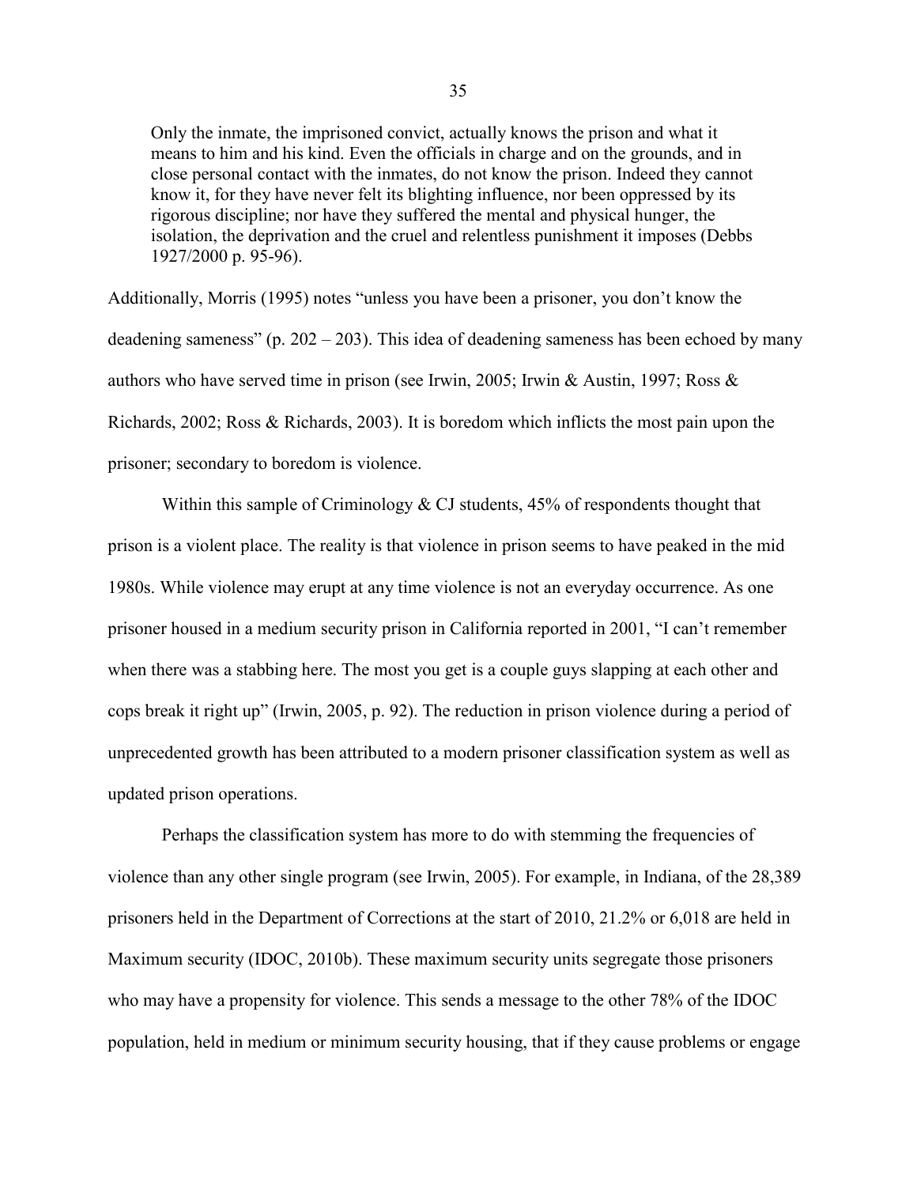> Only the inmate, the imprisoned convict, actually knows the prison and what it means to him and his kind. Even the officials in charge and on the grounds, and in close personal contact with the inmates, do not know the prison. Indeed they cannot know it, for they have never felt its blighting influence, nor been oppressed by its rigorous discipline; nor have they suffered the mental and physical hunger, the isolation, the deprivation and the cruel and relentless punishment it imposes (Debbs 1927/2000 p. 95-96).

Additionally, Morris (1995) notes "unless you have been a prisoner, you don't know the deadening sameness" (p. 202 – 203). This idea of deadening sameness has been echoed by many authors who have served time in prison (see Irwin, 2005; Irwin & Austin, 1997; Ross & Richards, 2002; Ross & Richards, 2003). It is boredom which inflicts the most pain upon the prisoner; secondary to boredom is violence.

Within this sample of Criminology & CJ students, 45% of respondents thought that prison is a violent place. The reality is that violence in prison seems to have peaked in the mid 1980s. While violence may erupt at any time violence is not an everyday occurrence. As one prisoner housed in a medium security prison in California reported in 2001, "I can't remember when there was a stabbing here. The most you get is a couple guys slapping at each other and cops break it right up" (Irwin, 2005, p. 92). The reduction in prison violence during a period of unprecedented growth has been attributed to a modern prisoner classification system as well as updated prison operations.

Perhaps the classification system has more to do with stemming the frequencies of violence than any other single program (see Irwin, 2005). For example, in Indiana, of the 28,389 prisoners held in the Department of Corrections at the start of 2010, 21.2% or 6,018 are held in Maximum security (IDOC, 2010b). These maximum security units segregate those prisoners who may have a propensity for violence. This sends a message to the other 78% of the IDOC population, held in medium or minimum security housing, that if they cause problems or engage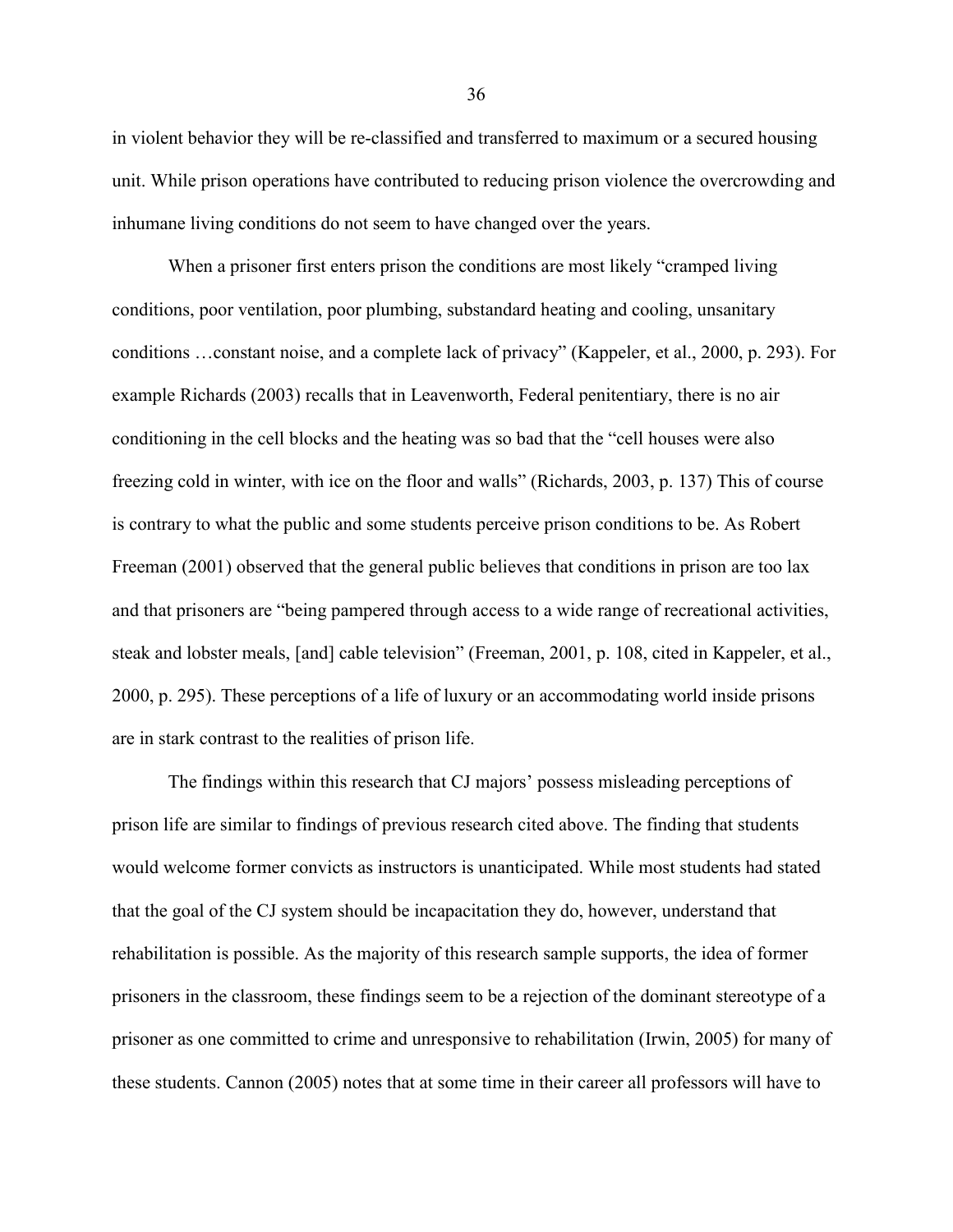in violent behavior they will be re-classified and transferred to maximum or a secured housing unit. While prison operations have contributed to reducing prison violence the overcrowding and inhumane living conditions do not seem to have changed over the years.

When a prisoner first enters prison the conditions are most likely "cramped living conditions, poor ventilation, poor plumbing, substandard heating and cooling, unsanitary conditions …constant noise, and a complete lack of privacy" (Kappeler, et al., 2000, p. 293). For example Richards (2003) recalls that in Leavenworth, Federal penitentiary, there is no air conditioning in the cell blocks and the heating was so bad that the "cell houses were also freezing cold in winter, with ice on the floor and walls" (Richards, 2003, p. 137) This of course is contrary to what the public and some students perceive prison conditions to be. As Robert Freeman (2001) observed that the general public believes that conditions in prison are too lax and that prisoners are "being pampered through access to a wide range of recreational activities, steak and lobster meals, [and] cable television" (Freeman, 2001, p. 108, cited in Kappeler, et al., 2000, p. 295). These perceptions of a life of luxury or an accommodating world inside prisons are in stark contrast to the realities of prison life.

The findings within this research that CJ majors' possess misleading perceptions of prison life are similar to findings of previous research cited above. The finding that students would welcome former convicts as instructors is unanticipated. While most students had stated that the goal of the CJ system should be incapacitation they do, however, understand that rehabilitation is possible. As the majority of this research sample supports, the idea of former prisoners in the classroom, these findings seem to be a rejection of the dominant stereotype of a prisoner as one committed to crime and unresponsive to rehabilitation (Irwin, 2005) for many of these students. Cannon (2005) notes that at some time in their career all professors will have to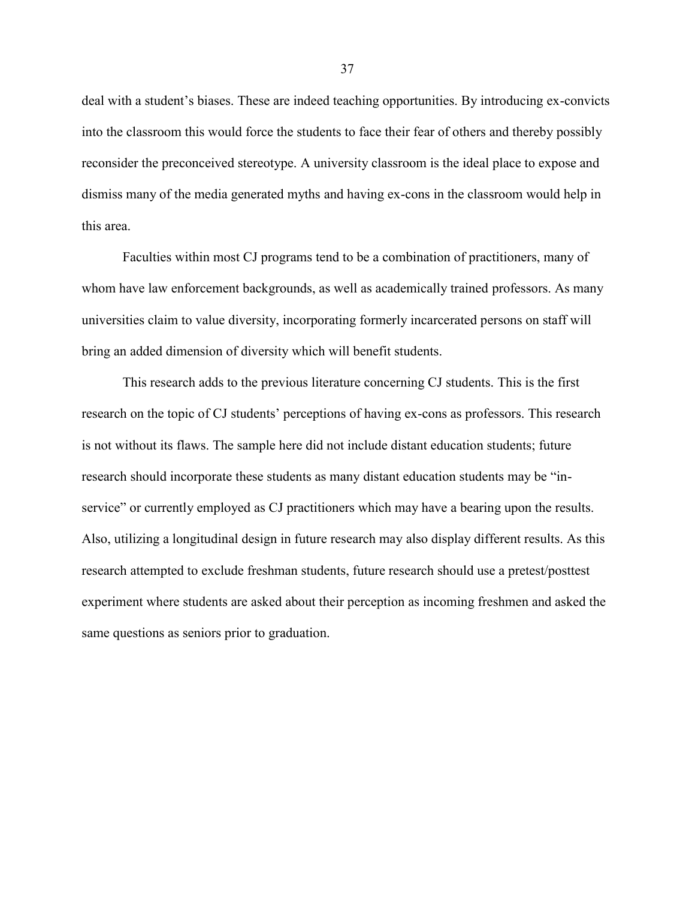deal with a student's biases. These are indeed teaching opportunities. By introducing ex-convicts into the classroom this would force the students to face their fear of others and thereby possibly reconsider the preconceived stereotype. A university classroom is the ideal place to expose and dismiss many of the media generated myths and having ex-cons in the classroom would help in this area.

Faculties within most CJ programs tend to be a combination of practitioners, many of whom have law enforcement backgrounds, as well as academically trained professors. As many universities claim to value diversity, incorporating formerly incarcerated persons on staff will bring an added dimension of diversity which will benefit students.

This research adds to the previous literature concerning CJ students. This is the first research on the topic of CJ students' perceptions of having ex-cons as professors. This research is not without its flaws. The sample here did not include distant education students; future research should incorporate these students as many distant education students may be "in-service" or currently employed as CJ practitioners which may have a bearing upon the results. Also, utilizing a longitudinal design in future research may also display different results. As this research attempted to exclude freshman students, future research should use a pretest/posttest experiment where students are asked about their perception as incoming freshmen and asked the same questions as seniors prior to graduation.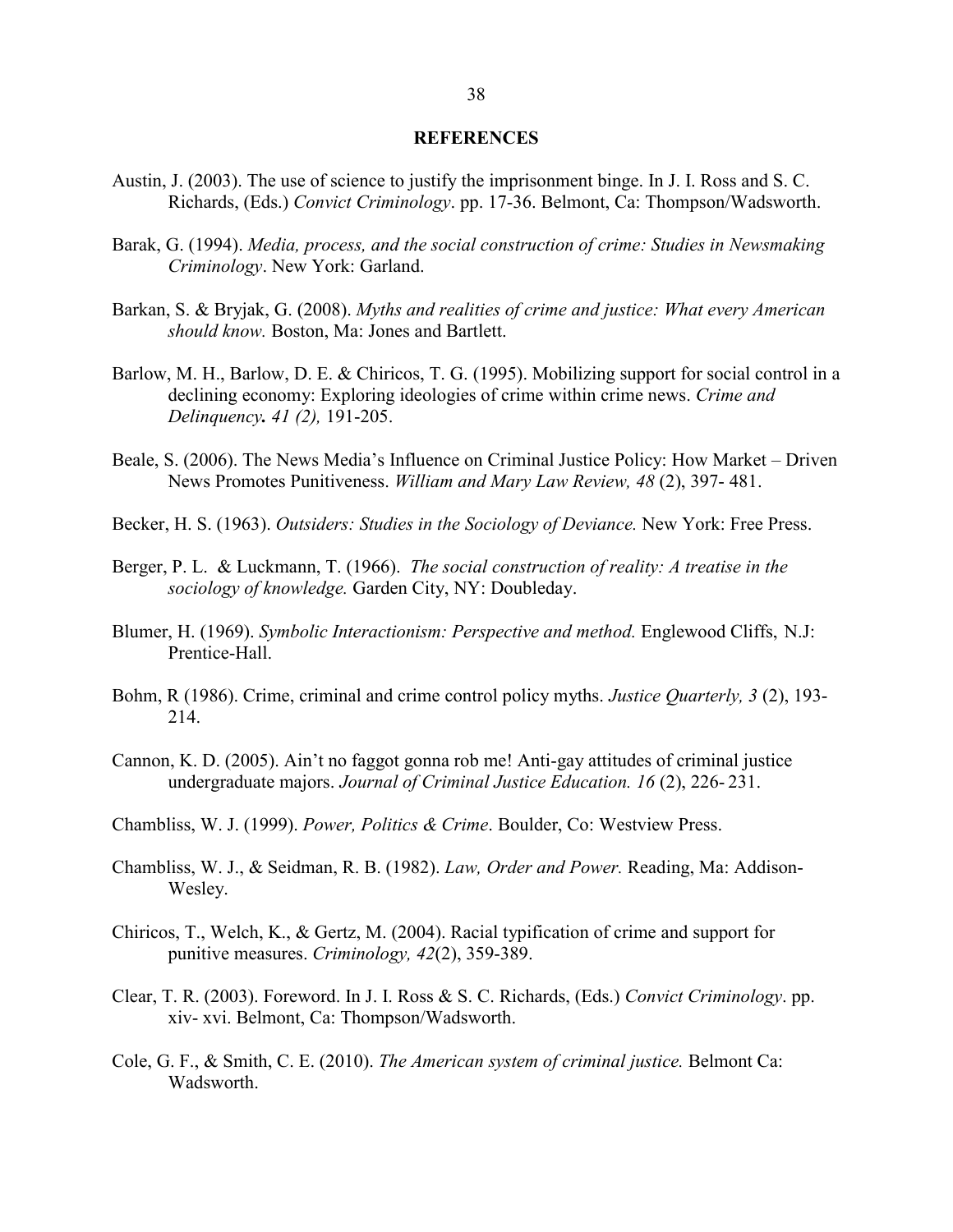# REFERENCES

Austin, J. (2003). The use of science to justify the imprisonment binge. In J. I. Ross and S. C. Richards, (Eds.) *Convict Criminology*. pp. 17-36. Belmont, Ca: Thompson/Wadsworth.

Barak, G. (1994). *Media, process, and the social construction of crime: Studies in Newsmaking Criminology*. New York: Garland.

Barkan, S. & Bryjak, G. (2008). *Myths and realities of crime and justice: What every American should know.* Boston, Ma: Jones and Bartlett.

Barlow, M. H., Barlow, D. E. & Chiricos, T. G. (1995). Mobilizing support for social control in a declining economy: Exploring ideologies of crime within crime news. *Crime and Delinquency***.** *41 (2),* 191-205.

Beale, S. (2006). The News Media's Influence on Criminal Justice Policy: How Market – Driven News Promotes Punitiveness. *William and Mary Law Review, 48* (2), 397- 481.

Becker, H. S. (1963). *Outsiders: Studies in the Sociology of Deviance.* New York: Free Press.

Berger, P. L. & Luckmann, T. (1966). *The social construction of reality: A treatise in the sociology of knowledge.* Garden City, NY: Doubleday.

Blumer, H. (1969). *Symbolic Interactionism: Perspective and method.* Englewood Cliffs, N.J: Prentice-Hall.

Bohm, R (1986). Crime, criminal and crime control policy myths. *Justice Quarterly, 3* (2), 193-214.

Cannon, K. D. (2005). Ain't no faggot gonna rob me! Anti-gay attitudes of criminal justice undergraduate majors. *Journal of Criminal Justice Education. 16* (2), 226- 231.

Chambliss, W. J. (1999). *Power, Politics & Crime*. Boulder, Co: Westview Press.

Chambliss, W. J., & Seidman, R. B. (1982). *Law, Order and Power.* Reading, Ma: Addison-Wesley.

Chiricos, T., Welch, K., & Gertz, M. (2004). Racial typification of crime and support for punitive measures. *Criminology, 42*(2), 359-389.

Clear, T. R. (2003). Foreword. In J. I. Ross & S. C. Richards, (Eds.) *Convict Criminology*. pp. xiv- xvi. Belmont, Ca: Thompson/Wadsworth.

Cole, G. F., & Smith, C. E. (2010). *The American system of criminal justice.* Belmont Ca: Wadsworth.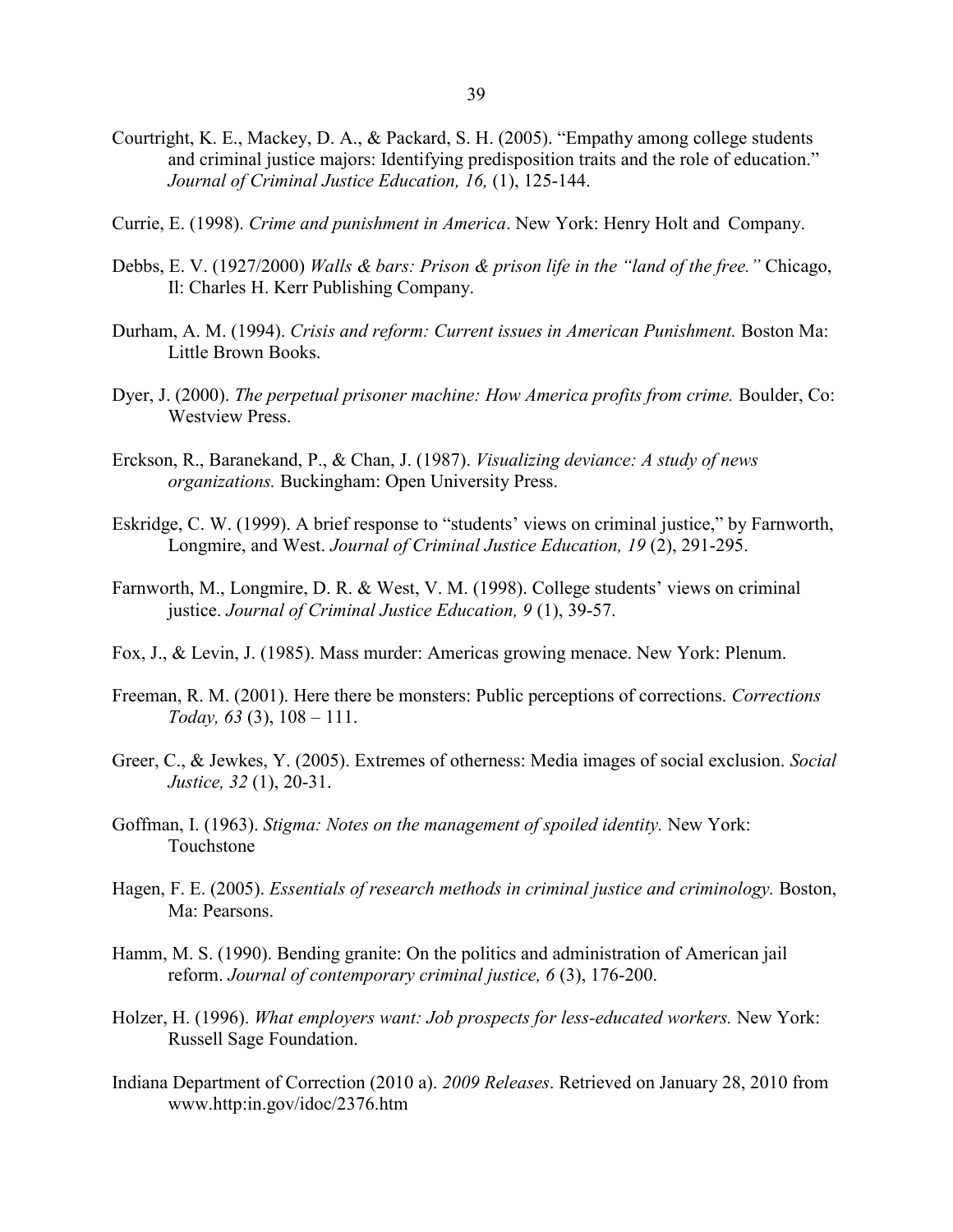Courtright, K. E., Mackey, D. A., & Packard, S. H. (2005). "Empathy among college students and criminal justice majors: Identifying predisposition traits and the role of education." *Journal of Criminal Justice Education, 16,* (1), 125-144.

Currie, E. (1998). *Crime and punishment in America*. New York: Henry Holt and Company.

Debbs, E. V. (1927/2000) *Walls & bars: Prison & prison life in the "land of the free."* Chicago, Il: Charles H. Kerr Publishing Company.

Durham, A. M. (1994). *Crisis and reform: Current issues in American Punishment.* Boston Ma: Little Brown Books.

Dyer, J. (2000). *The perpetual prisoner machine: How America profits from crime.* Boulder, Co: Westview Press.

Erckson, R., Baranekand, P., & Chan, J. (1987). *Visualizing deviance: A study of news organizations.* Buckingham: Open University Press.

Eskridge, C. W. (1999). A brief response to "students' views on criminal justice," by Farnworth, Longmire, and West. *Journal of Criminal Justice Education, 19* (2), 291-295.

Farnworth, M., Longmire, D. R. & West, V. M. (1998). College students' views on criminal justice. *Journal of Criminal Justice Education, 9* (1), 39-57.

Fox, J., & Levin, J. (1985). Mass murder: Americas growing menace. New York: Plenum.

Freeman, R. M. (2001). Here there be monsters: Public perceptions of corrections. *Corrections Today, 63* (3), 108 – 111.

Greer, C., & Jewkes, Y. (2005). Extremes of otherness: Media images of social exclusion. *Social Justice, 32* (1), 20-31.

Goffman, I. (1963). *Stigma: Notes on the management of spoiled identity.* New York: Touchstone

Hagen, F. E. (2005). *Essentials of research methods in criminal justice and criminology.* Boston, Ma: Pearsons.

Hamm, M. S. (1990). Bending granite: On the politics and administration of American jail reform. *Journal of contemporary criminal justice, 6* (3), 176-200.

Holzer, H. (1996). *What employers want: Job prospects for less-educated workers.* New York: Russell Sage Foundation.

Indiana Department of Correction (2010 a). *2009 Releases*. Retrieved on January 28, 2010 from www.http:in.gov/idoc/2376.htm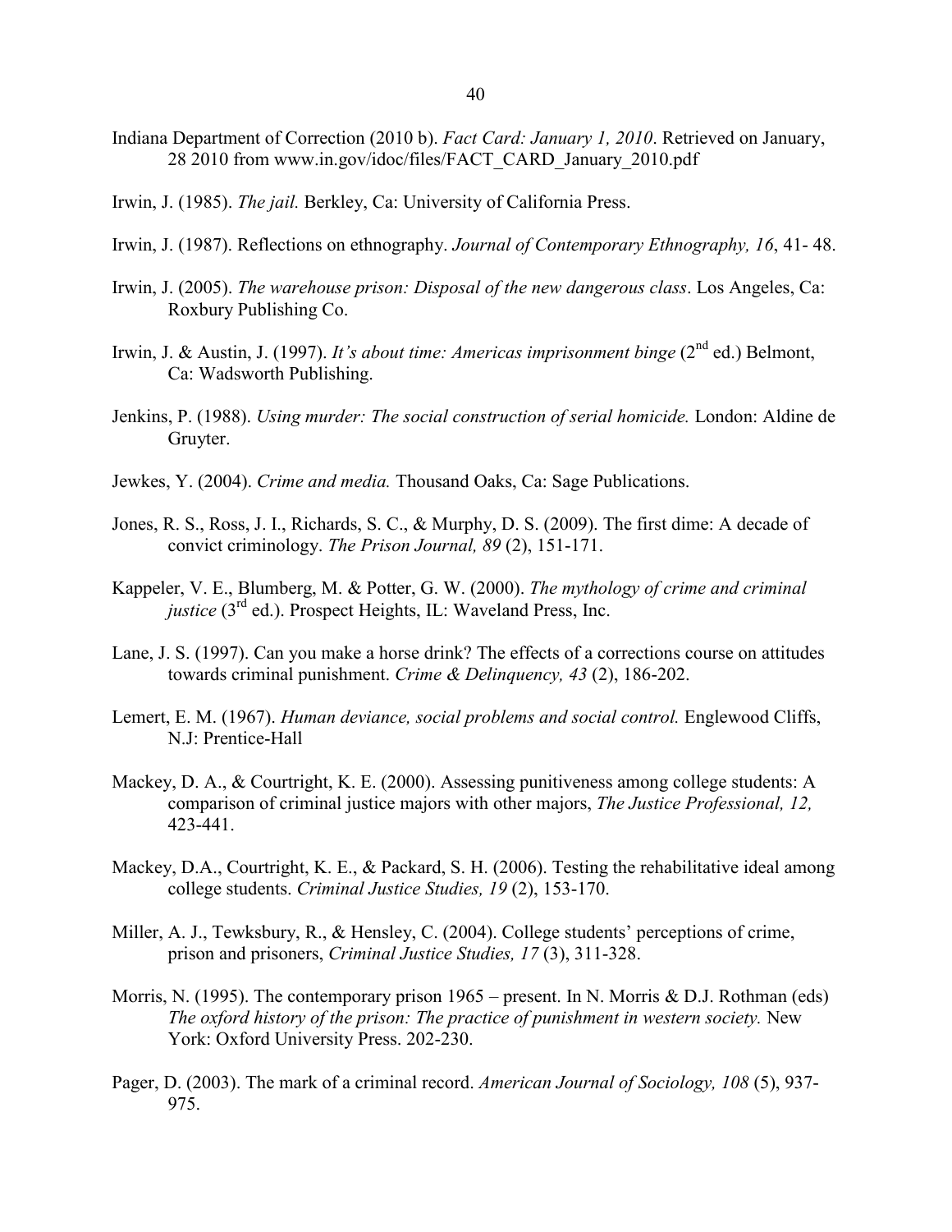Indiana Department of Correction (2010 b). *Fact Card: January 1, 2010*. Retrieved on January, 28 2010 from www.in.gov/idoc/files/FACT_CARD_January_2010.pdf

Irwin, J. (1985). *The jail.* Berkley, Ca: University of California Press.

Irwin, J. (1987). Reflections on ethnography. *Journal of Contemporary Ethnography, 16*, 41- 48.

Irwin, J. (2005). *The warehouse prison: Disposal of the new dangerous class*. Los Angeles, Ca: Roxbury Publishing Co.

Irwin, J. & Austin, J. (1997). *It's about time: Americas imprisonment binge* (2nd ed.) Belmont, Ca: Wadsworth Publishing.

Jenkins, P. (1988). *Using murder: The social construction of serial homicide.* London: Aldine de Gruyter.

Jewkes, Y. (2004). *Crime and media.* Thousand Oaks, Ca: Sage Publications.

Jones, R. S., Ross, J. I., Richards, S. C., & Murphy, D. S. (2009). The first dime: A decade of convict criminology. *The Prison Journal, 89* (2), 151-171.

Kappeler, V. E., Blumberg, M. & Potter, G. W. (2000). *The mythology of crime and criminal justice* (3rd ed.). Prospect Heights, IL: Waveland Press, Inc.

Lane, J. S. (1997). Can you make a horse drink? The effects of a corrections course on attitudes towards criminal punishment. *Crime & Delinquency, 43* (2), 186-202.

Lemert, E. M. (1967). *Human deviance, social problems and social control.* Englewood Cliffs, N.J: Prentice-Hall

Mackey, D. A., & Courtright, K. E. (2000). Assessing punitiveness among college students: A comparison of criminal justice majors with other majors, *The Justice Professional, 12,* 423-441.

Mackey, D.A., Courtright, K. E., & Packard, S. H. (2006). Testing the rehabilitative ideal among college students. *Criminal Justice Studies, 19* (2), 153-170.

Miller, A. J., Tewksbury, R., & Hensley, C. (2004). College students' perceptions of crime, prison and prisoners, *Criminal Justice Studies, 17* (3), 311-328.

Morris, N. (1995). The contemporary prison 1965 – present. In N. Morris & D.J. Rothman (eds) *The oxford history of the prison: The practice of punishment in western society.* New York: Oxford University Press. 202-230.

Pager, D. (2003). The mark of a criminal record. *American Journal of Sociology, 108* (5), 937-975.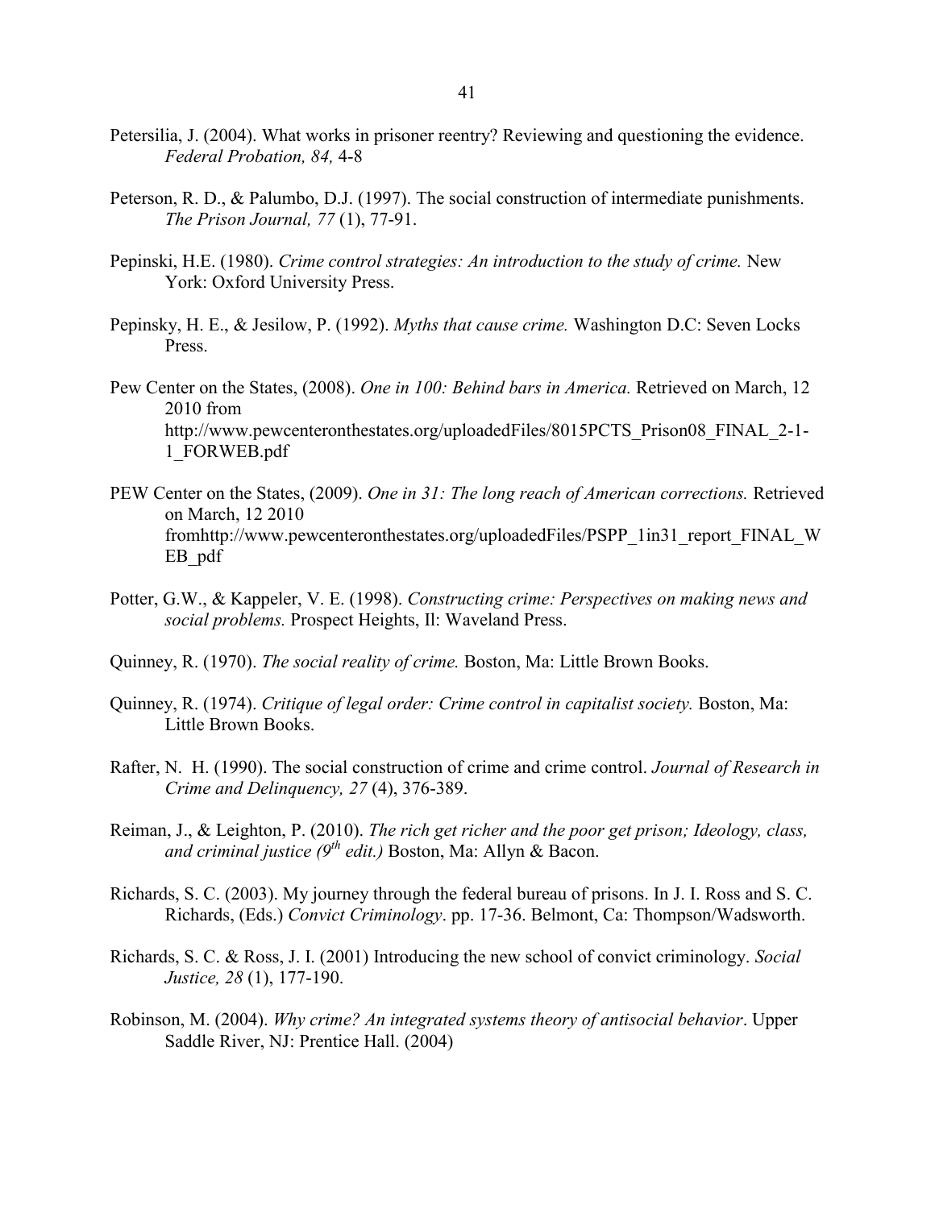Petersilia, J. (2004). What works in prisoner reentry? Reviewing and questioning the evidence. *Federal Probation, 84,* 4-8

Peterson, R. D., & Palumbo, D.J. (1997). The social construction of intermediate punishments. *The Prison Journal, 77* (1), 77-91.

Pepinski, H.E. (1980). *Crime control strategies: An introduction to the study of crime.* New York: Oxford University Press.

Pepinsky, H. E., & Jesilow, P. (1992). *Myths that cause crime.* Washington D.C: Seven Locks Press.

Pew Center on the States, (2008). *One in 100: Behind bars in America.* Retrieved on March, 12 2010 from http://www.pewcenteronthestates.org/uploadedFiles/8015PCTS_Prison08_FINAL_2-1-1_FORWEB.pdf

PEW Center on the States, (2009). *One in 31: The long reach of American corrections.* Retrieved on March, 12 2010 fromhttp://www.pewcenteronthestates.org/uploadedFiles/PSPP_1in31_report_FINAL_WEB_pdf

Potter, G.W., & Kappeler, V. E. (1998). *Constructing crime: Perspectives on making news and social problems.* Prospect Heights, Il: Waveland Press.

Quinney, R. (1970). *The social reality of crime.* Boston, Ma: Little Brown Books.

Quinney, R. (1974). *Critique of legal order: Crime control in capitalist society.* Boston, Ma: Little Brown Books.

Rafter, N. H. (1990). The social construction of crime and crime control. *Journal of Research in Crime and Delinquency, 27* (4), 376-389.

Reiman, J., & Leighton, P. (2010). *The rich get richer and the poor get prison; Ideology, class, and criminal justice (9th edit.)* Boston, Ma: Allyn & Bacon.

Richards, S. C. (2003). My journey through the federal bureau of prisons. In J. I. Ross and S. C. Richards, (Eds.) *Convict Criminology*. pp. 17-36. Belmont, Ca: Thompson/Wadsworth.

Richards, S. C. & Ross, J. I. (2001) Introducing the new school of convict criminology. *Social Justice, 28* (1), 177-190.

Robinson, M. (2004). *Why crime? An integrated systems theory of antisocial behavior*. Upper Saddle River, NJ: Prentice Hall. (2004)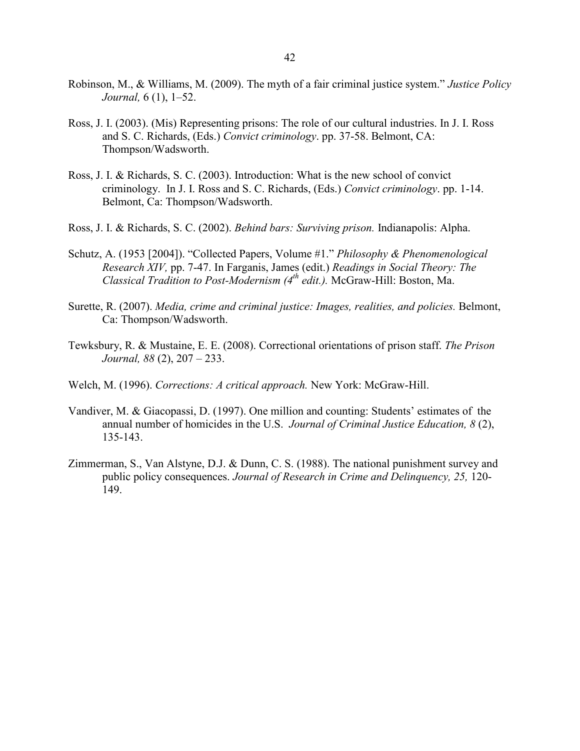Robinson, M., & Williams, M. (2009). The myth of a fair criminal justice system." *Justice Policy Journal,* 6 (1), 1–52.

Ross, J. I. (2003). (Mis) Representing prisons: The role of our cultural industries. In J. I. Ross and S. C. Richards, (Eds.) *Convict criminology*. pp. 37-58. Belmont, CA: Thompson/Wadsworth.

Ross, J. I. & Richards, S. C. (2003). Introduction: What is the new school of convict criminology. In J. I. Ross and S. C. Richards, (Eds.) *Convict criminology*. pp. 1-14. Belmont, Ca: Thompson/Wadsworth.

Ross, J. I. & Richards, S. C. (2002). *Behind bars: Surviving prison.* Indianapolis: Alpha.

Schutz, A. (1953 [2004]). "Collected Papers, Volume #1." *Philosophy & Phenomenological Research XIV,* pp. 7-47. In Farganis, James (edit.) *Readings in Social Theory: The Classical Tradition to Post-Modernism (4th edit.).* McGraw-Hill: Boston, Ma.

Surette, R. (2007). *Media, crime and criminal justice: Images, realities, and policies.* Belmont, Ca: Thompson/Wadsworth.

Tewksbury, R. & Mustaine, E. E. (2008). Correctional orientations of prison staff. *The Prison Journal, 88* (2), 207 – 233.

Welch, M. (1996). *Corrections: A critical approach.* New York: McGraw-Hill.

Vandiver, M. & Giacopassi, D. (1997). One million and counting: Students' estimates of the annual number of homicides in the U.S. *Journal of Criminal Justice Education, 8* (2), 135-143.

Zimmerman, S., Van Alstyne, D.J. & Dunn, C. S. (1988). The national punishment survey and public policy consequences. *Journal of Research in Crime and Delinquency, 25,* 120-149.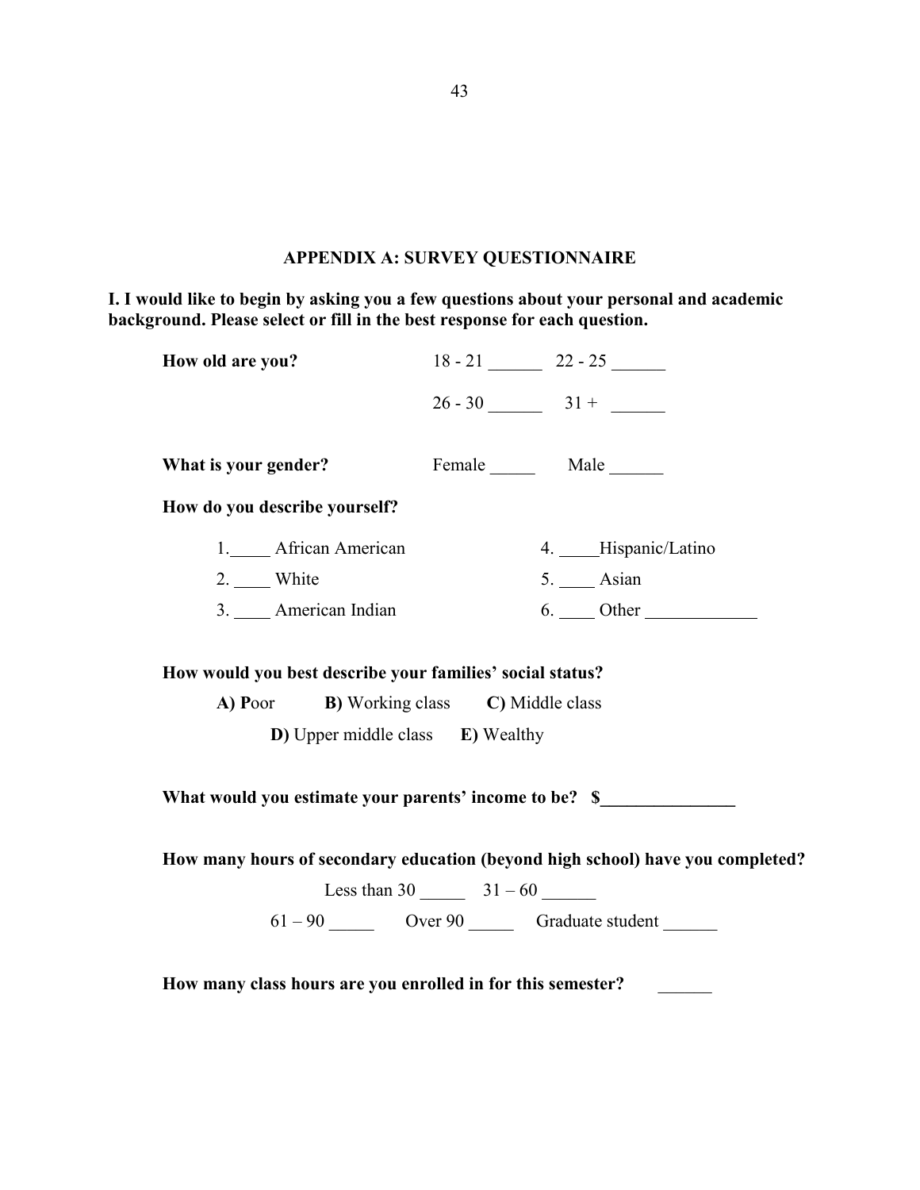## APPENDIX A: SURVEY QUESTIONNAIRE

**I. I would like to begin by asking you a few questions about your personal and academic background. Please select or fill in the best response for each question.**

**How old are you?** 18 - 21 ______ 22 - 25 ______

26 - 30 ______ 31 + ______

**What is your gender?** Female _____ Male ______

**How do you describe yourself?**

1._____ African American
2. ____ White
3. ____ American Indian
4. ____Hispanic/Latino
5. ____ Asian
6. ____ Other ____________

**How would you best describe your families' social status?**

**A) P**oor **B)** Working class **C)** Middle class

**D)** Upper middle class **E)** Wealthy

**What would you estimate your parents' income to be? $_______________**

**How many hours of secondary education (beyond high school) have you completed?**

Less than 30 _____ 31 – 60 ______

61 – 90 _____ Over 90 _____ Graduate student ______

**How many class hours are you enrolled in for this semester?** ______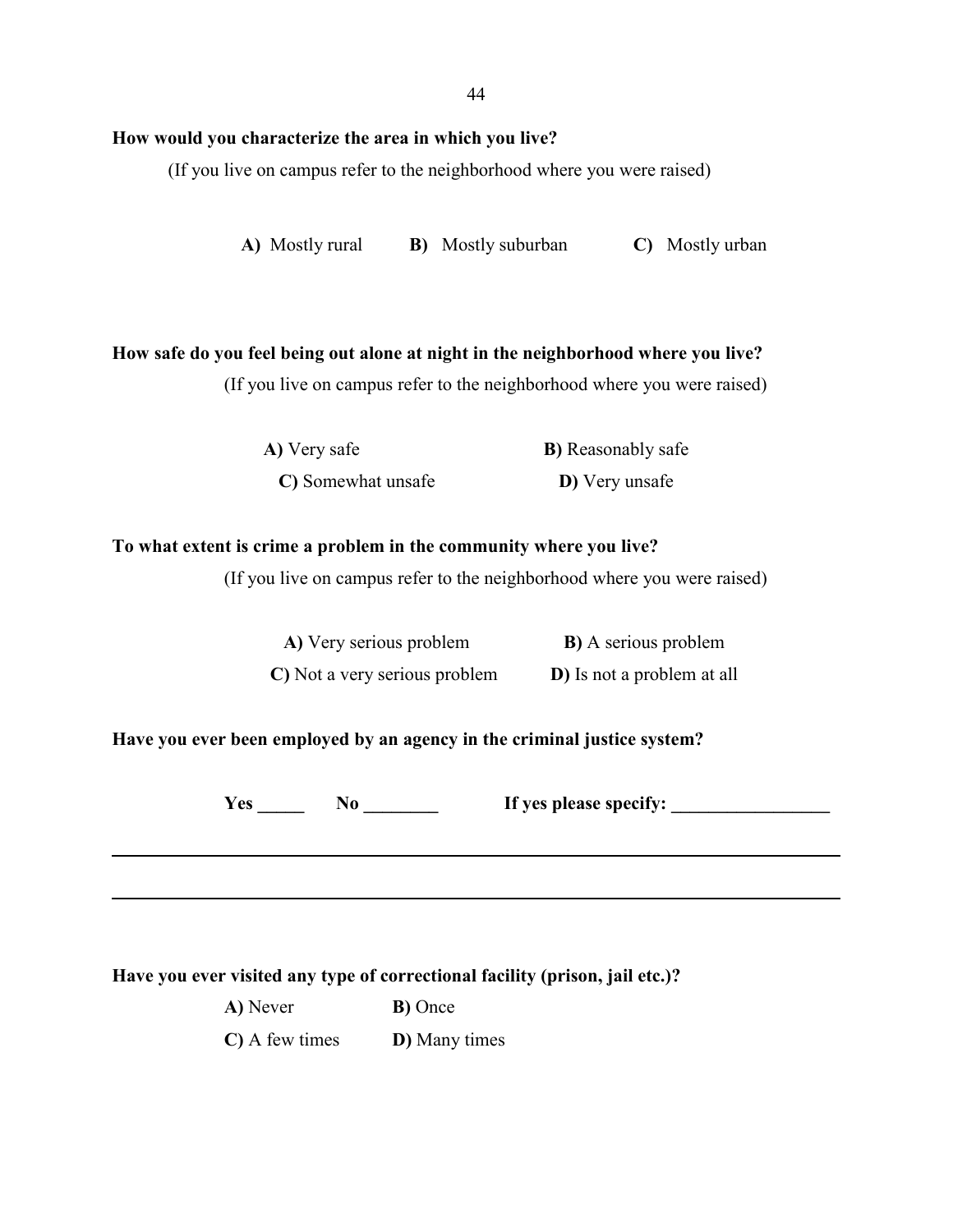**How would you characterize the area in which you live?**

(If you live on campus refer to the neighborhood where you were raised)

**A)** Mostly rural **B)** Mostly suburban **C)** Mostly urban

**How safe do you feel being out alone at night in the neighborhood where you live?**

(If you live on campus refer to the neighborhood where you were raised)

**A)** Very safe **B)** Reasonably safe

**C)** Somewhat unsafe **D)** Very unsafe

**To what extent is crime a problem in the community where you live?**

(If you live on campus refer to the neighborhood where you were raised)

**A)** Very serious problem **B)** A serious problem

**C)** Not a very serious problem **D)** Is not a problem at all

**Have you ever been employed by an agency in the criminal justice system?**

**Yes _____ No ________ If yes please specify: _________________**

______________________________________________________________________________

______________________________________________________________________________

**Have you ever visited any type of correctional facility (prison, jail etc.)?**

**A)** Never **B)** Once

**C)** A few times **D)** Many times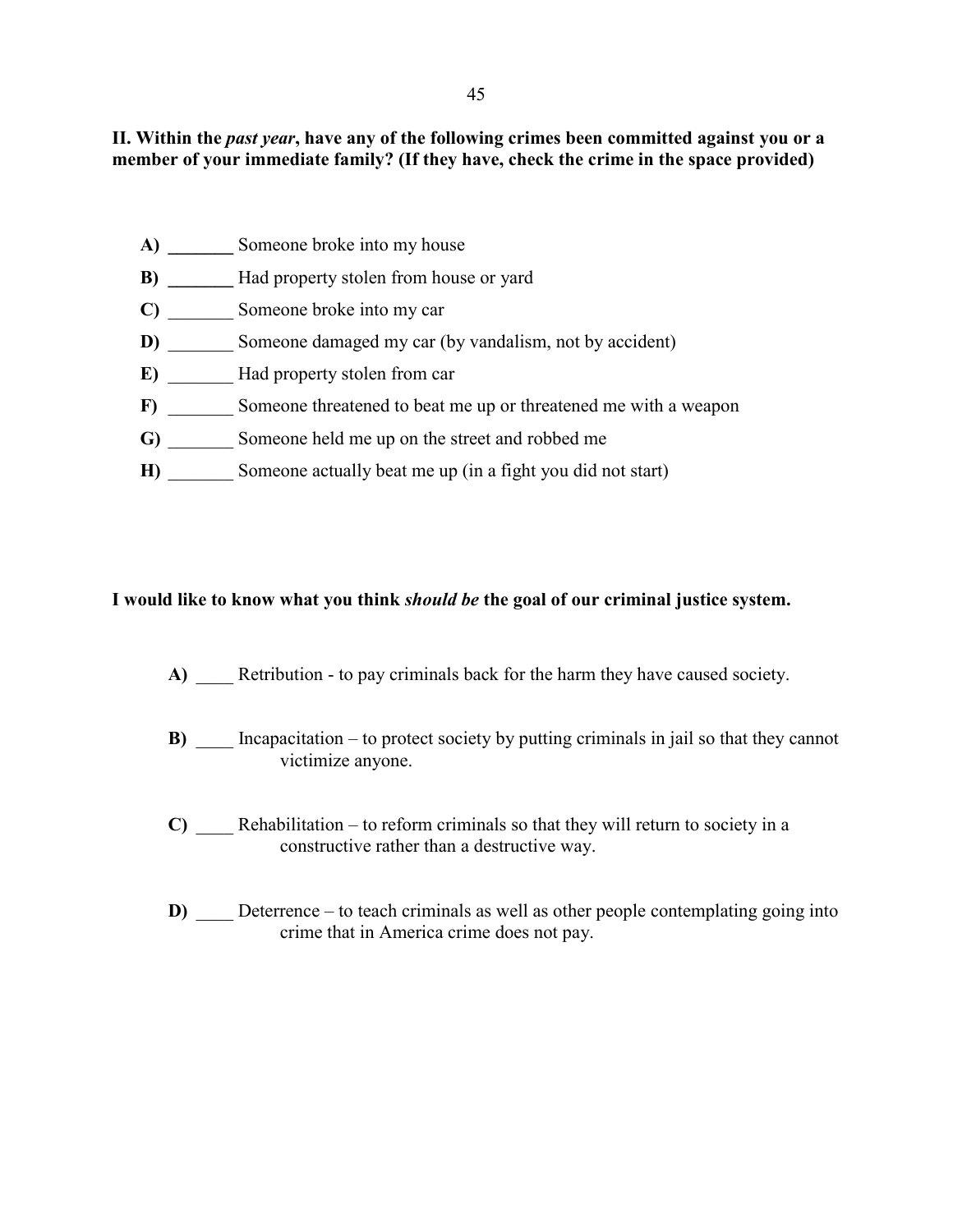**II. Within the *past year*, have any of the following crimes been committed against you or a member of your immediate family? (If they have, check the crime in the space provided)**

**A)** _______ Someone broke into my house

**B)** _______ Had property stolen from house or yard

**C)** _______ Someone broke into my car

**D)** _______ Someone damaged my car (by vandalism, not by accident)

**E)** _______ Had property stolen from car

**F)** _______ Someone threatened to beat me up or threatened me with a weapon

**G)** _______ Someone held me up on the street and robbed me

**H)** _______ Someone actually beat me up (in a fight you did not start)

**I would like to know what you think *should be* the goal of our criminal justice system.**

**A)** ____ Retribution - to pay criminals back for the harm they have caused society.

**B)** ____ Incapacitation – to protect society by putting criminals in jail so that they cannot victimize anyone.

**C)** ____ Rehabilitation – to reform criminals so that they will return to society in a constructive rather than a destructive way.

**D)** ____ Deterrence – to teach criminals as well as other people contemplating going into crime that in America crime does not pay.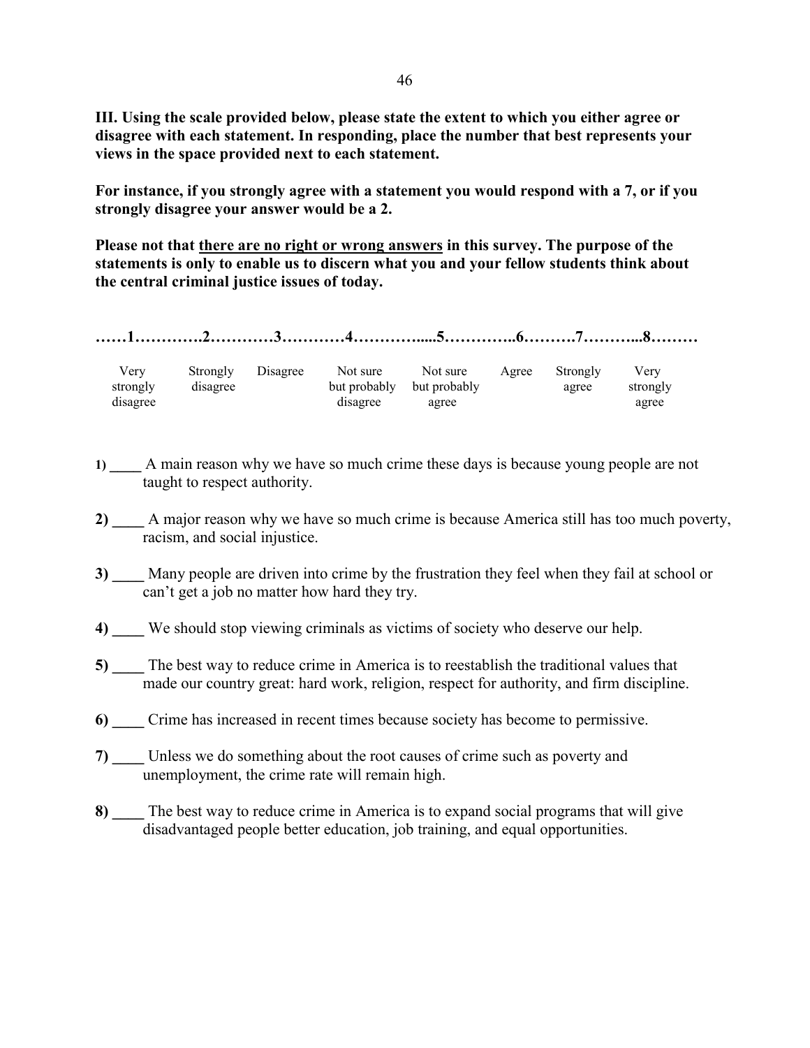**III. Using the scale provided below, please state the extent to which you either agree or disagree with each statement. In responding, place the number that best represents your views in the space provided next to each statement.**

**For instance, if you strongly agree with a statement you would respond with a 7, or if you strongly disagree your answer would be a 2.**

**Please not that <u>there are no right or wrong answers</u> in this survey. The purpose of the statements is only to enable us to discern what you and your fellow students think about the central criminal justice issues of today.**

| 1 | 2 | 3 | 4 | 5 | 6 | 7 | 8 |
|---|---|---|---|---|---|---|---|
| Very strongly disagree | Strongly disagree | Disagree | Not sure but probably disagree | Not sure but probably agree | Agree | Strongly agree | Very strongly agree |

1) ____ A main reason why we have so much crime these days is because young people are not taught to respect authority.

2) ____ A major reason why we have so much crime is because America still has too much poverty, racism, and social injustice.

3) ____ Many people are driven into crime by the frustration they feel when they fail at school or can't get a job no matter how hard they try.

4) ____ We should stop viewing criminals as victims of society who deserve our help.

5) ____ The best way to reduce crime in America is to reestablish the traditional values that made our country great: hard work, religion, respect for authority, and firm discipline.

6) ____ Crime has increased in recent times because society has become to permissive.

7) ____ Unless we do something about the root causes of crime such as poverty and unemployment, the crime rate will remain high.

8) ____ The best way to reduce crime in America is to expand social programs that will give disadvantaged people better education, job training, and equal opportunities.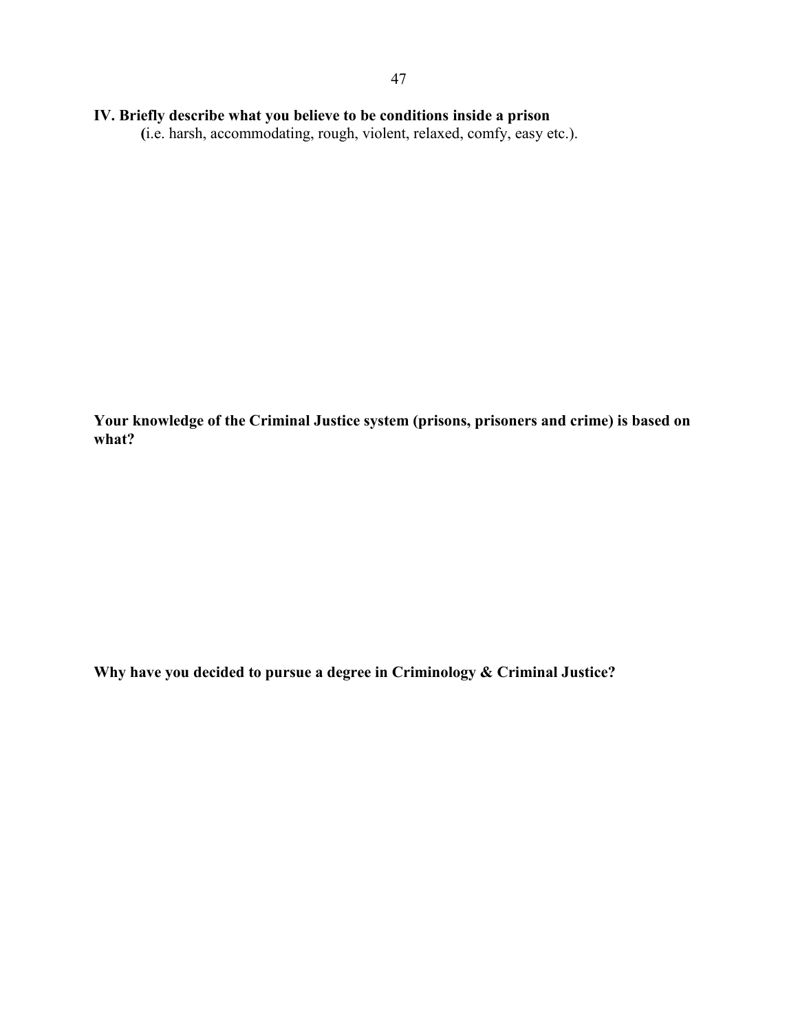**IV. Briefly describe what you believe to be conditions inside a prison**

(i.e. harsh, accommodating, rough, violent, relaxed, comfy, easy etc.).

**Your knowledge of the Criminal Justice system (prisons, prisoners and crime) is based on what?**

**Why have you decided to pursue a degree in Criminology & Criminal Justice?**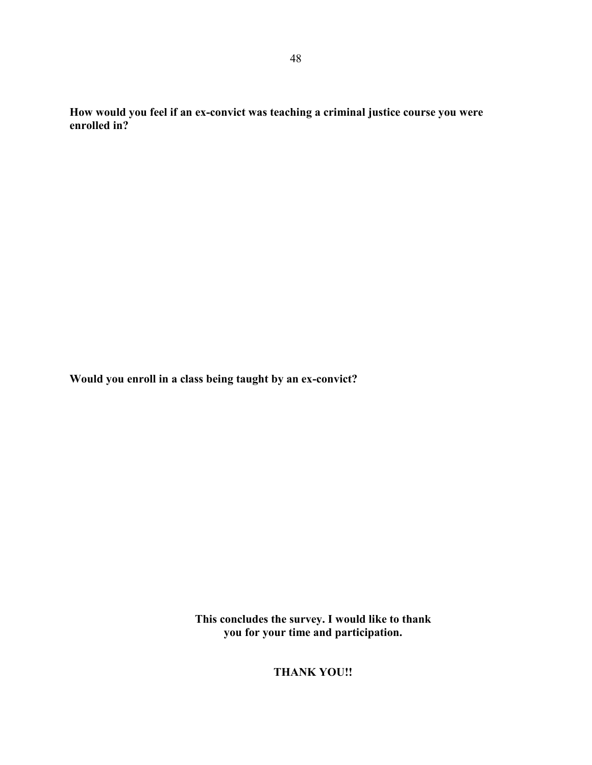**How would you feel if an ex-convict was teaching a criminal justice course you were enrolled in?**

**Would you enroll in a class being taught by an ex-convict?**

**This concludes the survey. I would like to thank you for your time and participation.**

**THANK YOU!!**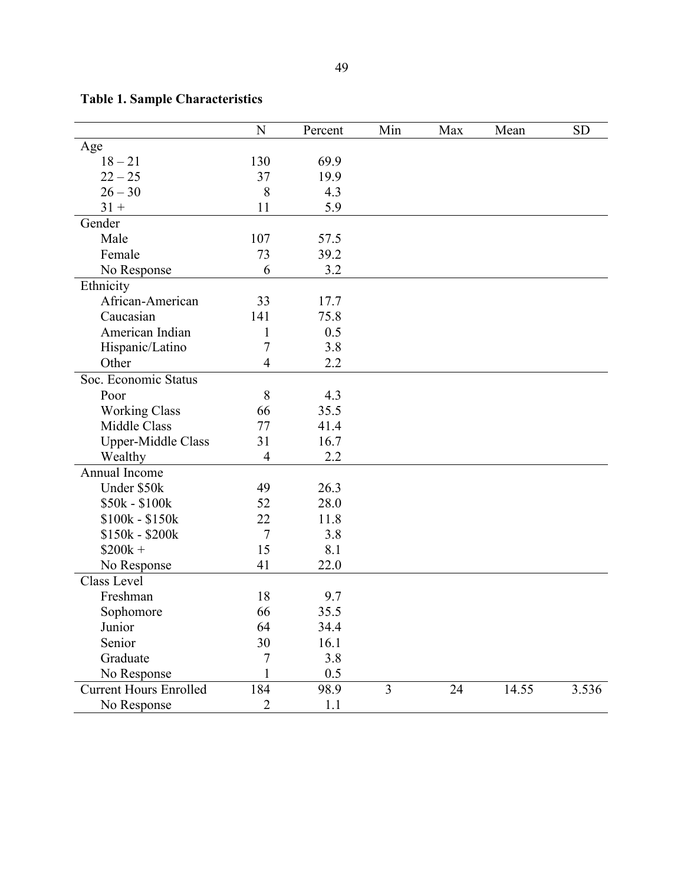**Table 1. Sample Characteristics**

| | N | Percent | Min | Max | Mean | SD |
|---|---|---|---|---|---|---|
| Age | | | | | | |
| 18 – 21 | 130 | 69.9 | | | | |
| 22 – 25 | 37 | 19.9 | | | | |
| 26 – 30 | 8 | 4.3 | | | | |
| 31 + | 11 | 5.9 | | | | |
| Gender | | | | | | |
| Male | 107 | 57.5 | | | | |
| Female | 73 | 39.2 | | | | |
| No Response | 6 | 3.2 | | | | |
| Ethnicity | | | | | | |
| African-American | 33 | 17.7 | | | | |
| Caucasian | 141 | 75.8 | | | | |
| American Indian | 1 | 0.5 | | | | |
| Hispanic/Latino | 7 | 3.8 | | | | |
| Other | 4 | 2.2 | | | | |
| Soc. Economic Status | | | | | | |
| Poor | 8 | 4.3 | | | | |
| Working Class | 66 | 35.5 | | | | |
| Middle Class | 77 | 41.4 | | | | |
| Upper-Middle Class | 31 | 16.7 | | | | |
| Wealthy | 4 | 2.2 | | | | |
| Annual Income | | | | | | |
| Under $50k | 49 | 26.3 | | | | |
| $50k - $100k | 52 | 28.0 | | | | |
| $100k - $150k | 22 | 11.8 | | | | |
| $150k - $200k | 7 | 3.8 | | | | |
| $200k + | 15 | 8.1 | | | | |
| No Response | 41 | 22.0 | | | | |
| Class Level | | | | | | |
| Freshman | 18 | 9.7 | | | | |
| Sophomore | 66 | 35.5 | | | | |
| Junior | 64 | 34.4 | | | | |
| Senior | 30 | 16.1 | | | | |
| Graduate | 7 | 3.8 | | | | |
| No Response | 1 | 0.5 | | | | |
| Current Hours Enrolled | 184 | 98.9 | 3 | 24 | 14.55 | 3.536 |
| No Response | 2 | 1.1 | | | | |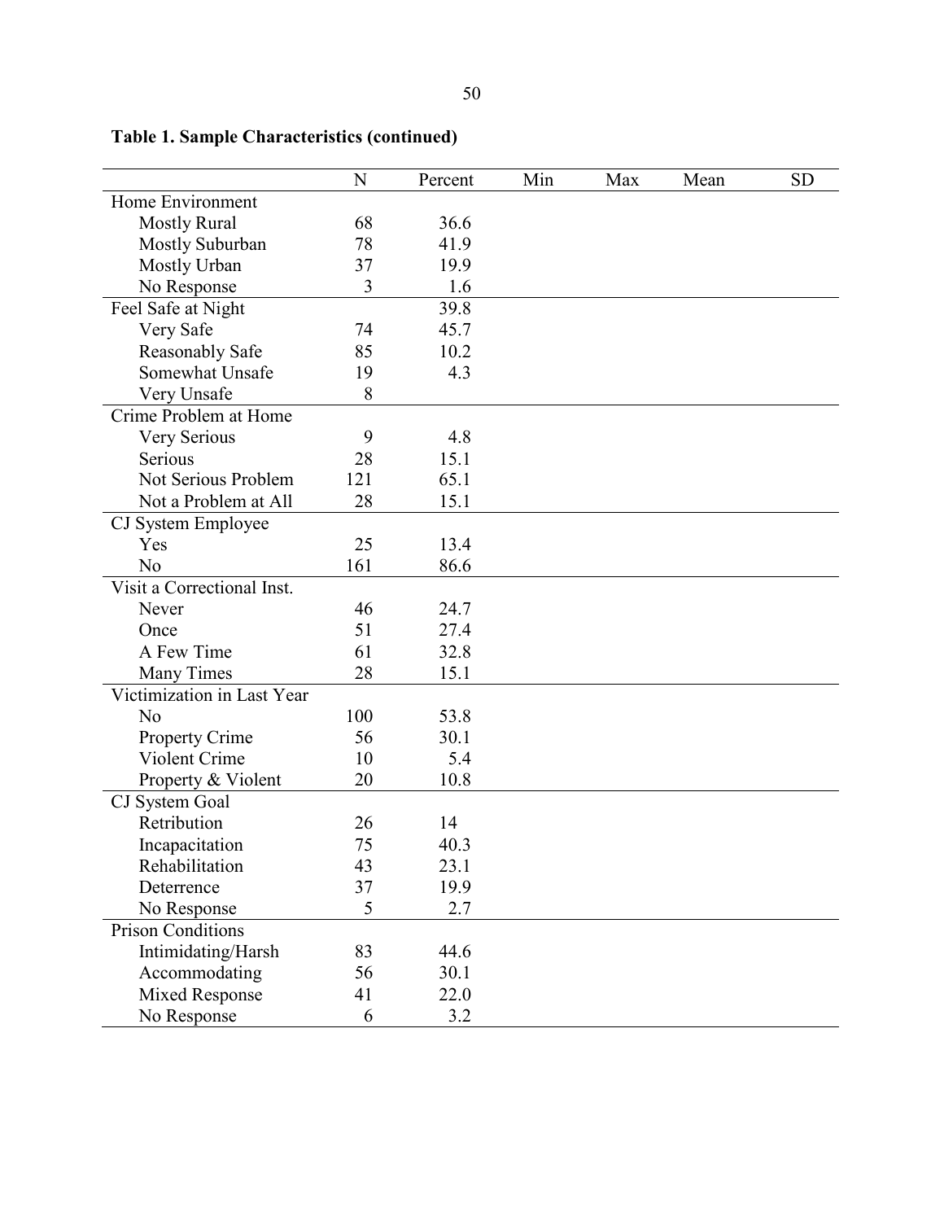**Table 1. Sample Characteristics (continued)**

| | N | Percent | Min | Max | Mean | SD |
|---|---|---|---|---|---|---|
| Home Environment | | | | | | |
| Mostly Rural | 68 | 36.6 | | | | |
| Mostly Suburban | 78 | 41.9 | | | | |
| Mostly Urban | 37 | 19.9 | | | | |
| No Response | 3 | 1.6 | | | | |
| Feel Safe at Night | | 39.8 | | | | |
| Very Safe | 74 | 45.7 | | | | |
| Reasonably Safe | 85 | 10.2 | | | | |
| Somewhat Unsafe | 19 | 4.3 | | | | |
| Very Unsafe | 8 | | | | | |
| Crime Problem at Home | | | | | | |
| Very Serious | 9 | 4.8 | | | | |
| Serious | 28 | 15.1 | | | | |
| Not Serious Problem | 121 | 65.1 | | | | |
| Not a Problem at All | 28 | 15.1 | | | | |
| CJ System Employee | | | | | | |
| Yes | 25 | 13.4 | | | | |
| No | 161 | 86.6 | | | | |
| Visit a Correctional Inst. | | | | | | |
| Never | 46 | 24.7 | | | | |
| Once | 51 | 27.4 | | | | |
| A Few Time | 61 | 32.8 | | | | |
| Many Times | 28 | 15.1 | | | | |
| Victimization in Last Year | | | | | | |
| No | 100 | 53.8 | | | | |
| Property Crime | 56 | 30.1 | | | | |
| Violent Crime | 10 | 5.4 | | | | |
| Property & Violent | 20 | 10.8 | | | | |
| CJ System Goal | | | | | | |
| Retribution | 26 | 14 | | | | |
| Incapacitation | 75 | 40.3 | | | | |
| Rehabilitation | 43 | 23.1 | | | | |
| Deterrence | 37 | 19.9 | | | | |
| No Response | 5 | 2.7 | | | | |
| Prison Conditions | | | | | | |
| Intimidating/Harsh | 83 | 44.6 | | | | |
| Accommodating | 56 | 30.1 | | | | |
| Mixed Response | 41 | 22.0 | | | | |
| No Response | 6 | 3.2 | | | | |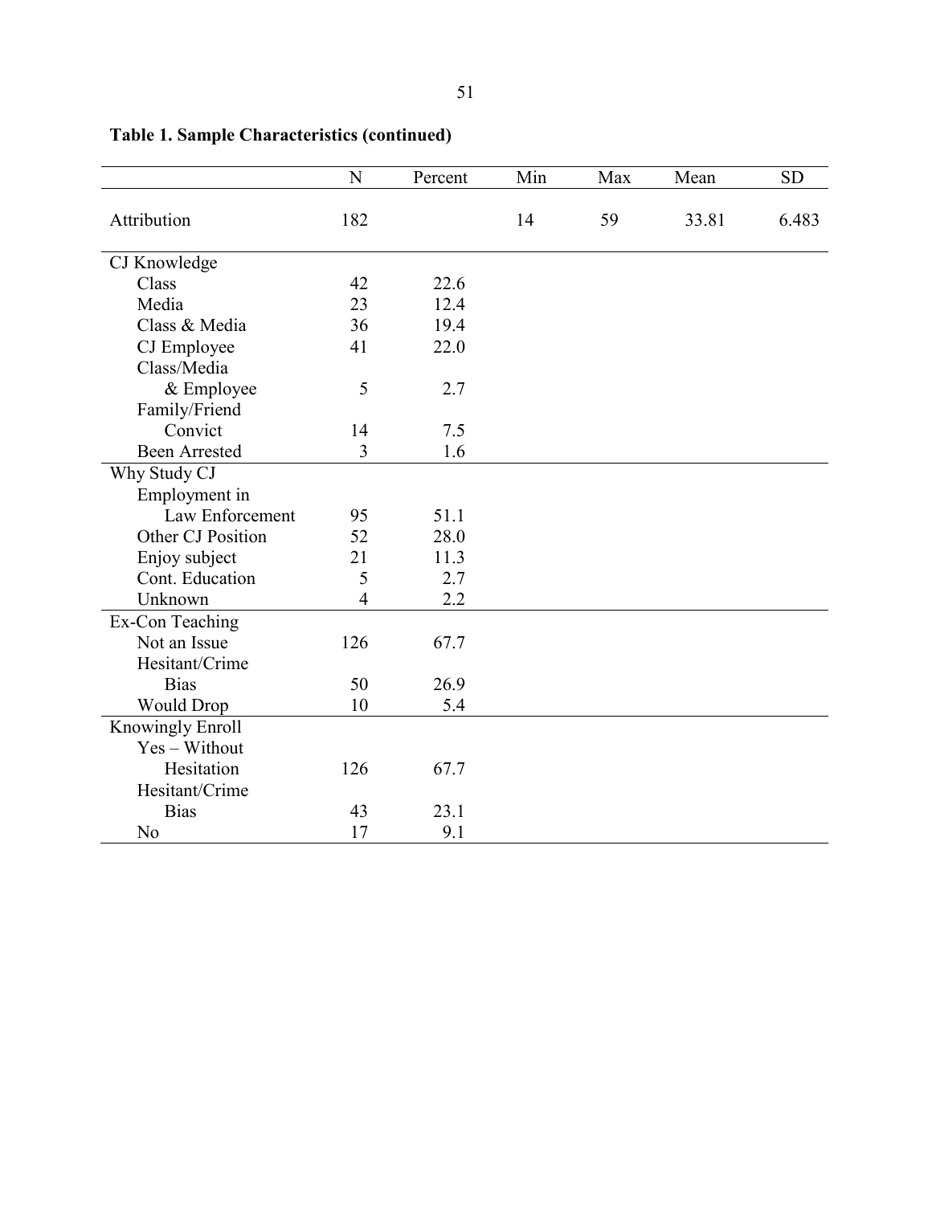**Table 1. Sample Characteristics (continued)**

| | N | Percent | Min | Max | Mean | SD |
|---|---|---|---|---|---|---|
| Attribution | 182 | | 14 | 59 | 33.81 | 6.483 |
| CJ Knowledge | | | | | | |
| Class | 42 | 22.6 | | | | |
| Media | 23 | 12.4 | | | | |
| Class & Media | 36 | 19.4 | | | | |
| CJ Employee | 41 | 22.0 | | | | |
| Class/Media & Employee | 5 | 2.7 | | | | |
| Family/Friend Convict | 14 | 7.5 | | | | |
| Been Arrested | 3 | 1.6 | | | | |
| Why Study CJ | | | | | | |
| Employment in Law Enforcement | 95 | 51.1 | | | | |
| Other CJ Position | 52 | 28.0 | | | | |
| Enjoy subject | 21 | 11.3 | | | | |
| Cont. Education | 5 | 2.7 | | | | |
| Unknown | 4 | 2.2 | | | | |
| Ex-Con Teaching | | | | | | |
| Not an Issue | 126 | 67.7 | | | | |
| Hesitant/Crime Bias | 50 | 26.9 | | | | |
| Would Drop | 10 | 5.4 | | | | |
| Knowingly Enroll | | | | | | |
| Yes – Without Hesitation | 126 | 67.7 | | | | |
| Hesitant/Crime Bias | 43 | 23.1 | | | | |
| No | 17 | 9.1 | | | | |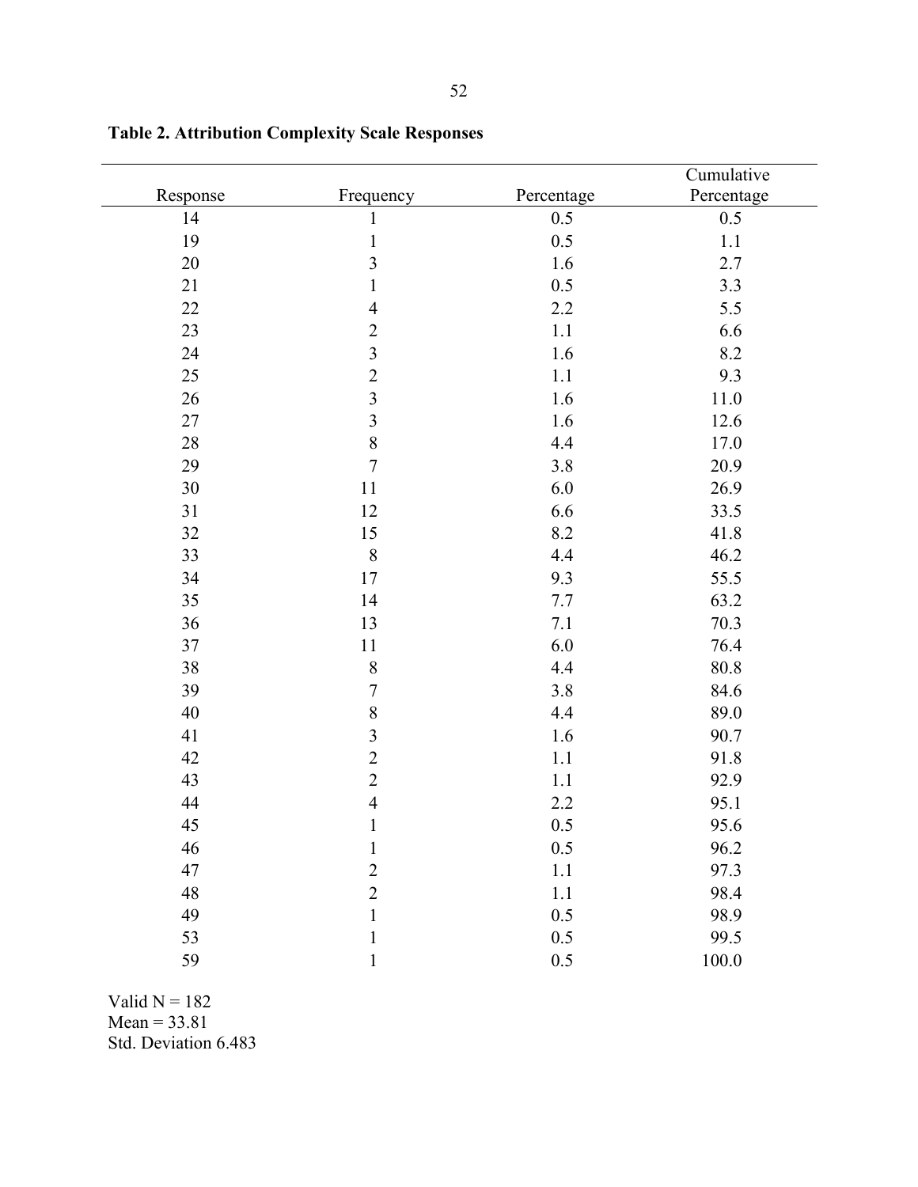**Table 2. Attribution Complexity Scale Responses**

| Response | Frequency | Percentage | Cumulative Percentage |
|---|---|---|---|
| 14 | 1 | 0.5 | 0.5 |
| 19 | 1 | 0.5 | 1.1 |
| 20 | 3 | 1.6 | 2.7 |
| 21 | 1 | 0.5 | 3.3 |
| 22 | 4 | 2.2 | 5.5 |
| 23 | 2 | 1.1 | 6.6 |
| 24 | 3 | 1.6 | 8.2 |
| 25 | 2 | 1.1 | 9.3 |
| 26 | 3 | 1.6 | 11.0 |
| 27 | 3 | 1.6 | 12.6 |
| 28 | 8 | 4.4 | 17.0 |
| 29 | 7 | 3.8 | 20.9 |
| 30 | 11 | 6.0 | 26.9 |
| 31 | 12 | 6.6 | 33.5 |
| 32 | 15 | 8.2 | 41.8 |
| 33 | 8 | 4.4 | 46.2 |
| 34 | 17 | 9.3 | 55.5 |
| 35 | 14 | 7.7 | 63.2 |
| 36 | 13 | 7.1 | 70.3 |
| 37 | 11 | 6.0 | 76.4 |
| 38 | 8 | 4.4 | 80.8 |
| 39 | 7 | 3.8 | 84.6 |
| 40 | 8 | 4.4 | 89.0 |
| 41 | 3 | 1.6 | 90.7 |
| 42 | 2 | 1.1 | 91.8 |
| 43 | 2 | 1.1 | 92.9 |
| 44 | 4 | 2.2 | 95.1 |
| 45 | 1 | 0.5 | 95.6 |
| 46 | 1 | 0.5 | 96.2 |
| 47 | 2 | 1.1 | 97.3 |
| 48 | 2 | 1.1 | 98.4 |
| 49 | 1 | 0.5 | 98.9 |
| 53 | 1 | 0.5 | 99.5 |
| 59 | 1 | 0.5 | 100.0 |

Valid N = 182
Mean = 33.81
Std. Deviation 6.483